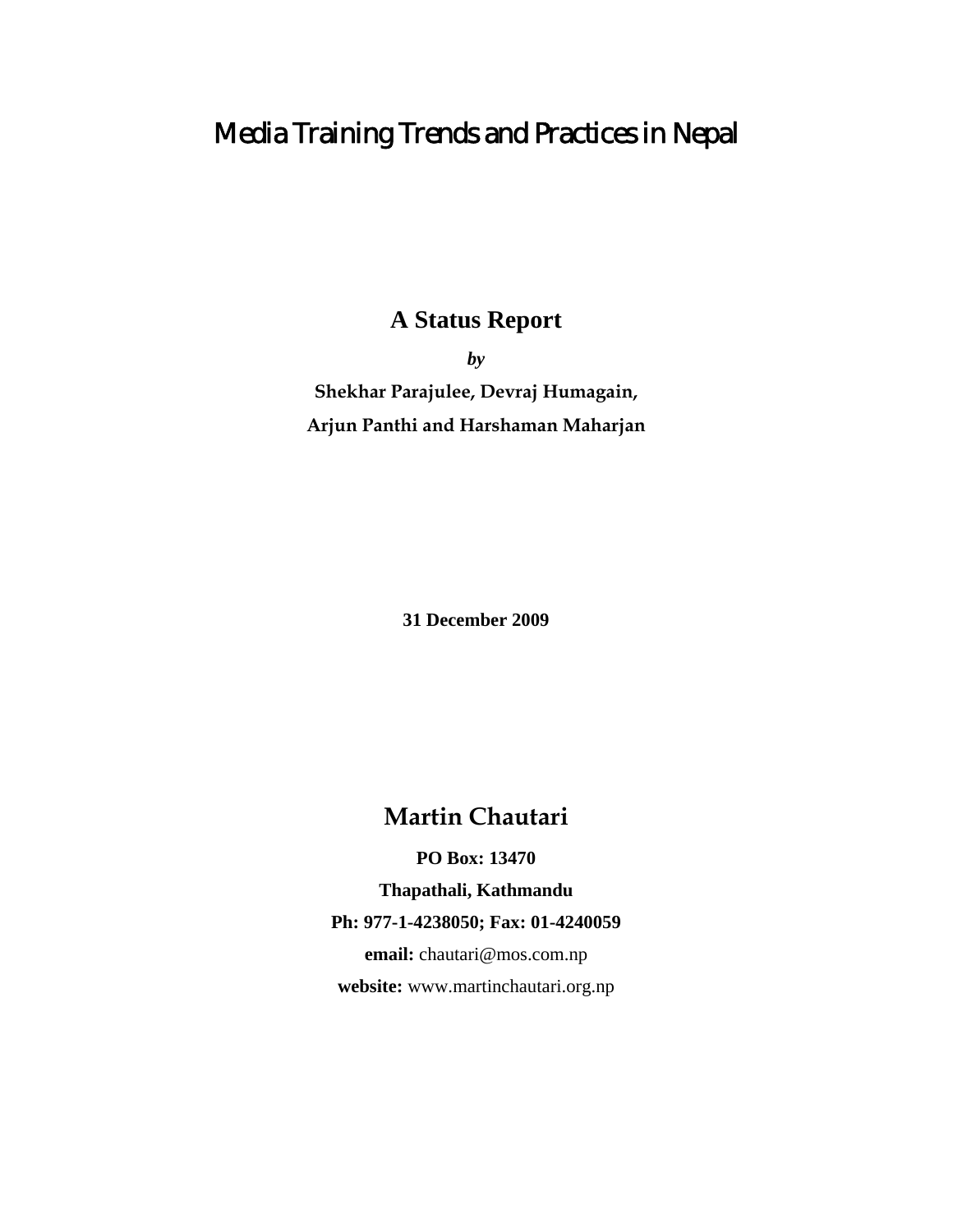# Media Training Trends and Practices in Nepal

## A Status Report

***by***

**Shekhar Parajulee, Devraj Humagain,**

**Arjun Panthi and Harshaman Maharjan**

**31 December 2009**

## Martin Chautari

**PO Box: 13470**

**Thapathali, Kathmandu**

**Ph: 977-1-4238050; Fax: 01-4240059**

**email:** chautari@mos.com.np

**website:** www.martinchautari.org.np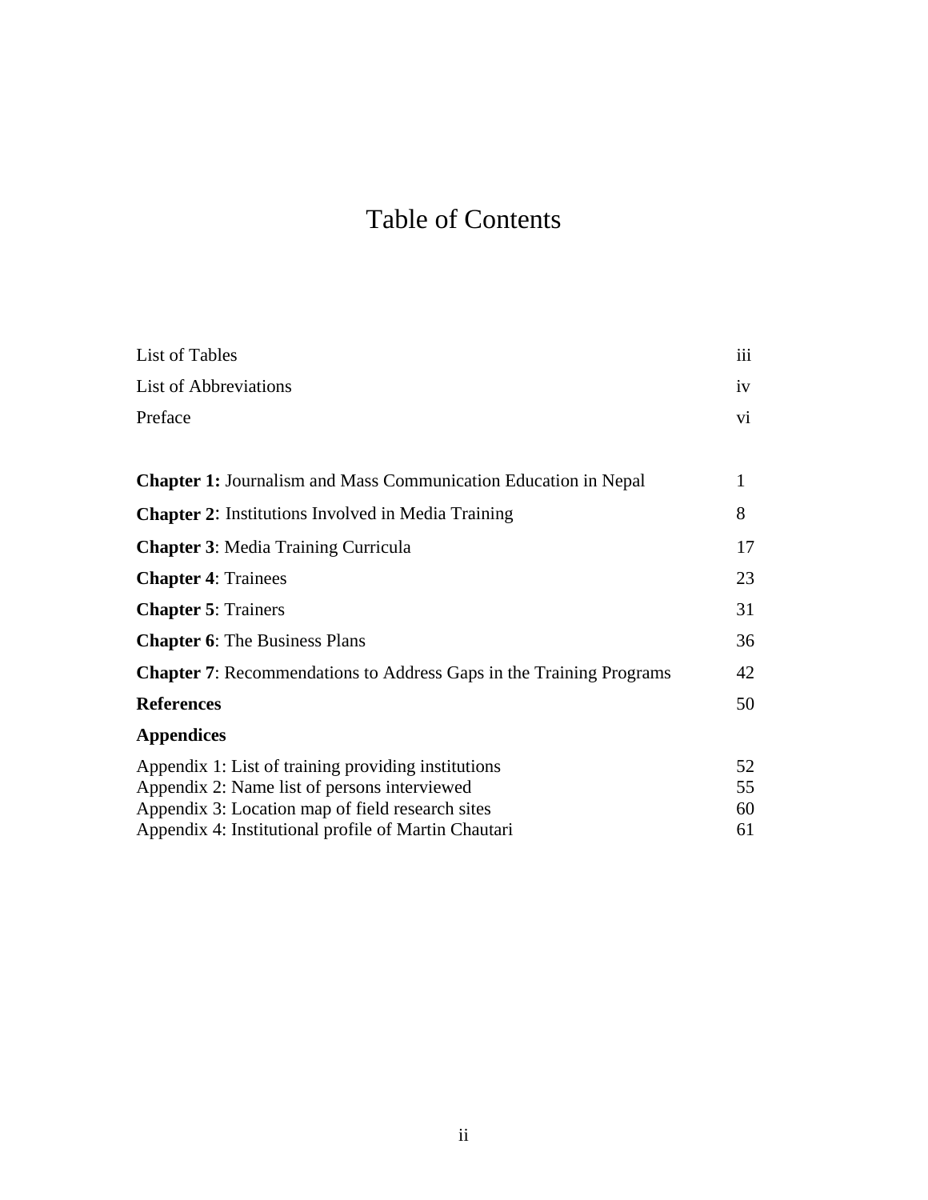# Table of Contents

| | |
|---|---|
| List of Tables | iii |
| List of Abbreviations | iv |
| Preface | vi |
| | |
| **Chapter 1:** Journalism and Mass Communication Education in Nepal | 1 |
| **Chapter 2**: Institutions Involved in Media Training | 8 |
| **Chapter 3**: Media Training Curricula | 17 |
| **Chapter 4**: Trainees | 23 |
| **Chapter 5**: Trainers | 31 |
| **Chapter 6**: The Business Plans | 36 |
| **Chapter 7**: Recommendations to Address Gaps in the Training Programs | 42 |
| **References** | 50 |
| **Appendices** | |
| Appendix 1: List of training providing institutions | 52 |
| Appendix 2: Name list of persons interviewed | 55 |
| Appendix 3: Location map of field research sites | 60 |
| Appendix 4: Institutional profile of Martin Chautari | 61 |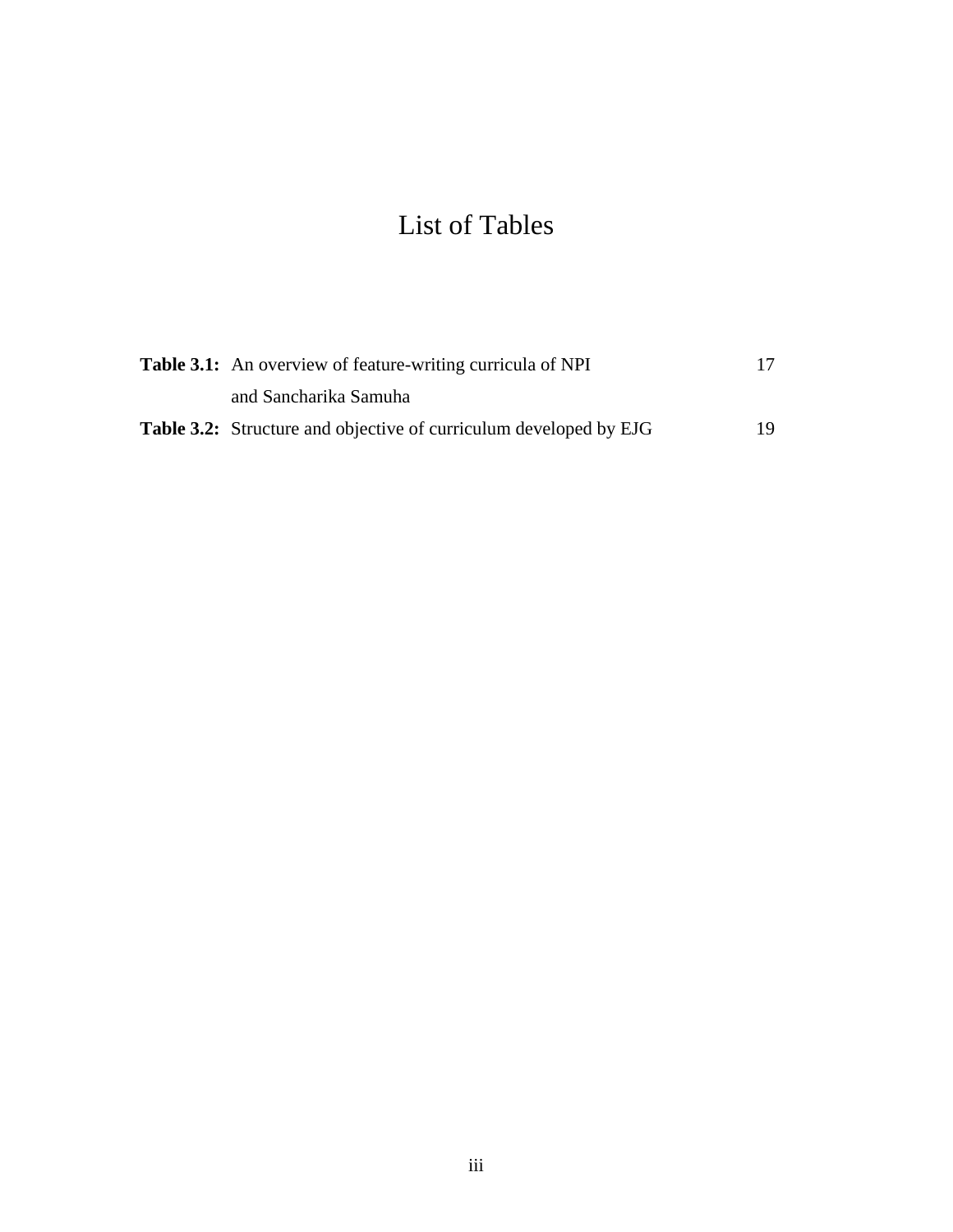# List of Tables

| | | |
|---|---|---|
| **Table 3.1:** | An overview of feature-writing curricula of NPI and Sancharika Samuha | 17 |
| **Table 3.2:** | Structure and objective of curriculum developed by EJG | 19 |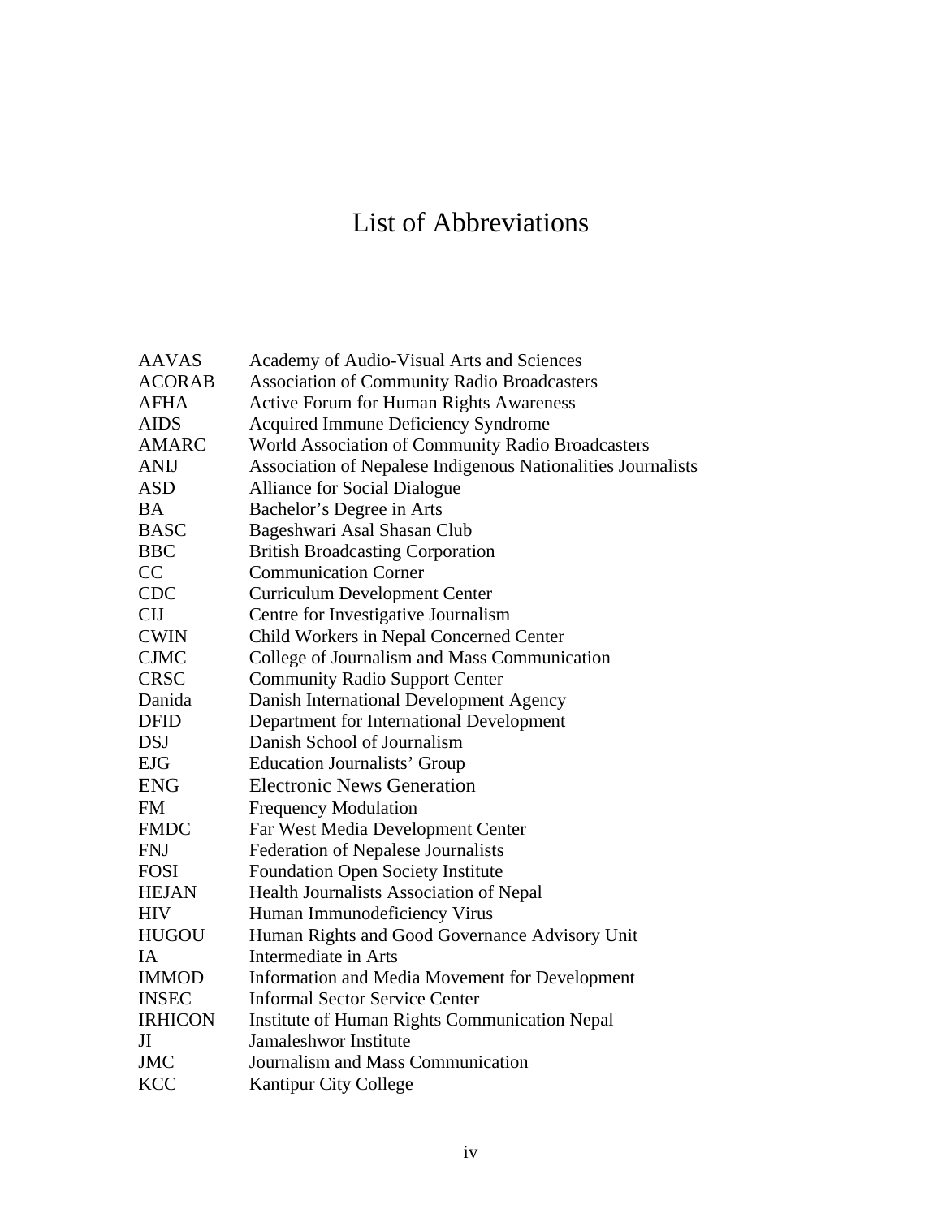# List of Abbreviations

| | |
|---|---|
| AAVAS | Academy of Audio-Visual Arts and Sciences |
| ACORAB | Association of Community Radio Broadcasters |
| AFHA | Active Forum for Human Rights Awareness |
| AIDS | Acquired Immune Deficiency Syndrome |
| AMARC | World Association of Community Radio Broadcasters |
| ANIJ | Association of Nepalese Indigenous Nationalities Journalists |
| ASD | Alliance for Social Dialogue |
| BA | Bachelor's Degree in Arts |
| BASC | Bageshwari Asal Shasan Club |
| BBC | British Broadcasting Corporation |
| CC | Communication Corner |
| CDC | Curriculum Development Center |
| CIJ | Centre for Investigative Journalism |
| CWIN | Child Workers in Nepal Concerned Center |
| CJMC | College of Journalism and Mass Communication |
| CRSC | Community Radio Support Center |
| Danida | Danish International Development Agency |
| DFID | Department for International Development |
| DSJ | Danish School of Journalism |
| EJG | Education Journalists' Group |
| ENG | Electronic News Generation |
| FM | Frequency Modulation |
| FMDC | Far West Media Development Center |
| FNJ | Federation of Nepalese Journalists |
| FOSI | Foundation Open Society Institute |
| HEJAN | Health Journalists Association of Nepal |
| HIV | Human Immunodeficiency Virus |
| HUGOU | Human Rights and Good Governance Advisory Unit |
| IA | Intermediate in Arts |
| IMMOD | Information and Media Movement for Development |
| INSEC | Informal Sector Service Center |
| IRHICON | Institute of Human Rights Communication Nepal |
| JI | Jamaleshwor Institute |
| JMC | Journalism and Mass Communication |
| KCC | Kantipur City College |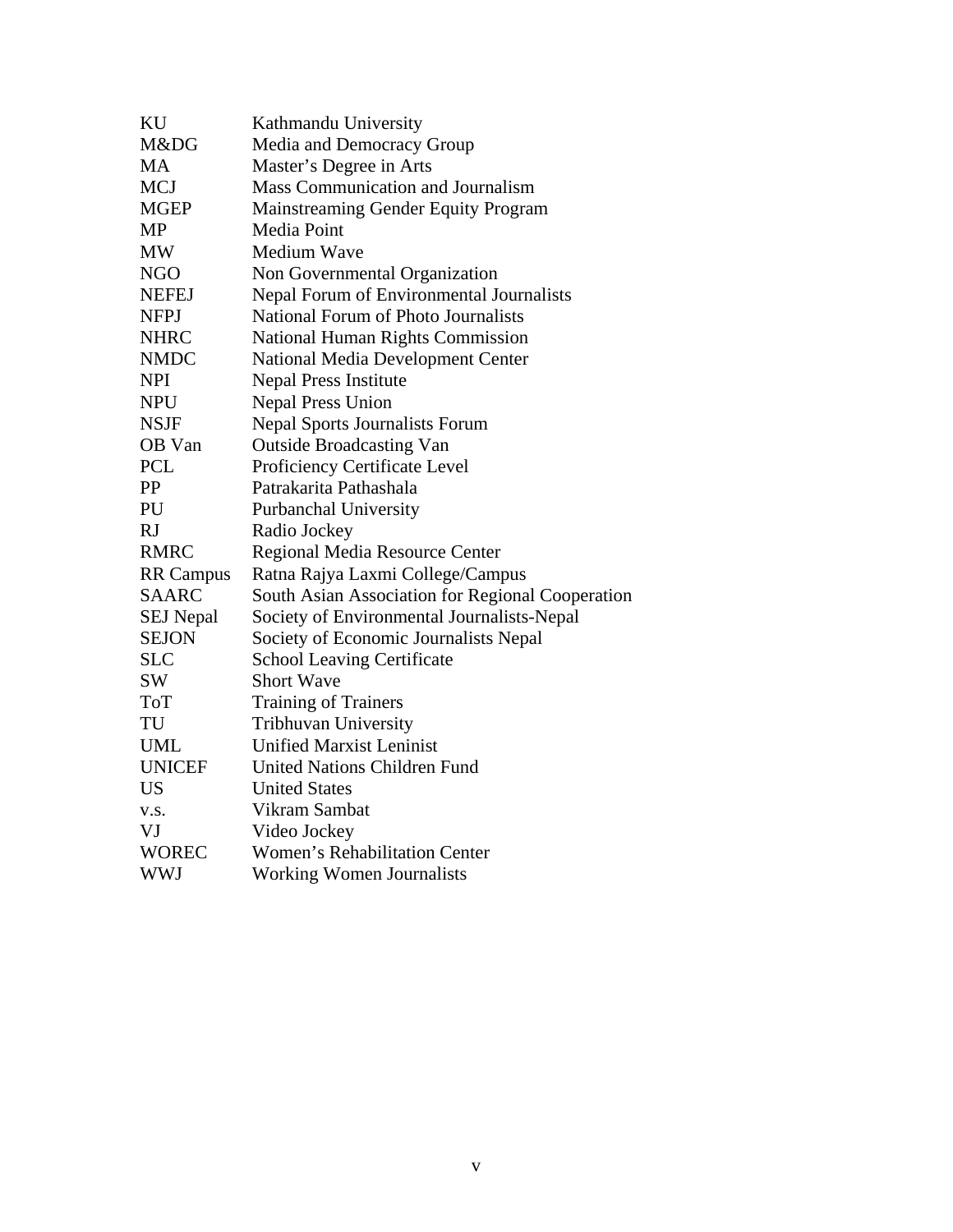| | |
|---|---|
| KU | Kathmandu University |
| M&DG | Media and Democracy Group |
| MA | Master's Degree in Arts |
| MCJ | Mass Communication and Journalism |
| MGEP | Mainstreaming Gender Equity Program |
| MP | Media Point |
| MW | Medium Wave |
| NGO | Non Governmental Organization |
| NEFEJ | Nepal Forum of Environmental Journalists |
| NFPJ | National Forum of Photo Journalists |
| NHRC | National Human Rights Commission |
| NMDC | National Media Development Center |
| NPI | Nepal Press Institute |
| NPU | Nepal Press Union |
| NSJF | Nepal Sports Journalists Forum |
| OB Van | Outside Broadcasting Van |
| PCL | Proficiency Certificate Level |
| PP | Patrakarita Pathashala |
| PU | Purbanchal University |
| RJ | Radio Jockey |
| RMRC | Regional Media Resource Center |
| RR Campus | Ratna Rajya Laxmi College/Campus |
| SAARC | South Asian Association for Regional Cooperation |
| SEJ Nepal | Society of Environmental Journalists-Nepal |
| SEJON | Society of Economic Journalists Nepal |
| SLC | School Leaving Certificate |
| SW | Short Wave |
| ToT | Training of Trainers |
| TU | Tribhuvan University |
| UML | Unified Marxist Leninist |
| UNICEF | United Nations Children Fund |
| US | United States |
| v.s. | Vikram Sambat |
| VJ | Video Jockey |
| WOREC | Women's Rehabilitation Center |
| WWJ | Working Women Journalists |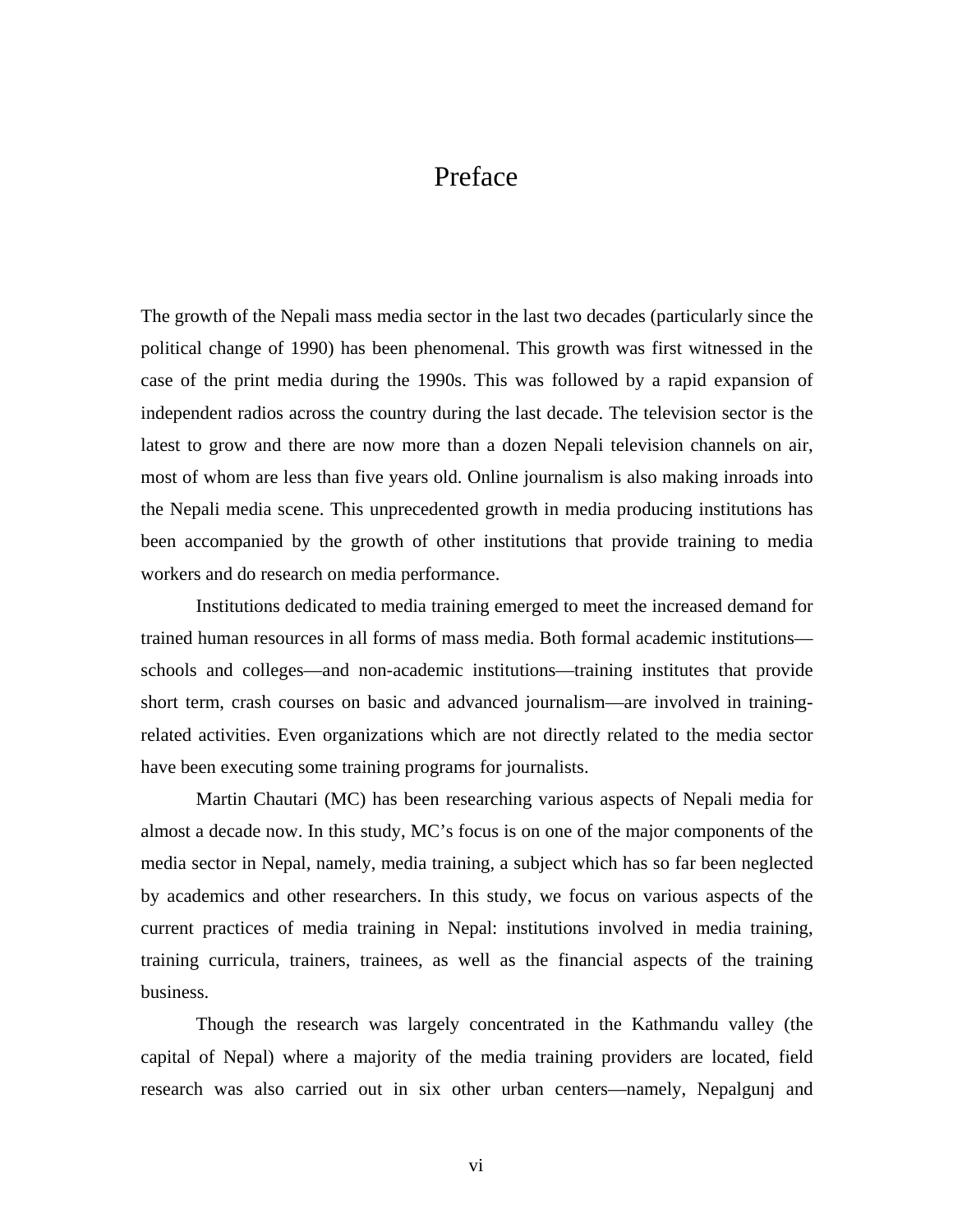# Preface

The growth of the Nepali mass media sector in the last two decades (particularly since the political change of 1990) has been phenomenal. This growth was first witnessed in the case of the print media during the 1990s. This was followed by a rapid expansion of independent radios across the country during the last decade. The television sector is the latest to grow and there are now more than a dozen Nepali television channels on air, most of whom are less than five years old. Online journalism is also making inroads into the Nepali media scene. This unprecedented growth in media producing institutions has been accompanied by the growth of other institutions that provide training to media workers and do research on media performance.

Institutions dedicated to media training emerged to meet the increased demand for trained human resources in all forms of mass media. Both formal academic institutions—schools and colleges—and non-academic institutions—training institutes that provide short term, crash courses on basic and advanced journalism—are involved in training-related activities. Even organizations which are not directly related to the media sector have been executing some training programs for journalists.

Martin Chautari (MC) has been researching various aspects of Nepali media for almost a decade now. In this study, MC's focus is on one of the major components of the media sector in Nepal, namely, media training, a subject which has so far been neglected by academics and other researchers. In this study, we focus on various aspects of the current practices of media training in Nepal: institutions involved in media training, training curricula, trainers, trainees, as well as the financial aspects of the training business.

Though the research was largely concentrated in the Kathmandu valley (the capital of Nepal) where a majority of the media training providers are located, field research was also carried out in six other urban centers—namely, Nepalgunj and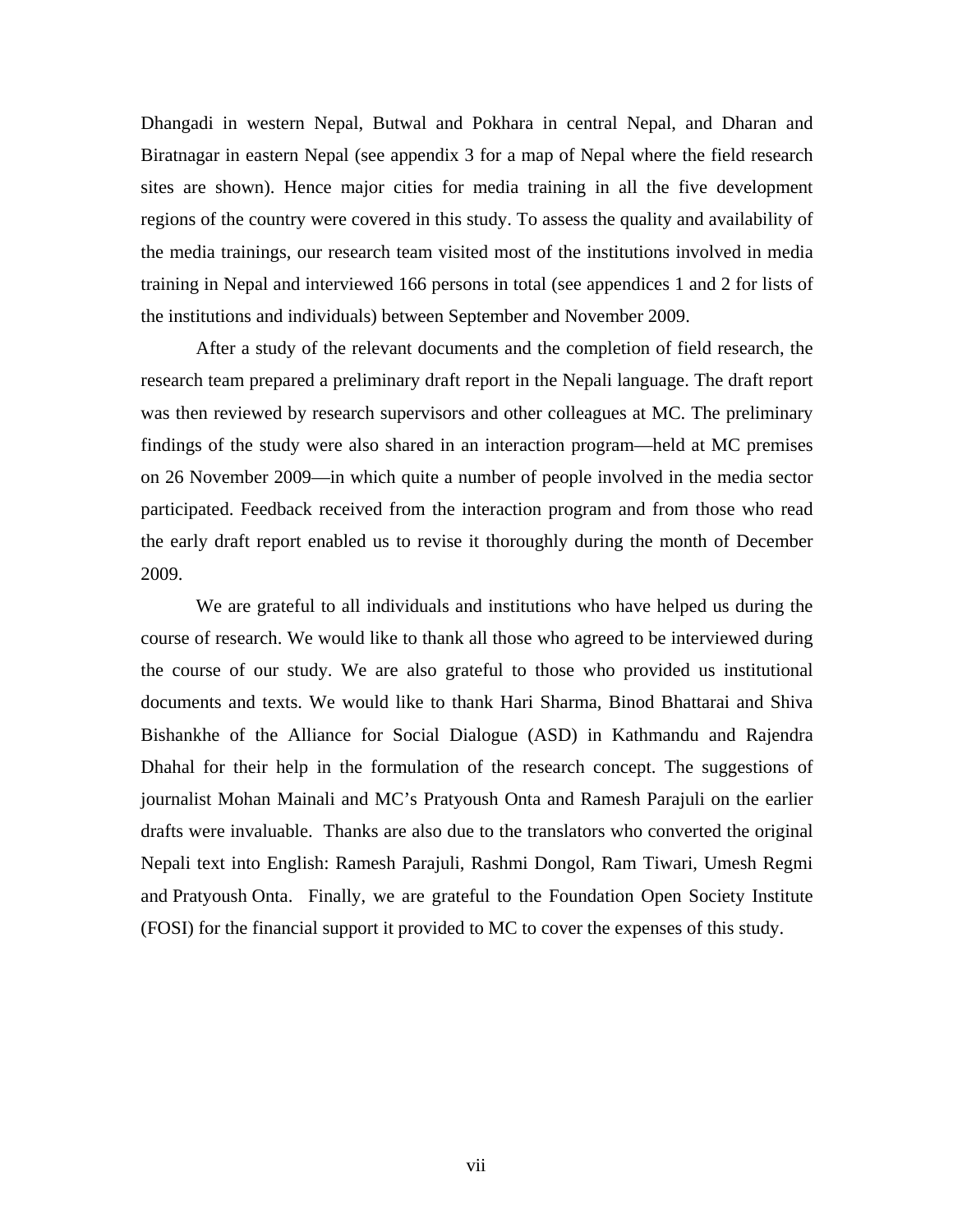Dhangadi in western Nepal, Butwal and Pokhara in central Nepal, and Dharan and Biratnagar in eastern Nepal (see appendix 3 for a map of Nepal where the field research sites are shown). Hence major cities for media training in all the five development regions of the country were covered in this study. To assess the quality and availability of the media trainings, our research team visited most of the institutions involved in media training in Nepal and interviewed 166 persons in total (see appendices 1 and 2 for lists of the institutions and individuals) between September and November 2009.

After a study of the relevant documents and the completion of field research, the research team prepared a preliminary draft report in the Nepali language. The draft report was then reviewed by research supervisors and other colleagues at MC. The preliminary findings of the study were also shared in an interaction program—held at MC premises on 26 November 2009—in which quite a number of people involved in the media sector participated. Feedback received from the interaction program and from those who read the early draft report enabled us to revise it thoroughly during the month of December 2009.

We are grateful to all individuals and institutions who have helped us during the course of research. We would like to thank all those who agreed to be interviewed during the course of our study. We are also grateful to those who provided us institutional documents and texts. We would like to thank Hari Sharma, Binod Bhattarai and Shiva Bishankhe of the Alliance for Social Dialogue (ASD) in Kathmandu and Rajendra Dhahal for their help in the formulation of the research concept. The suggestions of journalist Mohan Mainali and MC's Pratyoush Onta and Ramesh Parajuli on the earlier drafts were invaluable. Thanks are also due to the translators who converted the original Nepali text into English: Ramesh Parajuli, Rashmi Dongol, Ram Tiwari, Umesh Regmi and Pratyoush Onta. Finally, we are grateful to the Foundation Open Society Institute (FOSI) for the financial support it provided to MC to cover the expenses of this study.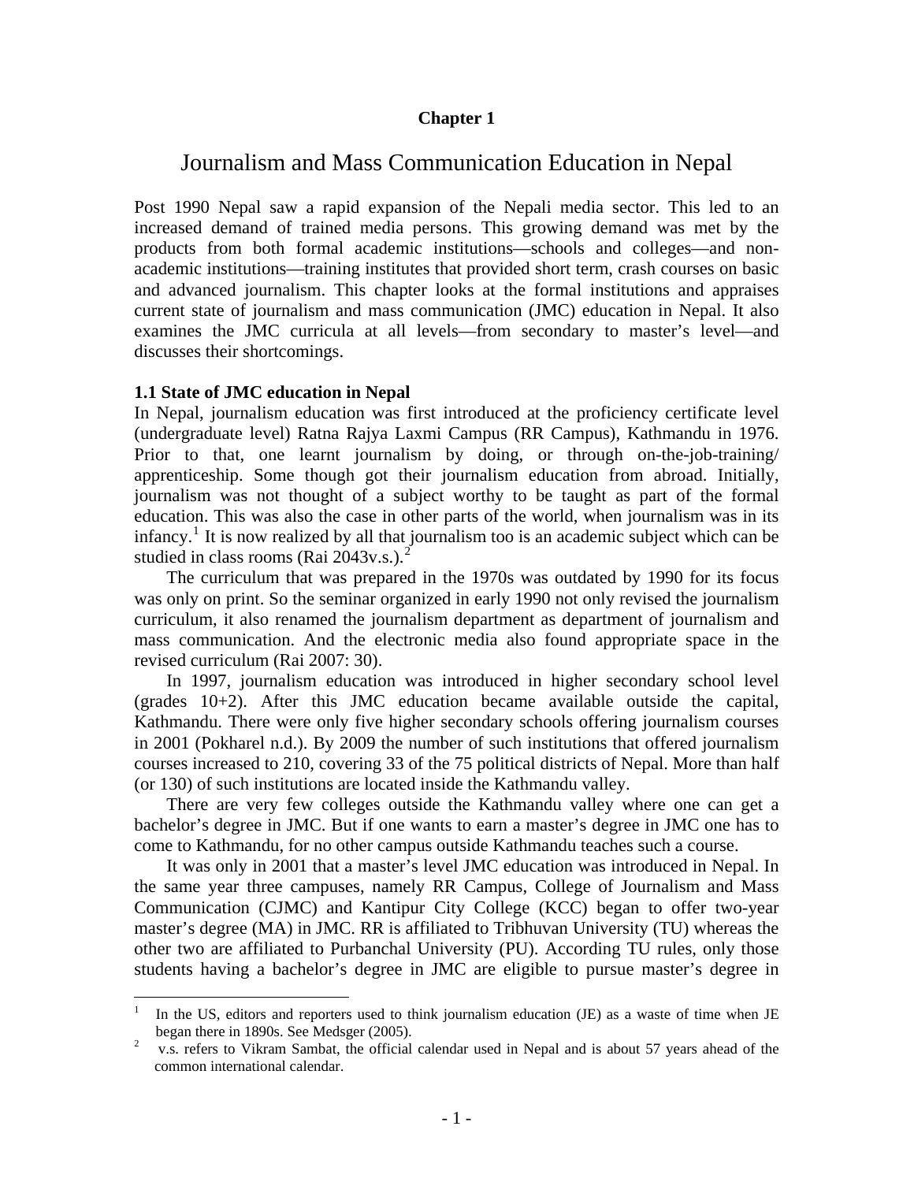**Chapter 1**

# Journalism and Mass Communication Education in Nepal

Post 1990 Nepal saw a rapid expansion of the Nepali media sector. This led to an increased demand of trained media persons. This growing demand was met by the products from both formal academic institutions—schools and colleges—and non-academic institutions—training institutes that provided short term, crash courses on basic and advanced journalism. This chapter looks at the formal institutions and appraises current state of journalism and mass communication (JMC) education in Nepal. It also examines the JMC curricula at all levels—from secondary to master's level—and discusses their shortcomings.

### 1.1 State of JMC education in Nepal

In Nepal, journalism education was first introduced at the proficiency certificate level (undergraduate level) Ratna Rajya Laxmi Campus (RR Campus), Kathmandu in 1976. Prior to that, one learnt journalism by doing, or through on-the-job-training/ apprenticeship. Some though got their journalism education from abroad. Initially, journalism was not thought of a subject worthy to be taught as part of the formal education. This was also the case in other parts of the world, when journalism was in its infancy.[1] It is now realized by all that journalism too is an academic subject which can be studied in class rooms (Rai 2043v.s.).[2]

The curriculum that was prepared in the 1970s was outdated by 1990 for its focus was only on print. So the seminar organized in early 1990 not only revised the journalism curriculum, it also renamed the journalism department as department of journalism and mass communication. And the electronic media also found appropriate space in the revised curriculum (Rai 2007: 30).

In 1997, journalism education was introduced in higher secondary school level (grades 10+2). After this JMC education became available outside the capital, Kathmandu. There were only five higher secondary schools offering journalism courses in 2001 (Pokharel n.d.). By 2009 the number of such institutions that offered journalism courses increased to 210, covering 33 of the 75 political districts of Nepal. More than half (or 130) of such institutions are located inside the Kathmandu valley.

There are very few colleges outside the Kathmandu valley where one can get a bachelor's degree in JMC. But if one wants to earn a master's degree in JMC one has to come to Kathmandu, for no other campus outside Kathmandu teaches such a course.

It was only in 2001 that a master's level JMC education was introduced in Nepal. In the same year three campuses, namely RR Campus, College of Journalism and Mass Communication (CJMC) and Kantipur City College (KCC) began to offer two-year master's degree (MA) in JMC. RR is affiliated to Tribhuvan University (TU) whereas the other two are affiliated to Purbanchal University (PU). According TU rules, only those students having a bachelor's degree in JMC are eligible to pursue master's degree in

---

[1] In the US, editors and reporters used to think journalism education (JE) as a waste of time when JE began there in 1890s. See Medsger (2005).

[2] v.s. refers to Vikram Sambat, the official calendar used in Nepal and is about 57 years ahead of the common international calendar.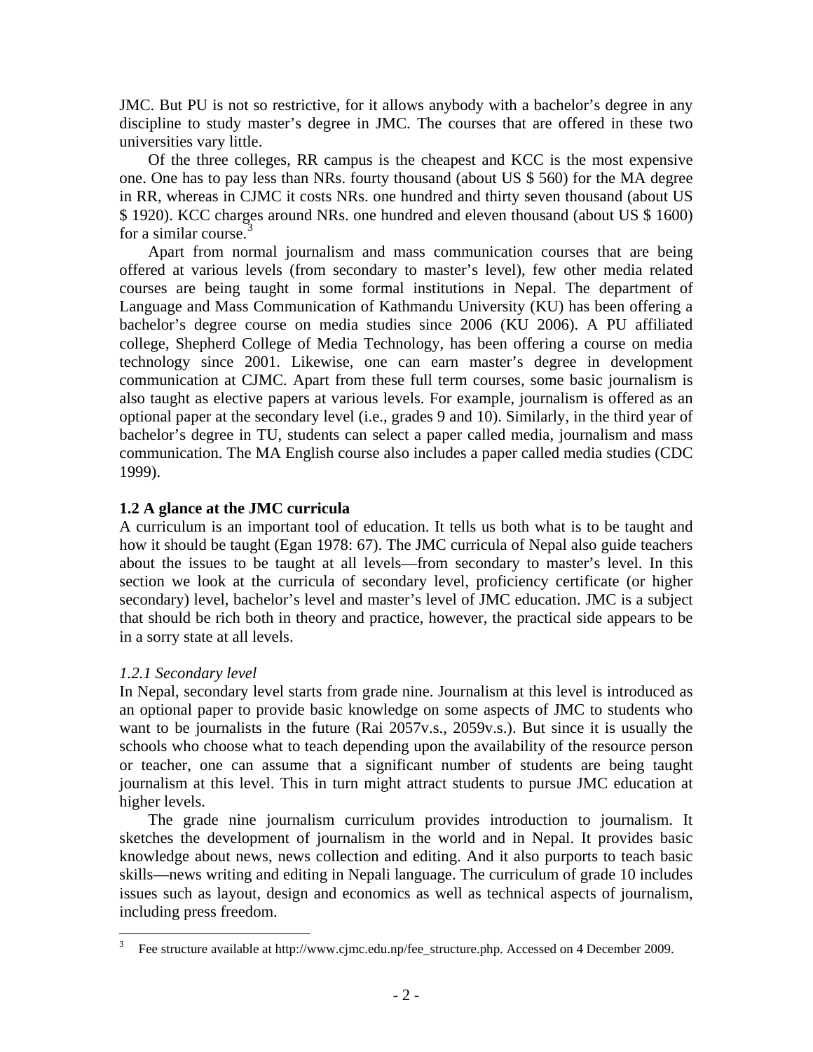JMC. But PU is not so restrictive, for it allows anybody with a bachelor's degree in any discipline to study master's degree in JMC. The courses that are offered in these two universities vary little.

Of the three colleges, RR campus is the cheapest and KCC is the most expensive one. One has to pay less than NRs. fourty thousand (about US $ 560) for the MA degree in RR, whereas in CJMC it costs NRs. one hundred and thirty seven thousand (about US $ 1920). KCC charges around NRs. one hundred and eleven thousand (about US $ 1600) for a similar course.[3]

Apart from normal journalism and mass communication courses that are being offered at various levels (from secondary to master's level), few other media related courses are being taught in some formal institutions in Nepal. The department of Language and Mass Communication of Kathmandu University (KU) has been offering a bachelor's degree course on media studies since 2006 (KU 2006). A PU affiliated college, Shepherd College of Media Technology, has been offering a course on media technology since 2001. Likewise, one can earn master's degree in development communication at CJMC. Apart from these full term courses, some basic journalism is also taught as elective papers at various levels. For example, journalism is offered as an optional paper at the secondary level (i.e., grades 9 and 10). Similarly, in the third year of bachelor's degree in TU, students can select a paper called media, journalism and mass communication. The MA English course also includes a paper called media studies (CDC 1999).

### 1.2 A glance at the JMC curricula

A curriculum is an important tool of education. It tells us both what is to be taught and how it should be taught (Egan 1978: 67). The JMC curricula of Nepal also guide teachers about the issues to be taught at all levels—from secondary to master's level. In this section we look at the curricula of secondary level, proficiency certificate (or higher secondary) level, bachelor's level and master's level of JMC education. JMC is a subject that should be rich both in theory and practice, however, the practical side appears to be in a sorry state at all levels.

#### *1.2.1 Secondary level*

In Nepal, secondary level starts from grade nine. Journalism at this level is introduced as an optional paper to provide basic knowledge on some aspects of JMC to students who want to be journalists in the future (Rai 2057v.s., 2059v.s.). But since it is usually the schools who choose what to teach depending upon the availability of the resource person or teacher, one can assume that a significant number of students are being taught journalism at this level. This in turn might attract students to pursue JMC education at higher levels.

The grade nine journalism curriculum provides introduction to journalism. It sketches the development of journalism in the world and in Nepal. It provides basic knowledge about news, news collection and editing. And it also purports to teach basic skills—news writing and editing in Nepali language. The curriculum of grade 10 includes issues such as layout, design and economics as well as technical aspects of journalism, including press freedom.

---

[3] Fee structure available at http://www.cjmc.edu.np/fee_structure.php. Accessed on 4 December 2009.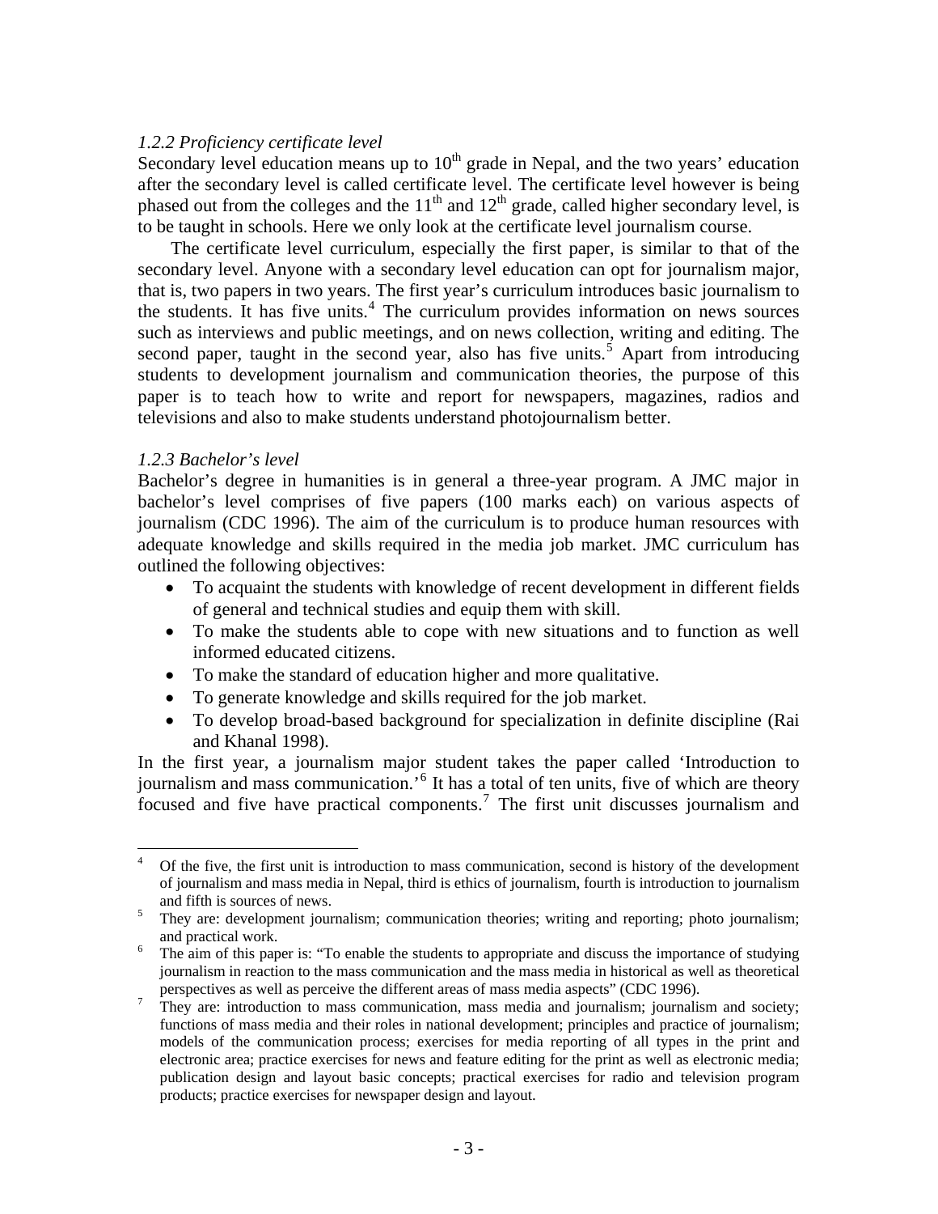*1.2.2 Proficiency certificate level*

Secondary level education means up to $10^{th}$ grade in Nepal, and the two years' education after the secondary level is called certificate level. The certificate level however is being phased out from the colleges and the $11^{th}$ and $12^{th}$ grade, called higher secondary level, is to be taught in schools. Here we only look at the certificate level journalism course.

The certificate level curriculum, especially the first paper, is similar to that of the secondary level. Anyone with a secondary level education can opt for journalism major, that is, two papers in two years. The first year's curriculum introduces basic journalism to the students. It has five units.[4] The curriculum provides information on news sources such as interviews and public meetings, and on news collection, writing and editing. The second paper, taught in the second year, also has five units.[5] Apart from introducing students to development journalism and communication theories, the purpose of this paper is to teach how to write and report for newspapers, magazines, radios and televisions and also to make students understand photojournalism better.

*1.2.3 Bachelor's level*

Bachelor's degree in humanities is in general a three-year program. A JMC major in bachelor's level comprises of five papers (100 marks each) on various aspects of journalism (CDC 1996). The aim of the curriculum is to produce human resources with adequate knowledge and skills required in the media job market. JMC curriculum has outlined the following objectives:

- To acquaint the students with knowledge of recent development in different fields of general and technical studies and equip them with skill.
- To make the students able to cope with new situations and to function as well informed educated citizens.
- To make the standard of education higher and more qualitative.
- To generate knowledge and skills required for the job market.
- To develop broad-based background for specialization in definite discipline (Rai and Khanal 1998).

In the first year, a journalism major student takes the paper called 'Introduction to journalism and mass communication.'[6] It has a total of ten units, five of which are theory focused and five have practical components.[7] The first unit discusses journalism and

---

[4] Of the five, the first unit is introduction to mass communication, second is history of the development of journalism and mass media in Nepal, third is ethics of journalism, fourth is introduction to journalism and fifth is sources of news.

[5] They are: development journalism; communication theories; writing and reporting; photo journalism; and practical work.

[6] The aim of this paper is: "To enable the students to appropriate and discuss the importance of studying journalism in reaction to the mass communication and the mass media in historical as well as theoretical perspectives as well as perceive the different areas of mass media aspects" (CDC 1996).

[7] They are: introduction to mass communication, mass media and journalism; journalism and society; functions of mass media and their roles in national development; principles and practice of journalism; models of the communication process; exercises for media reporting of all types in the print and electronic area; practice exercises for news and feature editing for the print as well as electronic media; publication design and layout basic concepts; practical exercises for radio and television program products; practice exercises for newspaper design and layout.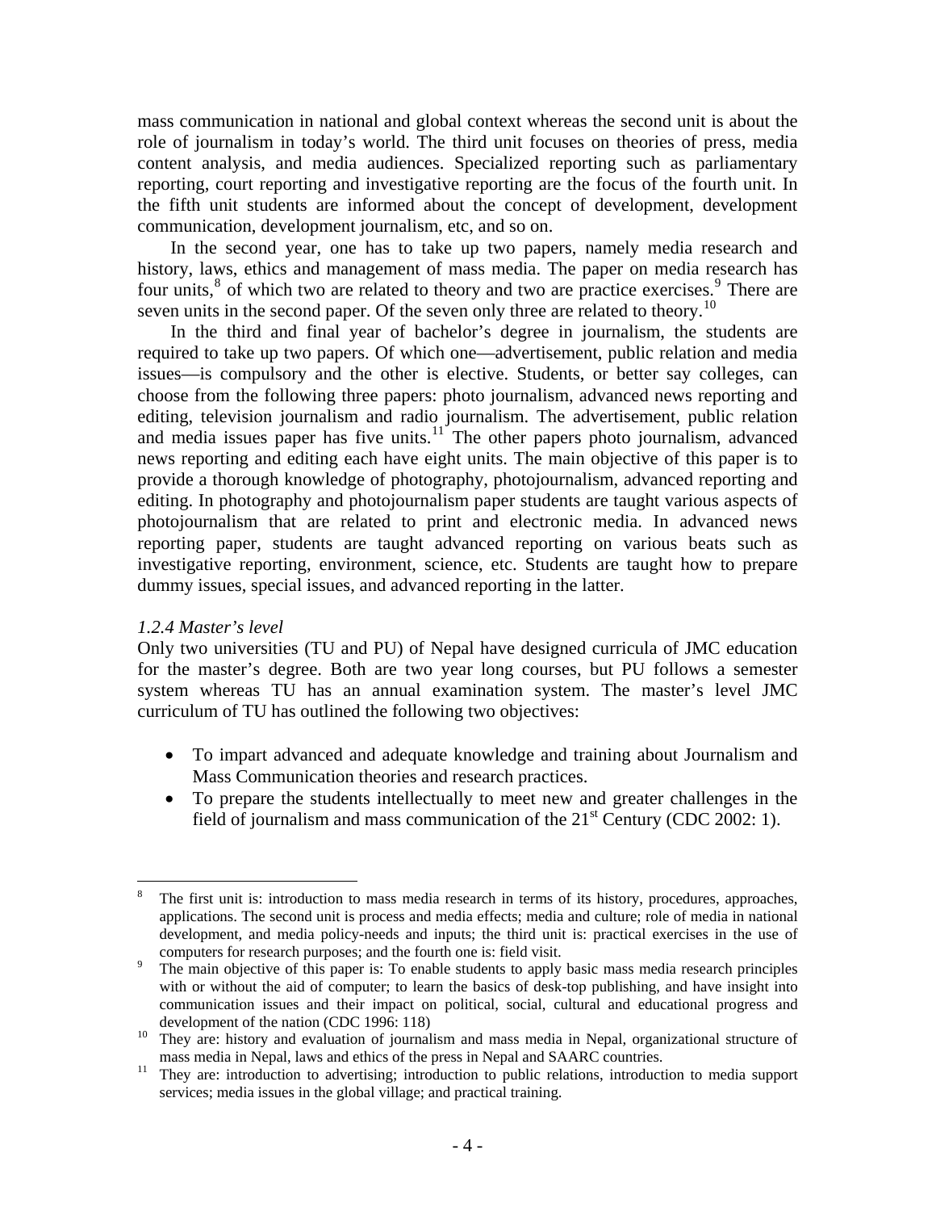mass communication in national and global context whereas the second unit is about the role of journalism in today's world. The third unit focuses on theories of press, media content analysis, and media audiences. Specialized reporting such as parliamentary reporting, court reporting and investigative reporting are the focus of the fourth unit. In the fifth unit students are informed about the concept of development, development communication, development journalism, etc, and so on.

In the second year, one has to take up two papers, namely media research and history, laws, ethics and management of mass media. The paper on media research has four units,[8] of which two are related to theory and two are practice exercises.[9] There are seven units in the second paper. Of the seven only three are related to theory.[10]

In the third and final year of bachelor's degree in journalism, the students are required to take up two papers. Of which one—advertisement, public relation and media issues—is compulsory and the other is elective. Students, or better say colleges, can choose from the following three papers: photo journalism, advanced news reporting and editing, television journalism and radio journalism. The advertisement, public relation and media issues paper has five units.[11] The other papers photo journalism, advanced news reporting and editing each have eight units. The main objective of this paper is to provide a thorough knowledge of photography, photojournalism, advanced reporting and editing. In photography and photojournalism paper students are taught various aspects of photojournalism that are related to print and electronic media. In advanced news reporting paper, students are taught advanced reporting on various beats such as investigative reporting, environment, science, etc. Students are taught how to prepare dummy issues, special issues, and advanced reporting in the latter.

*1.2.4 Master's level*

Only two universities (TU and PU) of Nepal have designed curricula of JMC education for the master's degree. Both are two year long courses, but PU follows a semester system whereas TU has an annual examination system. The master's level JMC curriculum of TU has outlined the following two objectives:

- To impart advanced and adequate knowledge and training about Journalism and Mass Communication theories and research practices.
- To prepare the students intellectually to meet new and greater challenges in the field of journalism and mass communication of the 21st Century (CDC 2002: 1).

---

[8] The first unit is: introduction to mass media research in terms of its history, procedures, approaches, applications. The second unit is process and media effects; media and culture; role of media in national development, and media policy-needs and inputs; the third unit is: practical exercises in the use of computers for research purposes; and the fourth one is: field visit.

[9] The main objective of this paper is: To enable students to apply basic mass media research principles with or without the aid of computer; to learn the basics of desk-top publishing, and have insight into communication issues and their impact on political, social, cultural and educational progress and development of the nation (CDC 1996: 118)

[10] They are: history and evaluation of journalism and mass media in Nepal, organizational structure of mass media in Nepal, laws and ethics of the press in Nepal and SAARC countries.

[11] They are: introduction to advertising; introduction to public relations, introduction to media support services; media issues in the global village; and practical training.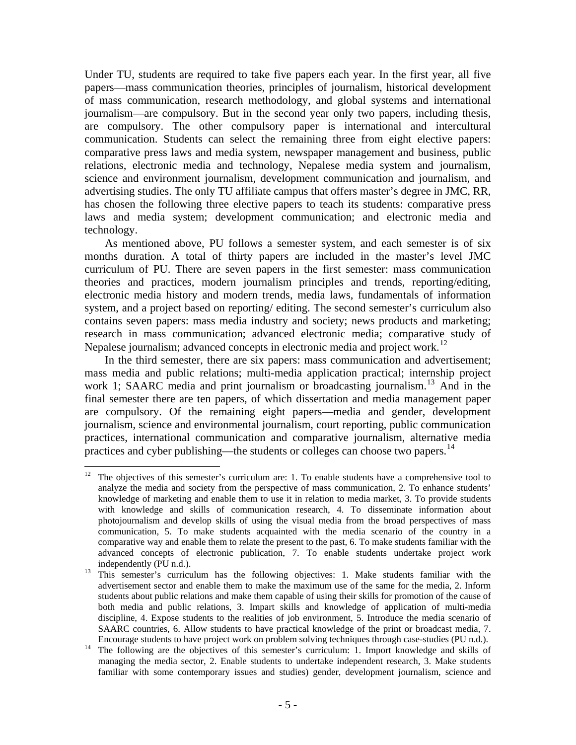Under TU, students are required to take five papers each year. In the first year, all five papers—mass communication theories, principles of journalism, historical development of mass communication, research methodology, and global systems and international journalism—are compulsory. But in the second year only two papers, including thesis, are compulsory. The other compulsory paper is international and intercultural communication. Students can select the remaining three from eight elective papers: comparative press laws and media system, newspaper management and business, public relations, electronic media and technology, Nepalese media system and journalism, science and environment journalism, development communication and journalism, and advertising studies. The only TU affiliate campus that offers master's degree in JMC, RR, has chosen the following three elective papers to teach its students: comparative press laws and media system; development communication; and electronic media and technology.

As mentioned above, PU follows a semester system, and each semester is of six months duration. A total of thirty papers are included in the master's level JMC curriculum of PU. There are seven papers in the first semester: mass communication theories and practices, modern journalism principles and trends, reporting/editing, electronic media history and modern trends, media laws, fundamentals of information system, and a project based on reporting/ editing. The second semester's curriculum also contains seven papers: mass media industry and society; news products and marketing; research in mass communication; advanced electronic media; comparative study of Nepalese journalism; advanced concepts in electronic media and project work.[12]

In the third semester, there are six papers: mass communication and advertisement; mass media and public relations; multi-media application practical; internship project work 1; SAARC media and print journalism or broadcasting journalism.[13] And in the final semester there are ten papers, of which dissertation and media management paper are compulsory. Of the remaining eight papers—media and gender, development journalism, science and environmental journalism, court reporting, public communication practices, international communication and comparative journalism, alternative media practices and cyber publishing—the students or colleges can choose two papers.[14]

---

[12] The objectives of this semester's curriculum are: 1. To enable students have a comprehensive tool to analyze the media and society from the perspective of mass communication, 2. To enhance students' knowledge of marketing and enable them to use it in relation to media market, 3. To provide students with knowledge and skills of communication research, 4. To disseminate information about photojournalism and develop skills of using the visual media from the broad perspectives of mass communication, 5. To make students acquainted with the media scenario of the country in a comparative way and enable them to relate the present to the past, 6. To make students familiar with the advanced concepts of electronic publication, 7. To enable students undertake project work independently (PU n.d.).

[13] This semester's curriculum has the following objectives: 1. Make students familiar with the advertisement sector and enable them to make the maximum use of the same for the media, 2. Inform students about public relations and make them capable of using their skills for promotion of the cause of both media and public relations, 3. Impart skills and knowledge of application of multi-media discipline, 4. Expose students to the realities of job environment, 5. Introduce the media scenario of SAARC countries, 6. Allow students to have practical knowledge of the print or broadcast media, 7. Encourage students to have project work on problem solving techniques through case-studies (PU n.d.).

[14] The following are the objectives of this semester's curriculum: 1. Import knowledge and skills of managing the media sector, 2. Enable students to undertake independent research, 3. Make students familiar with some contemporary issues and studies) gender, development journalism, science and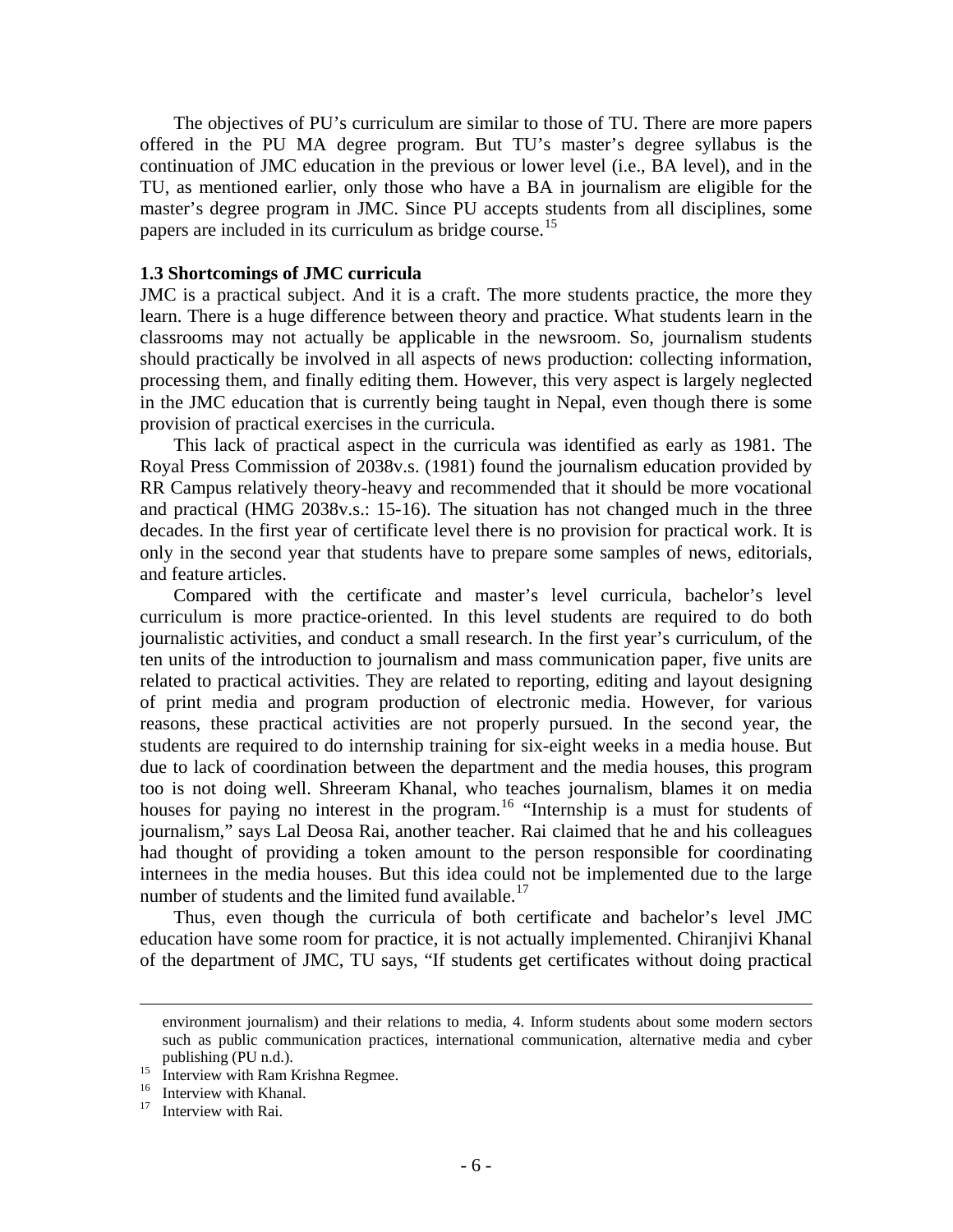The objectives of PU's curriculum are similar to those of TU. There are more papers offered in the PU MA degree program. But TU's master's degree syllabus is the continuation of JMC education in the previous or lower level (i.e., BA level), and in the TU, as mentioned earlier, only those who have a BA in journalism are eligible for the master's degree program in JMC. Since PU accepts students from all disciplines, some papers are included in its curriculum as bridge course.[15]

**1.3 Shortcomings of JMC curricula**

JMC is a practical subject. And it is a craft. The more students practice, the more they learn. There is a huge difference between theory and practice. What students learn in the classrooms may not actually be applicable in the newsroom. So, journalism students should practically be involved in all aspects of news production: collecting information, processing them, and finally editing them. However, this very aspect is largely neglected in the JMC education that is currently being taught in Nepal, even though there is some provision of practical exercises in the curricula.

This lack of practical aspect in the curricula was identified as early as 1981. The Royal Press Commission of 2038v.s. (1981) found the journalism education provided by RR Campus relatively theory-heavy and recommended that it should be more vocational and practical (HMG 2038v.s.: 15-16). The situation has not changed much in the three decades. In the first year of certificate level there is no provision for practical work. It is only in the second year that students have to prepare some samples of news, editorials, and feature articles.

Compared with the certificate and master's level curricula, bachelor's level curriculum is more practice-oriented. In this level students are required to do both journalistic activities, and conduct a small research. In the first year's curriculum, of the ten units of the introduction to journalism and mass communication paper, five units are related to practical activities. They are related to reporting, editing and layout designing of print media and program production of electronic media. However, for various reasons, these practical activities are not properly pursued. In the second year, the students are required to do internship training for six-eight weeks in a media house. But due to lack of coordination between the department and the media houses, this program too is not doing well. Shreeram Khanal, who teaches journalism, blames it on media houses for paying no interest in the program.[16] "Internship is a must for students of journalism," says Lal Deosa Rai, another teacher. Rai claimed that he and his colleagues had thought of providing a token amount to the person responsible for coordinating internees in the media houses. But this idea could not be implemented due to the large number of students and the limited fund available.[17]

Thus, even though the curricula of both certificate and bachelor's level JMC education have some room for practice, it is not actually implemented. Chiranjivi Khanal of the department of JMC, TU says, "If students get certificates without doing practical

---

environment journalism) and their relations to media, 4. Inform students about some modern sectors such as public communication practices, international communication, alternative media and cyber publishing (PU n.d.).

[15] Interview with Ram Krishna Regmee.

[16] Interview with Khanal.

[17] Interview with Rai.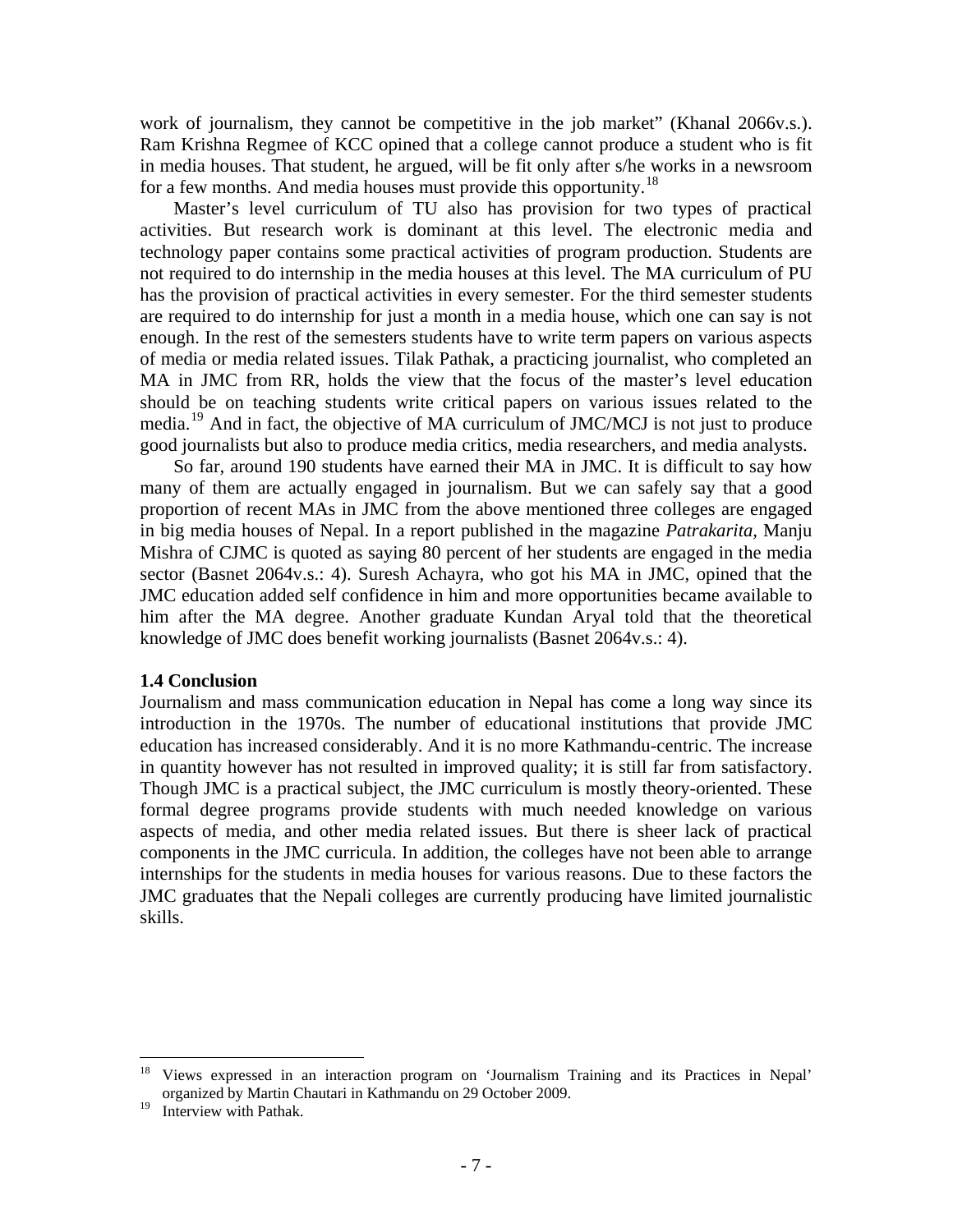work of journalism, they cannot be competitive in the job market" (Khanal 2066v.s.). Ram Krishna Regmee of KCC opined that a college cannot produce a student who is fit in media houses. That student, he argued, will be fit only after s/he works in a newsroom for a few months. And media houses must provide this opportunity.[18]

Master's level curriculum of TU also has provision for two types of practical activities. But research work is dominant at this level. The electronic media and technology paper contains some practical activities of program production. Students are not required to do internship in the media houses at this level. The MA curriculum of PU has the provision of practical activities in every semester. For the third semester students are required to do internship for just a month in a media house, which one can say is not enough. In the rest of the semesters students have to write term papers on various aspects of media or media related issues. Tilak Pathak, a practicing journalist, who completed an MA in JMC from RR, holds the view that the focus of the master's level education should be on teaching students write critical papers on various issues related to the media.[19] And in fact, the objective of MA curriculum of JMC/MCJ is not just to produce good journalists but also to produce media critics, media researchers, and media analysts.

So far, around 190 students have earned their MA in JMC. It is difficult to say how many of them are actually engaged in journalism. But we can safely say that a good proportion of recent MAs in JMC from the above mentioned three colleges are engaged in big media houses of Nepal. In a report published in the magazine *Patrakarita,* Manju Mishra of CJMC is quoted as saying 80 percent of her students are engaged in the media sector (Basnet 2064v.s.: 4). Suresh Achayra, who got his MA in JMC, opined that the JMC education added self confidence in him and more opportunities became available to him after the MA degree. Another graduate Kundan Aryal told that the theoretical knowledge of JMC does benefit working journalists (Basnet 2064v.s.: 4).

### 1.4 Conclusion

Journalism and mass communication education in Nepal has come a long way since its introduction in the 1970s. The number of educational institutions that provide JMC education has increased considerably. And it is no more Kathmandu-centric. The increase in quantity however has not resulted in improved quality; it is still far from satisfactory. Though JMC is a practical subject, the JMC curriculum is mostly theory-oriented. These formal degree programs provide students with much needed knowledge on various aspects of media, and other media related issues. But there is sheer lack of practical components in the JMC curricula. In addition, the colleges have not been able to arrange internships for the students in media houses for various reasons. Due to these factors the JMC graduates that the Nepali colleges are currently producing have limited journalistic skills.

---

[18] Views expressed in an interaction program on 'Journalism Training and its Practices in Nepal' organized by Martin Chautari in Kathmandu on 29 October 2009.

[19] Interview with Pathak.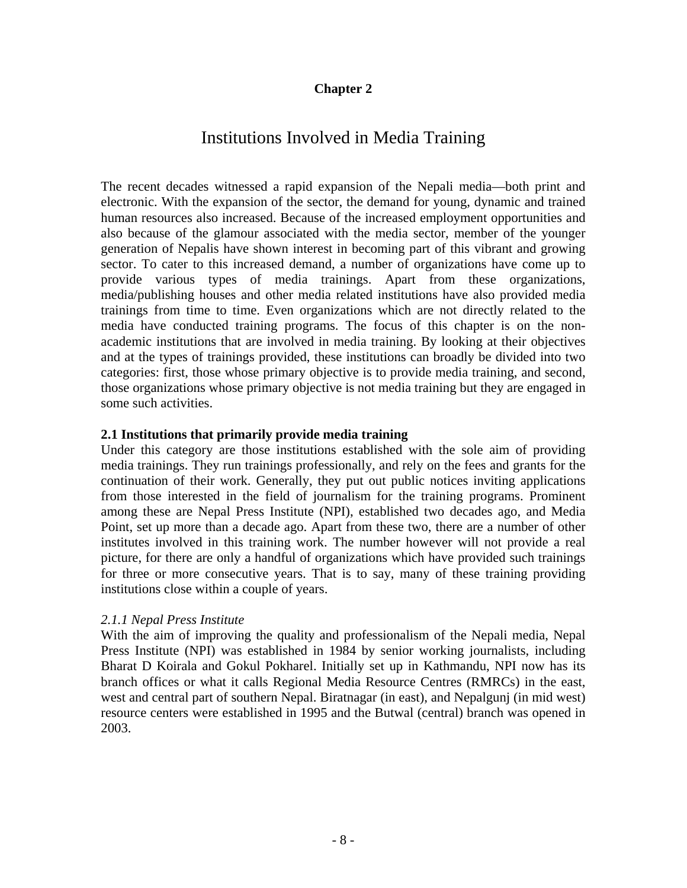**Chapter 2**

# Institutions Involved in Media Training

The recent decades witnessed a rapid expansion of the Nepali media—both print and electronic. With the expansion of the sector, the demand for young, dynamic and trained human resources also increased. Because of the increased employment opportunities and also because of the glamour associated with the media sector, member of the younger generation of Nepalis have shown interest in becoming part of this vibrant and growing sector. To cater to this increased demand, a number of organizations have come up to provide various types of media trainings. Apart from these organizations, media/publishing houses and other media related institutions have also provided media trainings from time to time. Even organizations which are not directly related to the media have conducted training programs. The focus of this chapter is on the non-academic institutions that are involved in media training. By looking at their objectives and at the types of trainings provided, these institutions can broadly be divided into two categories: first, those whose primary objective is to provide media training, and second, those organizations whose primary objective is not media training but they are engaged in some such activities.

## 2.1 Institutions that primarily provide media training

Under this category are those institutions established with the sole aim of providing media trainings. They run trainings professionally, and rely on the fees and grants for the continuation of their work. Generally, they put out public notices inviting applications from those interested in the field of journalism for the training programs. Prominent among these are Nepal Press Institute (NPI), established two decades ago, and Media Point, set up more than a decade ago. Apart from these two, there are a number of other institutes involved in this training work. The number however will not provide a real picture, for there are only a handful of organizations which have provided such trainings for three or more consecutive years. That is to say, many of these training providing institutions close within a couple of years.

### *2.1.1 Nepal Press Institute*

With the aim of improving the quality and professionalism of the Nepali media, Nepal Press Institute (NPI) was established in 1984 by senior working journalists, including Bharat D Koirala and Gokul Pokharel. Initially set up in Kathmandu, NPI now has its branch offices or what it calls Regional Media Resource Centres (RMRCs) in the east, west and central part of southern Nepal. Biratnagar (in east), and Nepalgunj (in mid west) resource centers were established in 1995 and the Butwal (central) branch was opened in 2003.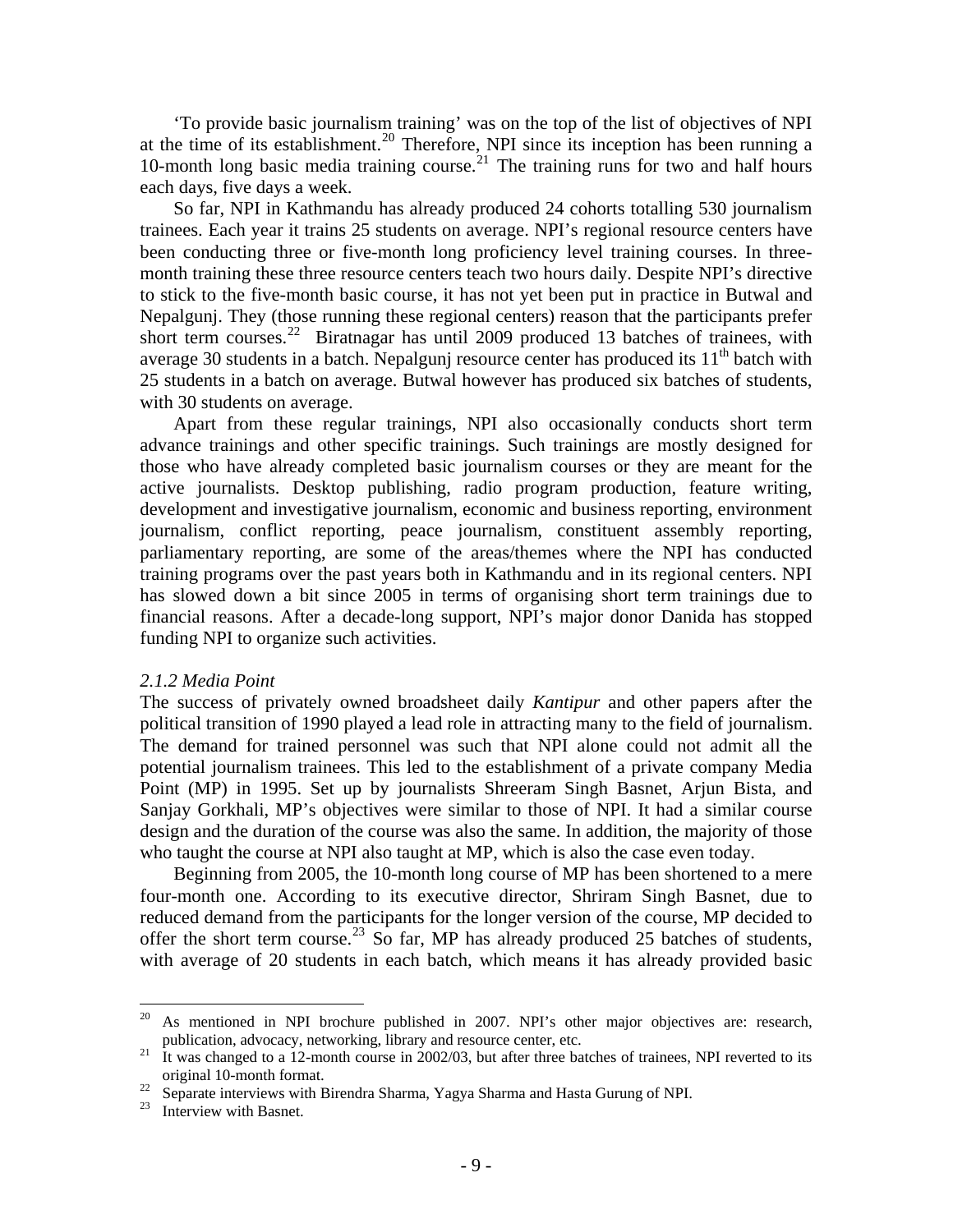'To provide basic journalism training' was on the top of the list of objectives of NPI at the time of its establishment.[20] Therefore, NPI since its inception has been running a 10-month long basic media training course.[21] The training runs for two and half hours each days, five days a week.

So far, NPI in Kathmandu has already produced 24 cohorts totalling 530 journalism trainees. Each year it trains 25 students on average. NPI's regional resource centers have been conducting three or five-month long proficiency level training courses. In three-month training these three resource centers teach two hours daily. Despite NPI's directive to stick to the five-month basic course, it has not yet been put in practice in Butwal and Nepalgunj. They (those running these regional centers) reason that the participants prefer short term courses.[22] Biratnagar has until 2009 produced 13 batches of trainees, with average 30 students in a batch. Nepalgunj resource center has produced its 11th batch with 25 students in a batch on average. Butwal however has produced six batches of students, with 30 students on average.

Apart from these regular trainings, NPI also occasionally conducts short term advance trainings and other specific trainings. Such trainings are mostly designed for those who have already completed basic journalism courses or they are meant for the active journalists. Desktop publishing, radio program production, feature writing, development and investigative journalism, economic and business reporting, environment journalism, conflict reporting, peace journalism, constituent assembly reporting, parliamentary reporting, are some of the areas/themes where the NPI has conducted training programs over the past years both in Kathmandu and in its regional centers. NPI has slowed down a bit since 2005 in terms of organising short term trainings due to financial reasons. After a decade-long support, NPI's major donor Danida has stopped funding NPI to organize such activities.

### *2.1.2 Media Point*

The success of privately owned broadsheet daily *Kantipur* and other papers after the political transition of 1990 played a lead role in attracting many to the field of journalism. The demand for trained personnel was such that NPI alone could not admit all the potential journalism trainees. This led to the establishment of a private company Media Point (MP) in 1995. Set up by journalists Shreeram Singh Basnet, Arjun Bista, and Sanjay Gorkhali, MP's objectives were similar to those of NPI. It had a similar course design and the duration of the course was also the same. In addition, the majority of those who taught the course at NPI also taught at MP, which is also the case even today.

Beginning from 2005, the 10-month long course of MP has been shortened to a mere four-month one. According to its executive director, Shriram Singh Basnet, due to reduced demand from the participants for the longer version of the course, MP decided to offer the short term course.[23] So far, MP has already produced 25 batches of students, with average of 20 students in each batch, which means it has already provided basic

---

[20] As mentioned in NPI brochure published in 2007. NPI's other major objectives are: research, publication, advocacy, networking, library and resource center, etc.

[21] It was changed to a 12-month course in 2002/03, but after three batches of trainees, NPI reverted to its original 10-month format.

[22] Separate interviews with Birendra Sharma, Yagya Sharma and Hasta Gurung of NPI.

[23] Interview with Basnet.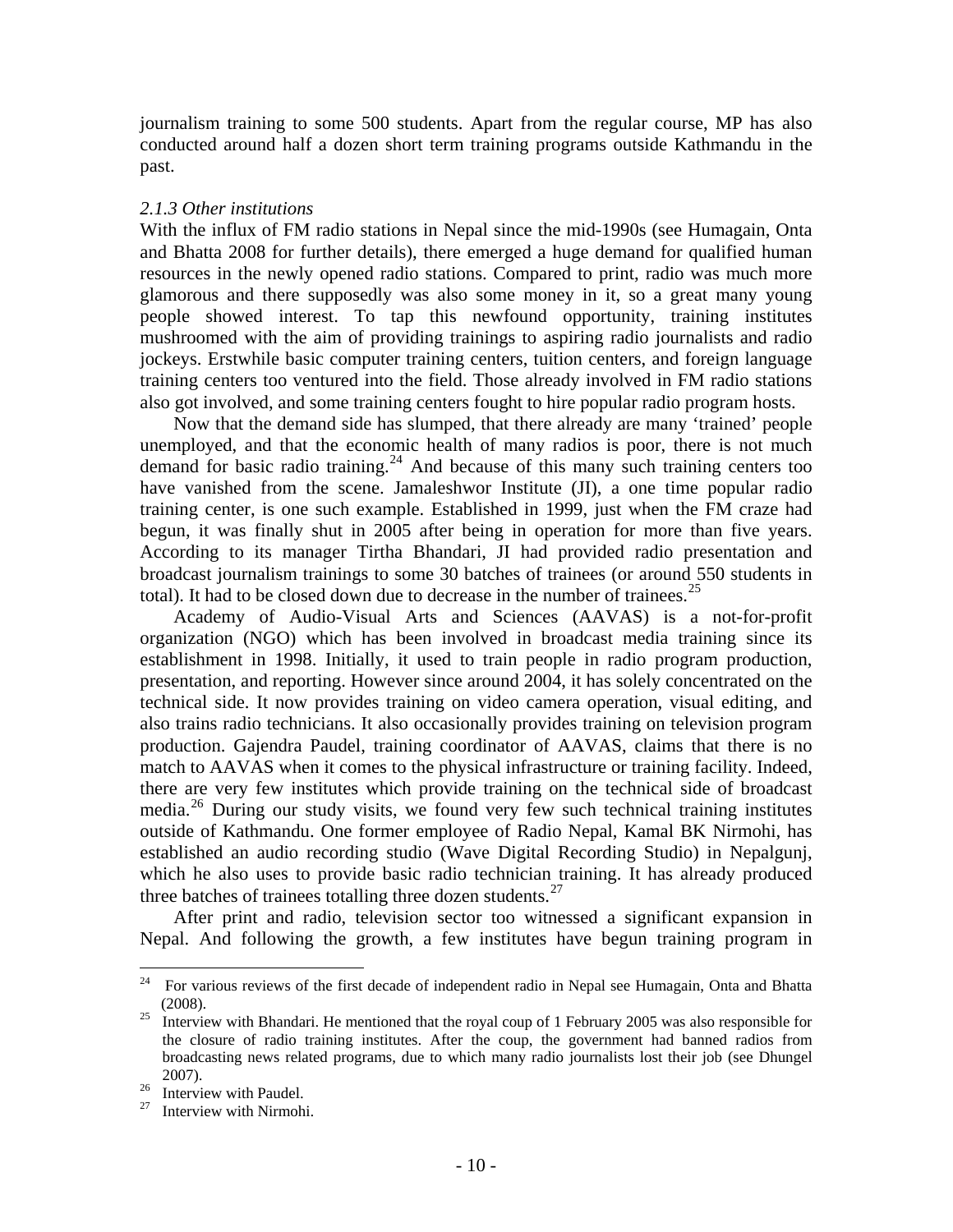journalism training to some 500 students. Apart from the regular course, MP has also conducted around half a dozen short term training programs outside Kathmandu in the past.

### *2.1.3 Other institutions*

With the influx of FM radio stations in Nepal since the mid-1990s (see Humagain, Onta and Bhatta 2008 for further details), there emerged a huge demand for qualified human resources in the newly opened radio stations. Compared to print, radio was much more glamorous and there supposedly was also some money in it, so a great many young people showed interest. To tap this newfound opportunity, training institutes mushroomed with the aim of providing trainings to aspiring radio journalists and radio jockeys. Erstwhile basic computer training centers, tuition centers, and foreign language training centers too ventured into the field. Those already involved in FM radio stations also got involved, and some training centers fought to hire popular radio program hosts.

Now that the demand side has slumped, that there already are many 'trained' people unemployed, and that the economic health of many radios is poor, there is not much demand for basic radio training.[24] And because of this many such training centers too have vanished from the scene. Jamaleshwor Institute (JI), a one time popular radio training center, is one such example. Established in 1999, just when the FM craze had begun, it was finally shut in 2005 after being in operation for more than five years. According to its manager Tirtha Bhandari, JI had provided radio presentation and broadcast journalism trainings to some 30 batches of trainees (or around 550 students in total). It had to be closed down due to decrease in the number of trainees.[25]

Academy of Audio-Visual Arts and Sciences (AAVAS) is a not-for-profit organization (NGO) which has been involved in broadcast media training since its establishment in 1998. Initially, it used to train people in radio program production, presentation, and reporting. However since around 2004, it has solely concentrated on the technical side. It now provides training on video camera operation, visual editing, and also trains radio technicians. It also occasionally provides training on television program production. Gajendra Paudel, training coordinator of AAVAS, claims that there is no match to AAVAS when it comes to the physical infrastructure or training facility. Indeed, there are very few institutes which provide training on the technical side of broadcast media.[26] During our study visits, we found very few such technical training institutes outside of Kathmandu. One former employee of Radio Nepal, Kamal BK Nirmohi, has established an audio recording studio (Wave Digital Recording Studio) in Nepalgunj, which he also uses to provide basic radio technician training. It has already produced three batches of trainees totalling three dozen students.[27]

After print and radio, television sector too witnessed a significant expansion in Nepal. And following the growth, a few institutes have begun training program in

---

[24] For various reviews of the first decade of independent radio in Nepal see Humagain, Onta and Bhatta (2008).

[25] Interview with Bhandari. He mentioned that the royal coup of 1 February 2005 was also responsible for the closure of radio training institutes. After the coup, the government had banned radios from broadcasting news related programs, due to which many radio journalists lost their job (see Dhungel 2007).

[26] Interview with Paudel.

[27] Interview with Nirmohi.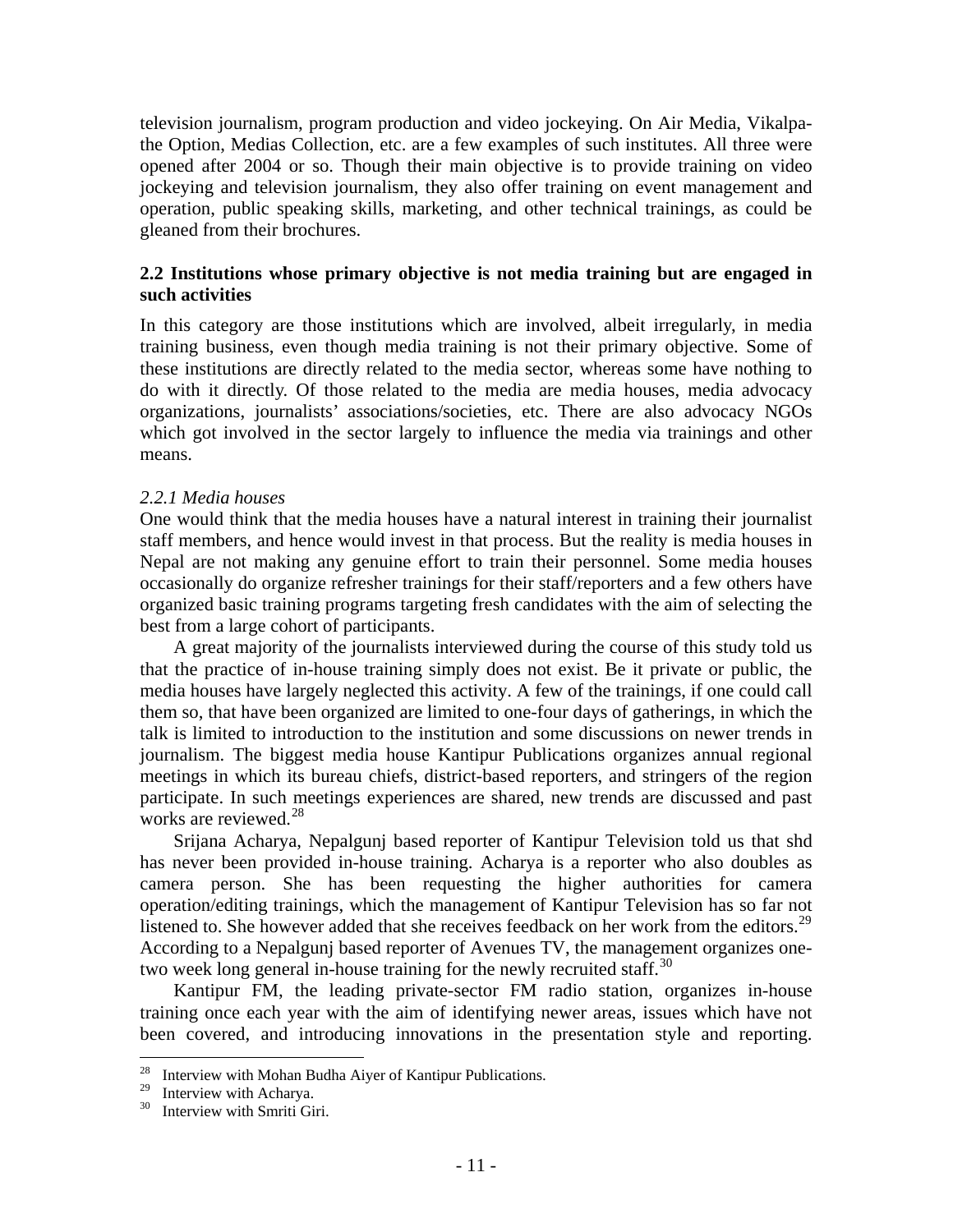television journalism, program production and video jockeying. On Air Media, Vikalpa-the Option, Medias Collection, etc. are a few examples of such institutes. All three were opened after 2004 or so. Though their main objective is to provide training on video jockeying and television journalism, they also offer training on event management and operation, public speaking skills, marketing, and other technical trainings, as could be gleaned from their brochures.

### 2.2 Institutions whose primary objective is not media training but are engaged in such activities

In this category are those institutions which are involved, albeit irregularly, in media training business, even though media training is not their primary objective. Some of these institutions are directly related to the media sector, whereas some have nothing to do with it directly. Of those related to the media are media houses, media advocacy organizations, journalists' associations/societies, etc. There are also advocacy NGOs which got involved in the sector largely to influence the media via trainings and other means.

#### *2.2.1 Media houses*

One would think that the media houses have a natural interest in training their journalist staff members, and hence would invest in that process. But the reality is media houses in Nepal are not making any genuine effort to train their personnel. Some media houses occasionally do organize refresher trainings for their staff/reporters and a few others have organized basic training programs targeting fresh candidates with the aim of selecting the best from a large cohort of participants.

A great majority of the journalists interviewed during the course of this study told us that the practice of in-house training simply does not exist. Be it private or public, the media houses have largely neglected this activity. A few of the trainings, if one could call them so, that have been organized are limited to one-four days of gatherings, in which the talk is limited to introduction to the institution and some discussions on newer trends in journalism. The biggest media house Kantipur Publications organizes annual regional meetings in which its bureau chiefs, district-based reporters, and stringers of the region participate. In such meetings experiences are shared, new trends are discussed and past works are reviewed.[28]

Srijana Acharya, Nepalgunj based reporter of Kantipur Television told us that shd has never been provided in-house training. Acharya is a reporter who also doubles as camera person. She has been requesting the higher authorities for camera operation/editing trainings, which the management of Kantipur Television has so far not listened to. She however added that she receives feedback on her work from the editors.[29] According to a Nepalgunj based reporter of Avenues TV, the management organizes one-two week long general in-house training for the newly recruited staff.[30]

Kantipur FM, the leading private-sector FM radio station, organizes in-house training once each year with the aim of identifying newer areas, issues which have not been covered, and introducing innovations in the presentation style and reporting.

---

[28] Interview with Mohan Budha Aiyer of Kantipur Publications.

[29] Interview with Acharya.

[30] Interview with Smriti Giri.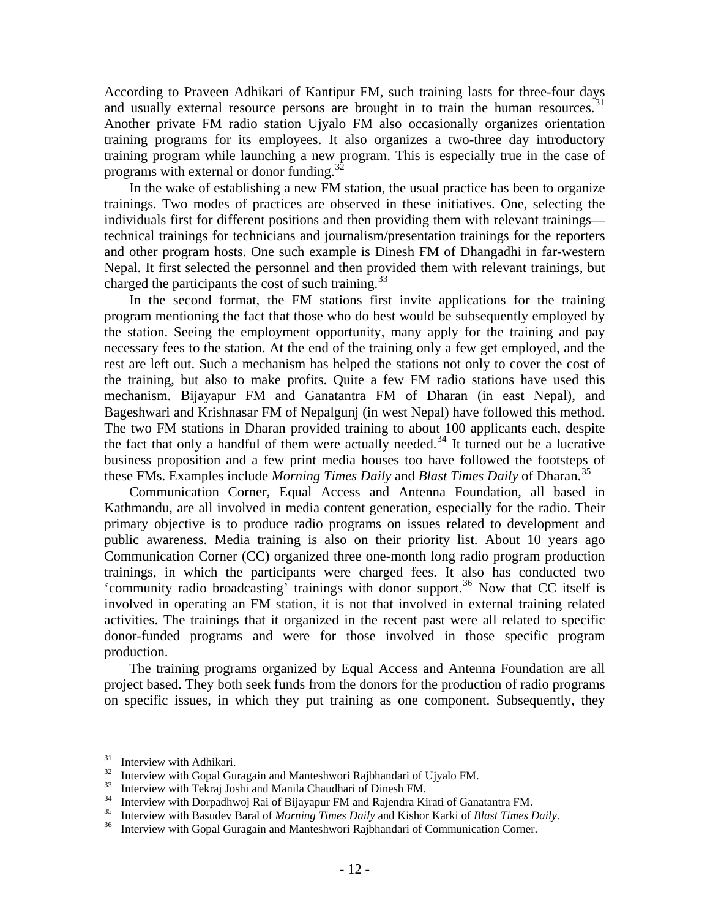According to Praveen Adhikari of Kantipur FM, such training lasts for three-four days and usually external resource persons are brought in to train the human resources.[31] Another private FM radio station Ujyalo FM also occasionally organizes orientation training programs for its employees. It also organizes a two-three day introductory training program while launching a new program. This is especially true in the case of programs with external or donor funding.[32]

In the wake of establishing a new FM station, the usual practice has been to organize trainings. Two modes of practices are observed in these initiatives. One, selecting the individuals first for different positions and then providing them with relevant trainings—technical trainings for technicians and journalism/presentation trainings for the reporters and other program hosts. One such example is Dinesh FM of Dhangadhi in far-western Nepal. It first selected the personnel and then provided them with relevant trainings, but charged the participants the cost of such training.[33]

In the second format, the FM stations first invite applications for the training program mentioning the fact that those who do best would be subsequently employed by the station. Seeing the employment opportunity, many apply for the training and pay necessary fees to the station. At the end of the training only a few get employed, and the rest are left out. Such a mechanism has helped the stations not only to cover the cost of the training, but also to make profits. Quite a few FM radio stations have used this mechanism. Bijayapur FM and Ganatantra FM of Dharan (in east Nepal), and Bageshwari and Krishnasar FM of Nepalgunj (in west Nepal) have followed this method. The two FM stations in Dharan provided training to about 100 applicants each, despite the fact that only a handful of them were actually needed.[34] It turned out be a lucrative business proposition and a few print media houses too have followed the footsteps of these FMs. Examples include *Morning Times Daily* and *Blast Times Daily* of Dharan.[35]

Communication Corner, Equal Access and Antenna Foundation, all based in Kathmandu, are all involved in media content generation, especially for the radio. Their primary objective is to produce radio programs on issues related to development and public awareness. Media training is also on their priority list. About 10 years ago Communication Corner (CC) organized three one-month long radio program production trainings, in which the participants were charged fees. It also has conducted two 'community radio broadcasting' trainings with donor support.[36] Now that CC itself is involved in operating an FM station, it is not that involved in external training related activities. The trainings that it organized in the recent past were all related to specific donor-funded programs and were for those involved in those specific program production.

The training programs organized by Equal Access and Antenna Foundation are all project based. They both seek funds from the donors for the production of radio programs on specific issues, in which they put training as one component. Subsequently, they

---

[31] Interview with Adhikari.

[32] Interview with Gopal Guragain and Manteshwori Rajbhandari of Ujyalo FM.

[33] Interview with Tekraj Joshi and Manila Chaudhari of Dinesh FM.

[34] Interview with Dorpadhwoj Rai of Bijayapur FM and Rajendra Kirati of Ganatantra FM.

[35] Interview with Basudev Baral of *Morning Times Daily* and Kishor Karki of *Blast Times Daily*.

[36] Interview with Gopal Guragain and Manteshwori Rajbhandari of Communication Corner.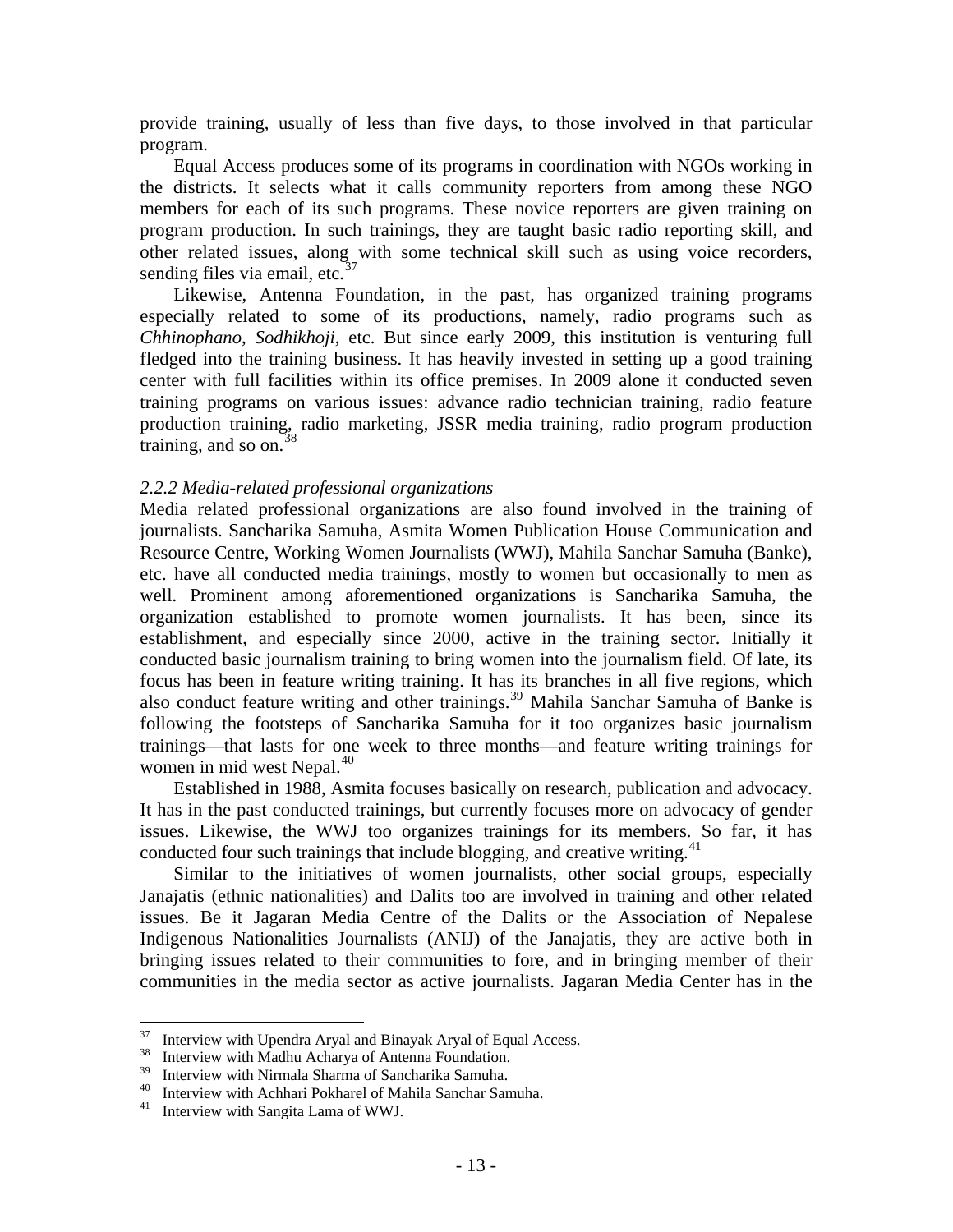provide training, usually of less than five days, to those involved in that particular program.

Equal Access produces some of its programs in coordination with NGOs working in the districts. It selects what it calls community reporters from among these NGO members for each of its such programs. These novice reporters are given training on program production. In such trainings, they are taught basic radio reporting skill, and other related issues, along with some technical skill such as using voice recorders, sending files via email, etc.[37]

Likewise, Antenna Foundation, in the past, has organized training programs especially related to some of its productions, namely, radio programs such as *Chhinophano*, *Sodhikhoji*, etc. But since early 2009, this institution is venturing full fledged into the training business. It has heavily invested in setting up a good training center with full facilities within its office premises. In 2009 alone it conducted seven training programs on various issues: advance radio technician training, radio feature production training, radio marketing, JSSR media training, radio program production training, and so on.[38]

### *2.2.2 Media-related professional organizations*

Media related professional organizations are also found involved in the training of journalists. Sancharika Samuha, Asmita Women Publication House Communication and Resource Centre, Working Women Journalists (WWJ), Mahila Sanchar Samuha (Banke), etc. have all conducted media trainings, mostly to women but occasionally to men as well. Prominent among aforementioned organizations is Sancharika Samuha, the organization established to promote women journalists. It has been, since its establishment, and especially since 2000, active in the training sector. Initially it conducted basic journalism training to bring women into the journalism field. Of late, its focus has been in feature writing training. It has its branches in all five regions, which also conduct feature writing and other trainings.[39] Mahila Sanchar Samuha of Banke is following the footsteps of Sancharika Samuha for it too organizes basic journalism trainings—that lasts for one week to three months—and feature writing trainings for women in mid west Nepal.[40]

Established in 1988, Asmita focuses basically on research, publication and advocacy. It has in the past conducted trainings, but currently focuses more on advocacy of gender issues. Likewise, the WWJ too organizes trainings for its members. So far, it has conducted four such trainings that include blogging, and creative writing.[41]

Similar to the initiatives of women journalists, other social groups, especially Janajatis (ethnic nationalities) and Dalits too are involved in training and other related issues. Be it Jagaran Media Centre of the Dalits or the Association of Nepalese Indigenous Nationalities Journalists (ANIJ) of the Janajatis, they are active both in bringing issues related to their communities to fore, and in bringing member of their communities in the media sector as active journalists. Jagaran Media Center has in the

---

[37] Interview with Upendra Aryal and Binayak Aryal of Equal Access.

[38] Interview with Madhu Acharya of Antenna Foundation.

[39] Interview with Nirmala Sharma of Sancharika Samuha.

[40] Interview with Achhari Pokharel of Mahila Sanchar Samuha.

[41] Interview with Sangita Lama of WWJ.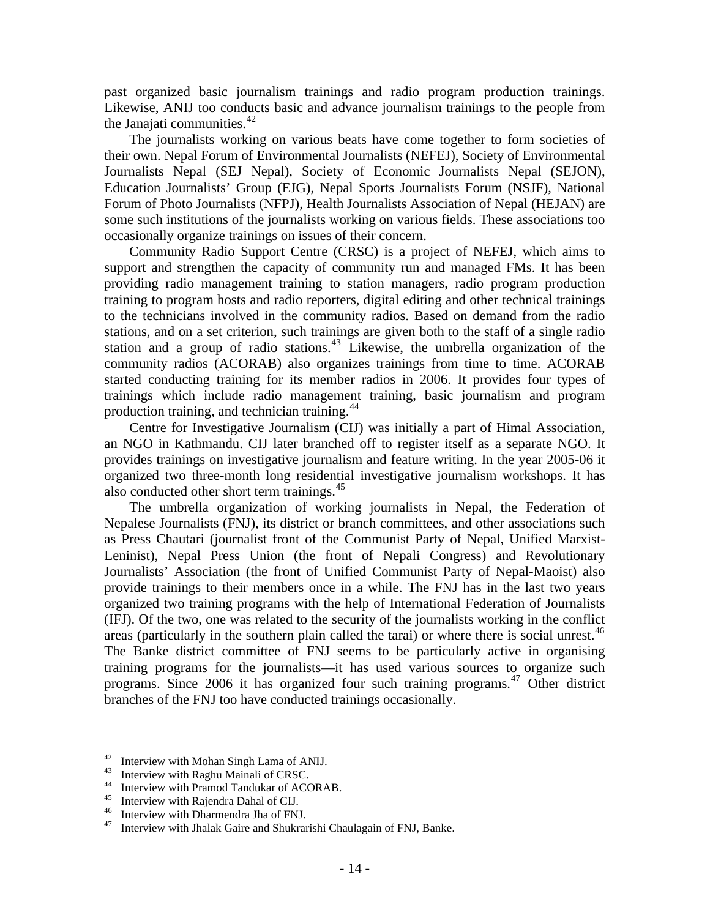past organized basic journalism trainings and radio program production trainings. Likewise, ANIJ too conducts basic and advance journalism trainings to the people from the Janajati communities.[42]

The journalists working on various beats have come together to form societies of their own. Nepal Forum of Environmental Journalists (NEFEJ), Society of Environmental Journalists Nepal (SEJ Nepal), Society of Economic Journalists Nepal (SEJON), Education Journalists' Group (EJG), Nepal Sports Journalists Forum (NSJF), National Forum of Photo Journalists (NFPJ), Health Journalists Association of Nepal (HEJAN) are some such institutions of the journalists working on various fields. These associations too occasionally organize trainings on issues of their concern.

Community Radio Support Centre (CRSC) is a project of NEFEJ, which aims to support and strengthen the capacity of community run and managed FMs. It has been providing radio management training to station managers, radio program production training to program hosts and radio reporters, digital editing and other technical trainings to the technicians involved in the community radios. Based on demand from the radio stations, and on a set criterion, such trainings are given both to the staff of a single radio station and a group of radio stations.[43] Likewise, the umbrella organization of the community radios (ACORAB) also organizes trainings from time to time. ACORAB started conducting training for its member radios in 2006. It provides four types of trainings which include radio management training, basic journalism and program production training, and technician training.[44]

Centre for Investigative Journalism (CIJ) was initially a part of Himal Association, an NGO in Kathmandu. CIJ later branched off to register itself as a separate NGO. It provides trainings on investigative journalism and feature writing. In the year 2005-06 it organized two three-month long residential investigative journalism workshops. It has also conducted other short term trainings.[45]

The umbrella organization of working journalists in Nepal, the Federation of Nepalese Journalists (FNJ), its district or branch committees, and other associations such as Press Chautari (journalist front of the Communist Party of Nepal, Unified Marxist-Leninist), Nepal Press Union (the front of Nepali Congress) and Revolutionary Journalists' Association (the front of Unified Communist Party of Nepal-Maoist) also provide trainings to their members once in a while. The FNJ has in the last two years organized two training programs with the help of International Federation of Journalists (IFJ). Of the two, one was related to the security of the journalists working in the conflict areas (particularly in the southern plain called the tarai) or where there is social unrest.[46] The Banke district committee of FNJ seems to be particularly active in organising training programs for the journalists—it has used various sources to organize such programs. Since 2006 it has organized four such training programs.[47] Other district branches of the FNJ too have conducted trainings occasionally.

---

[42] Interview with Mohan Singh Lama of ANIJ.
[43] Interview with Raghu Mainali of CRSC.
[44] Interview with Pramod Tandukar of ACORAB.
[45] Interview with Rajendra Dahal of CIJ.
[46] Interview with Dharmendra Jha of FNJ.
[47] Interview with Jhalak Gaire and Shukrarishi Chaulagain of FNJ, Banke.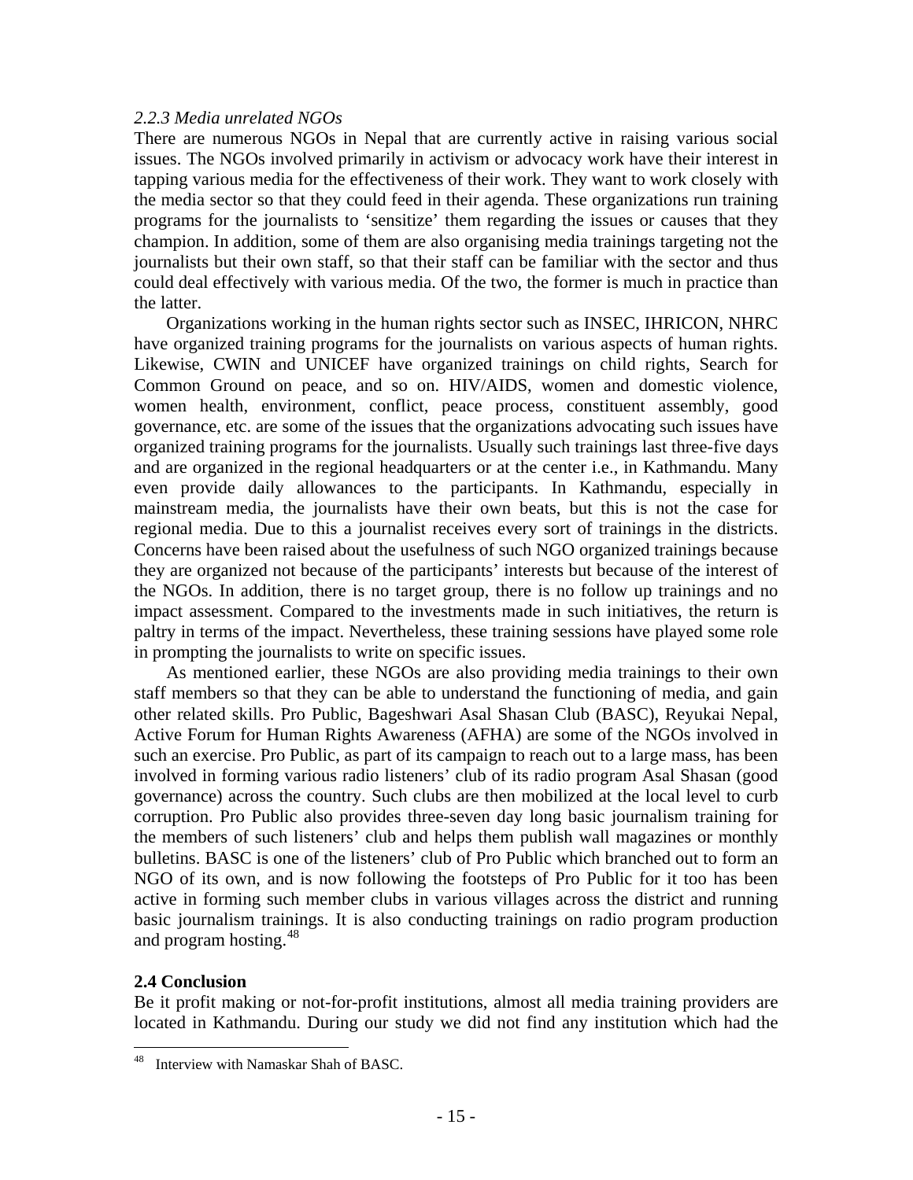### *2.2.3 Media unrelated NGOs*

There are numerous NGOs in Nepal that are currently active in raising various social issues. The NGOs involved primarily in activism or advocacy work have their interest in tapping various media for the effectiveness of their work. They want to work closely with the media sector so that they could feed in their agenda. These organizations run training programs for the journalists to 'sensitize' them regarding the issues or causes that they champion. In addition, some of them are also organising media trainings targeting not the journalists but their own staff, so that their staff can be familiar with the sector and thus could deal effectively with various media. Of the two, the former is much in practice than the latter.

Organizations working in the human rights sector such as INSEC, IHRICON, NHRC have organized training programs for the journalists on various aspects of human rights. Likewise, CWIN and UNICEF have organized trainings on child rights, Search for Common Ground on peace, and so on. HIV/AIDS, women and domestic violence, women health, environment, conflict, peace process, constituent assembly, good governance, etc. are some of the issues that the organizations advocating such issues have organized training programs for the journalists. Usually such trainings last three-five days and are organized in the regional headquarters or at the center i.e., in Kathmandu. Many even provide daily allowances to the participants. In Kathmandu, especially in mainstream media, the journalists have their own beats, but this is not the case for regional media. Due to this a journalist receives every sort of trainings in the districts. Concerns have been raised about the usefulness of such NGO organized trainings because they are organized not because of the participants' interests but because of the interest of the NGOs. In addition, there is no target group, there is no follow up trainings and no impact assessment. Compared to the investments made in such initiatives, the return is paltry in terms of the impact. Nevertheless, these training sessions have played some role in prompting the journalists to write on specific issues.

As mentioned earlier, these NGOs are also providing media trainings to their own staff members so that they can be able to understand the functioning of media, and gain other related skills. Pro Public, Bageshwari Asal Shasan Club (BASC), Reyukai Nepal, Active Forum for Human Rights Awareness (AFHA) are some of the NGOs involved in such an exercise. Pro Public, as part of its campaign to reach out to a large mass, has been involved in forming various radio listeners' club of its radio program Asal Shasan (good governance) across the country. Such clubs are then mobilized at the local level to curb corruption. Pro Public also provides three-seven day long basic journalism training for the members of such listeners' club and helps them publish wall magazines or monthly bulletins. BASC is one of the listeners' club of Pro Public which branched out to form an NGO of its own, and is now following the footsteps of Pro Public for it too has been active in forming such member clubs in various villages across the district and running basic journalism trainings. It is also conducting trainings on radio program production and program hosting.[48]

## 2.4 Conclusion

Be it profit making or not-for-profit institutions, almost all media training providers are located in Kathmandu. During our study we did not find any institution which had the

[48] Interview with Namaskar Shah of BASC.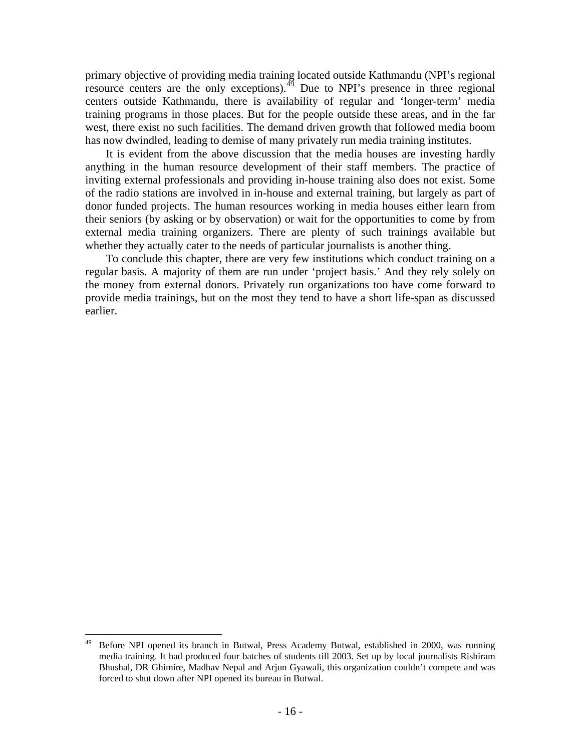primary objective of providing media training located outside Kathmandu (NPI's regional resource centers are the only exceptions).[49] Due to NPI's presence in three regional centers outside Kathmandu, there is availability of regular and 'longer-term' media training programs in those places. But for the people outside these areas, and in the far west, there exist no such facilities. The demand driven growth that followed media boom has now dwindled, leading to demise of many privately run media training institutes.

It is evident from the above discussion that the media houses are investing hardly anything in the human resource development of their staff members. The practice of inviting external professionals and providing in-house training also does not exist. Some of the radio stations are involved in in-house and external training, but largely as part of donor funded projects. The human resources working in media houses either learn from their seniors (by asking or by observation) or wait for the opportunities to come by from external media training organizers. There are plenty of such trainings available but whether they actually cater to the needs of particular journalists is another thing.

To conclude this chapter, there are very few institutions which conduct training on a regular basis. A majority of them are run under 'project basis.' And they rely solely on the money from external donors. Privately run organizations too have come forward to provide media trainings, but on the most they tend to have a short life-span as discussed earlier.

---

[49] Before NPI opened its branch in Butwal, Press Academy Butwal, established in 2000, was running media training. It had produced four batches of students till 2003. Set up by local journalists Rishiram Bhushal, DR Ghimire, Madhav Nepal and Arjun Gyawali, this organization couldn't compete and was forced to shut down after NPI opened its bureau in Butwal.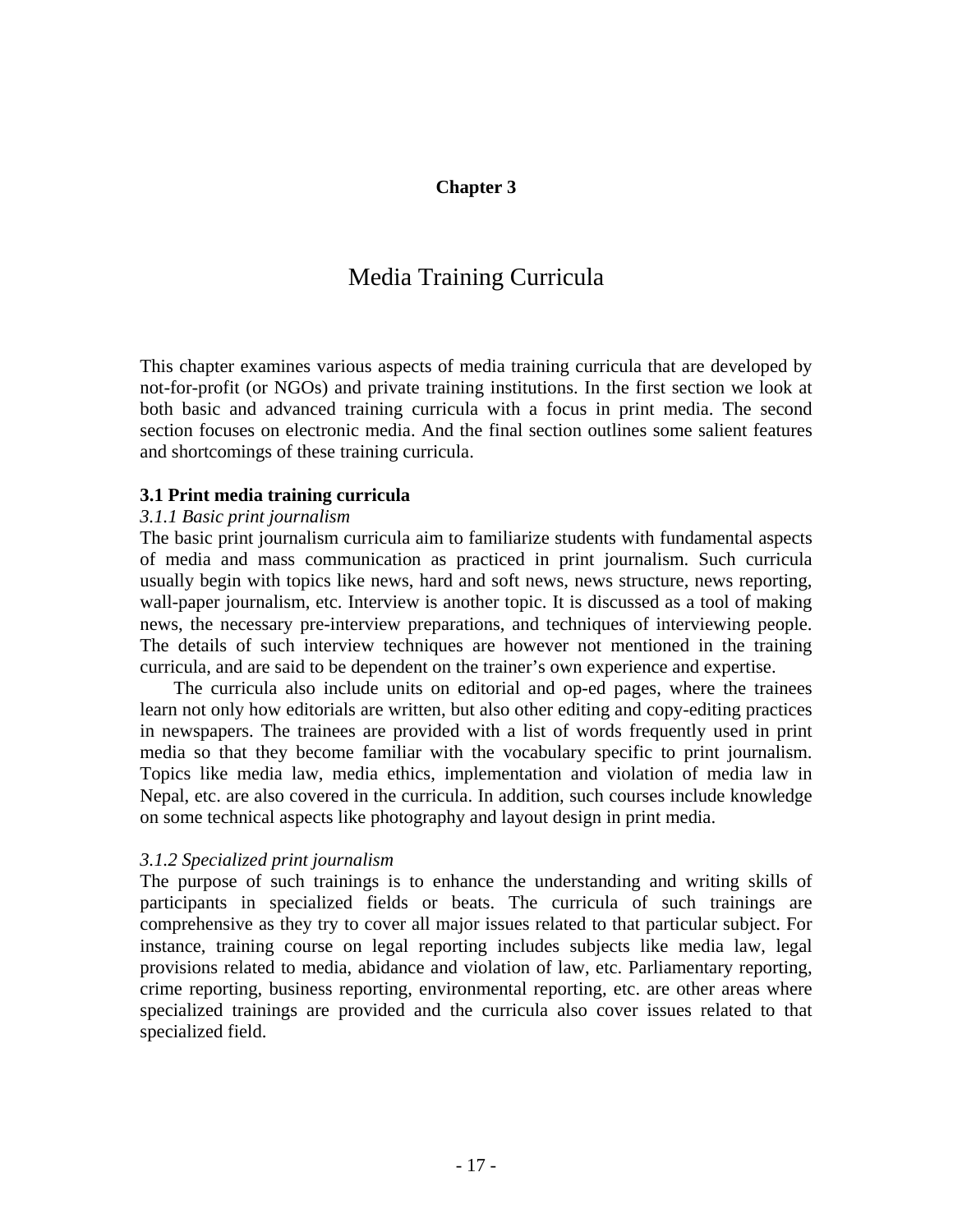# Chapter 3

# Media Training Curricula

This chapter examines various aspects of media training curricula that are developed by not-for-profit (or NGOs) and private training institutions. In the first section we look at both basic and advanced training curricula with a focus in print media. The second section focuses on electronic media. And the final section outlines some salient features and shortcomings of these training curricula.

## 3.1 Print media training curricula

### *3.1.1 Basic print journalism*

The basic print journalism curricula aim to familiarize students with fundamental aspects of media and mass communication as practiced in print journalism. Such curricula usually begin with topics like news, hard and soft news, news structure, news reporting, wall-paper journalism, etc. Interview is another topic. It is discussed as a tool of making news, the necessary pre-interview preparations, and techniques of interviewing people. The details of such interview techniques are however not mentioned in the training curricula, and are said to be dependent on the trainer's own experience and expertise.

The curricula also include units on editorial and op-ed pages, where the trainees learn not only how editorials are written, but also other editing and copy-editing practices in newspapers. The trainees are provided with a list of words frequently used in print media so that they become familiar with the vocabulary specific to print journalism. Topics like media law, media ethics, implementation and violation of media law in Nepal, etc. are also covered in the curricula. In addition, such courses include knowledge on some technical aspects like photography and layout design in print media.

### *3.1.2 Specialized print journalism*

The purpose of such trainings is to enhance the understanding and writing skills of participants in specialized fields or beats. The curricula of such trainings are comprehensive as they try to cover all major issues related to that particular subject. For instance, training course on legal reporting includes subjects like media law, legal provisions related to media, abidance and violation of law, etc. Parliamentary reporting, crime reporting, business reporting, environmental reporting, etc. are other areas where specialized trainings are provided and the curricula also cover issues related to that specialized field.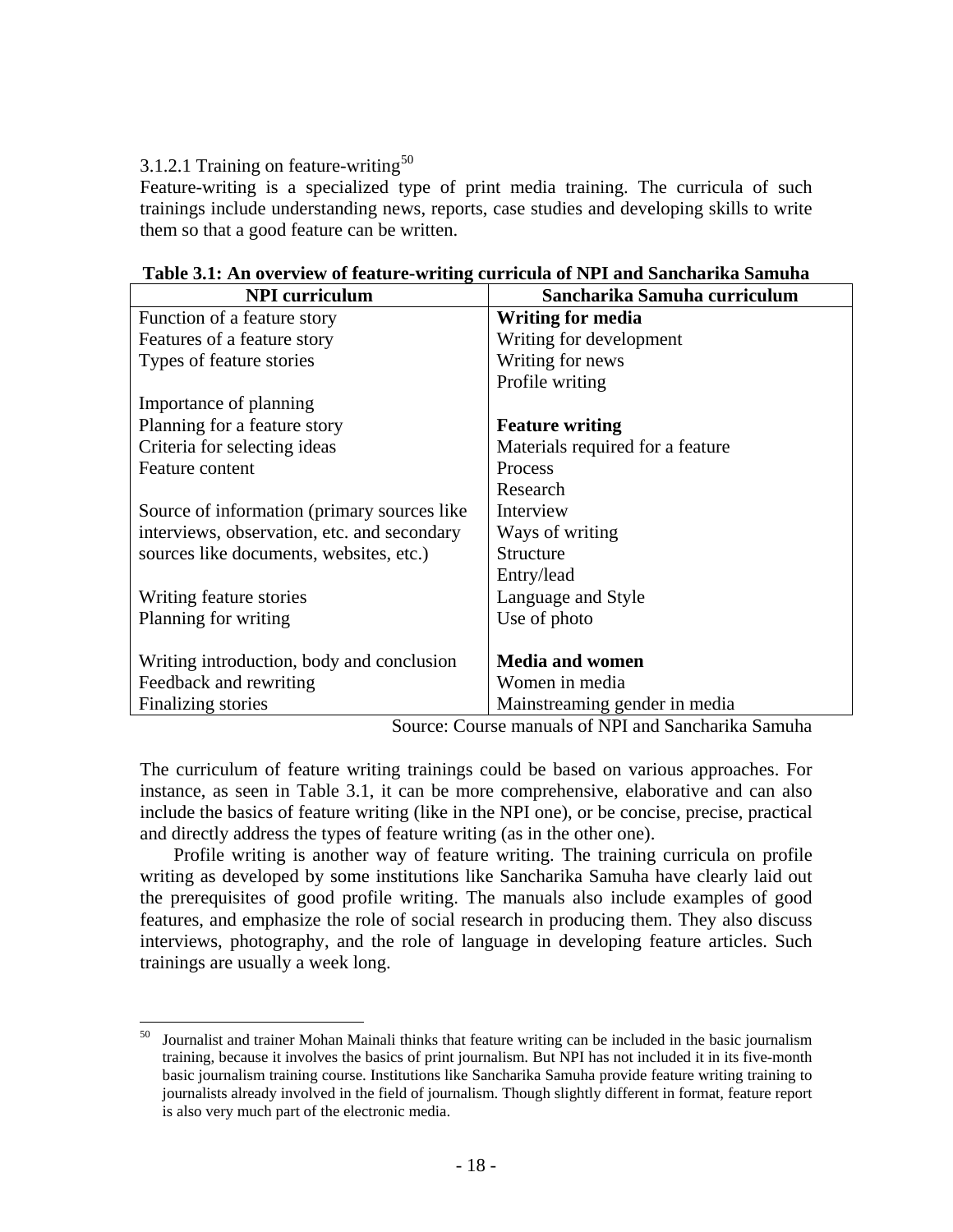3.1.2.1 Training on feature-writing[50]

Feature-writing is a specialized type of print media training. The curricula of such trainings include understanding news, reports, case studies and developing skills to write them so that a good feature can be written.

**Table 3.1: An overview of feature-writing curricula of NPI and Sancharika Samuha**

| NPI curriculum | Sancharika Samuha curriculum |
|---|---|
| Function of a feature story | **Writing for media** |
| Features of a feature story | Writing for development |
| Types of feature stories | Writing for news |
| | Profile writing |
| Importance of planning | |
| Planning for a feature story | **Feature writing** |
| Criteria for selecting ideas | Materials required for a feature |
| Feature content | Process |
| | Research |
| Source of information (primary sources like | Interview |
| interviews, observation, etc. and secondary | Ways of writing |
| sources like documents, websites, etc.) | Structure |
| | Entry/lead |
| Writing feature stories | Language and Style |
| Planning for writing | Use of photo |
| | |
| Writing introduction, body and conclusion | **Media and women** |
| Feedback and rewriting | Women in media |
| Finalizing stories | Mainstreaming gender in media |

Source: Course manuals of NPI and Sancharika Samuha

The curriculum of feature writing trainings could be based on various approaches. For instance, as seen in Table 3.1, it can be more comprehensive, elaborative and can also include the basics of feature writing (like in the NPI one), or be concise, precise, practical and directly address the types of feature writing (as in the other one).

Profile writing is another way of feature writing. The training curricula on profile writing as developed by some institutions like Sancharika Samuha have clearly laid out the prerequisites of good profile writing. The manuals also include examples of good features, and emphasize the role of social research in producing them. They also discuss interviews, photography, and the role of language in developing feature articles. Such trainings are usually a week long.

---

[50] Journalist and trainer Mohan Mainali thinks that feature writing can be included in the basic journalism training, because it involves the basics of print journalism. But NPI has not included it in its five-month basic journalism training course. Institutions like Sancharika Samuha provide feature writing training to journalists already involved in the field of journalism. Though slightly different in format, feature report is also very much part of the electronic media.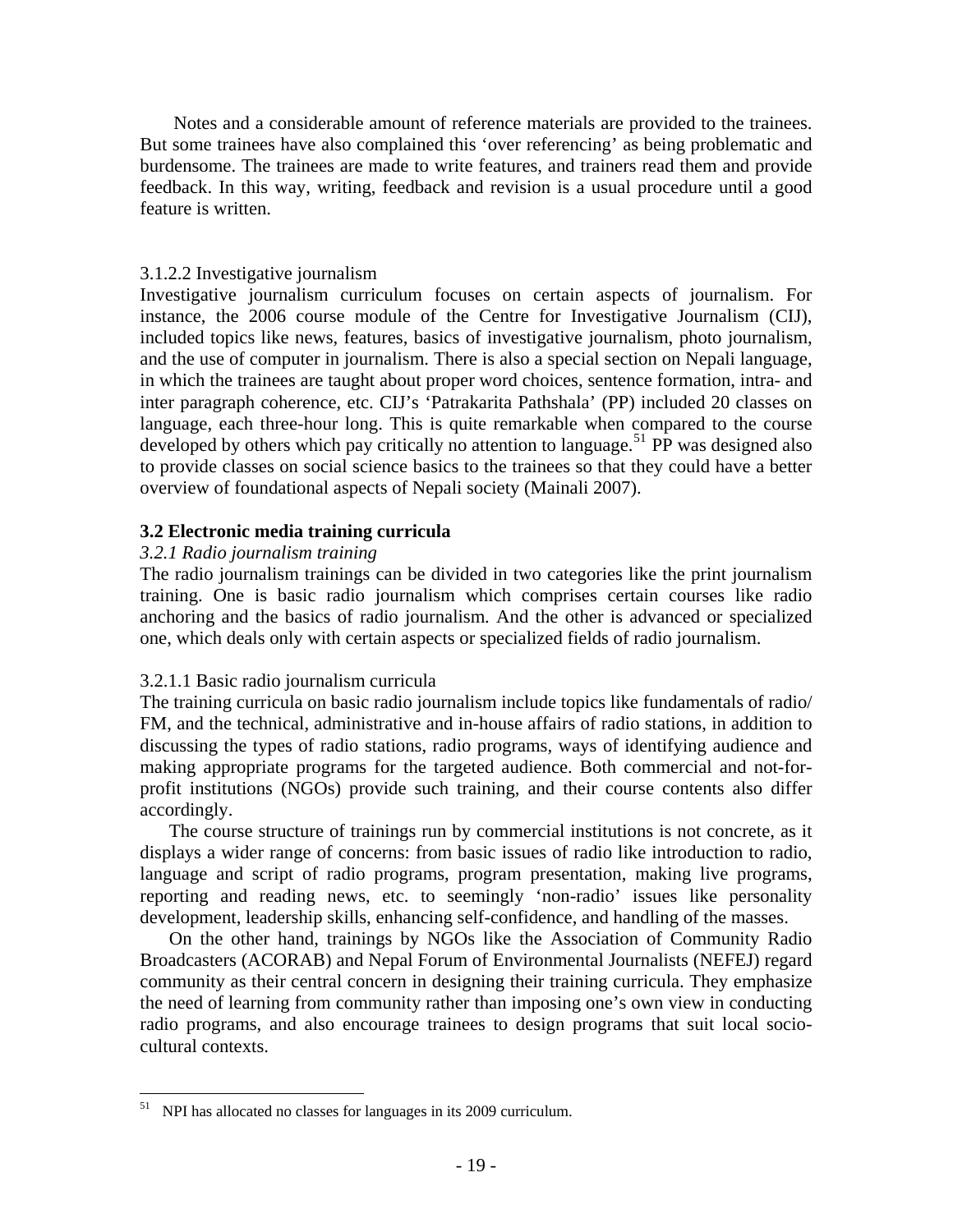Notes and a considerable amount of reference materials are provided to the trainees. But some trainees have also complained this 'over referencing' as being problematic and burdensome. The trainees are made to write features, and trainers read them and provide feedback. In this way, writing, feedback and revision is a usual procedure until a good feature is written.

3.1.2.2 Investigative journalism

Investigative journalism curriculum focuses on certain aspects of journalism. For instance, the 2006 course module of the Centre for Investigative Journalism (CIJ), included topics like news, features, basics of investigative journalism, photo journalism, and the use of computer in journalism. There is also a special section on Nepali language, in which the trainees are taught about proper word choices, sentence formation, intra- and inter paragraph coherence, etc. CIJ's 'Patrakarita Pathshala' (PP) included 20 classes on language, each three-hour long. This is quite remarkable when compared to the course developed by others which pay critically no attention to language.[51] PP was designed also to provide classes on social science basics to the trainees so that they could have a better overview of foundational aspects of Nepali society (Mainali 2007).

### 3.2 Electronic media training curricula

#### *3.2.1 Radio journalism training*

The radio journalism trainings can be divided in two categories like the print journalism training. One is basic radio journalism which comprises certain courses like radio anchoring and the basics of radio journalism. And the other is advanced or specialized one, which deals only with certain aspects or specialized fields of radio journalism.

3.2.1.1 Basic radio journalism curricula

The training curricula on basic radio journalism include topics like fundamentals of radio/ FM, and the technical, administrative and in-house affairs of radio stations, in addition to discussing the types of radio stations, radio programs, ways of identifying audience and making appropriate programs for the targeted audience. Both commercial and not-for-profit institutions (NGOs) provide such training, and their course contents also differ accordingly.

The course structure of trainings run by commercial institutions is not concrete, as it displays a wider range of concerns: from basic issues of radio like introduction to radio, language and script of radio programs, program presentation, making live programs, reporting and reading news, etc. to seemingly 'non-radio' issues like personality development, leadership skills, enhancing self-confidence, and handling of the masses.

On the other hand, trainings by NGOs like the Association of Community Radio Broadcasters (ACORAB) and Nepal Forum of Environmental Journalists (NEFEJ) regard community as their central concern in designing their training curricula. They emphasize the need of learning from community rather than imposing one's own view in conducting radio programs, and also encourage trainees to design programs that suit local socio-cultural contexts.

---

[51] NPI has allocated no classes for languages in its 2009 curriculum.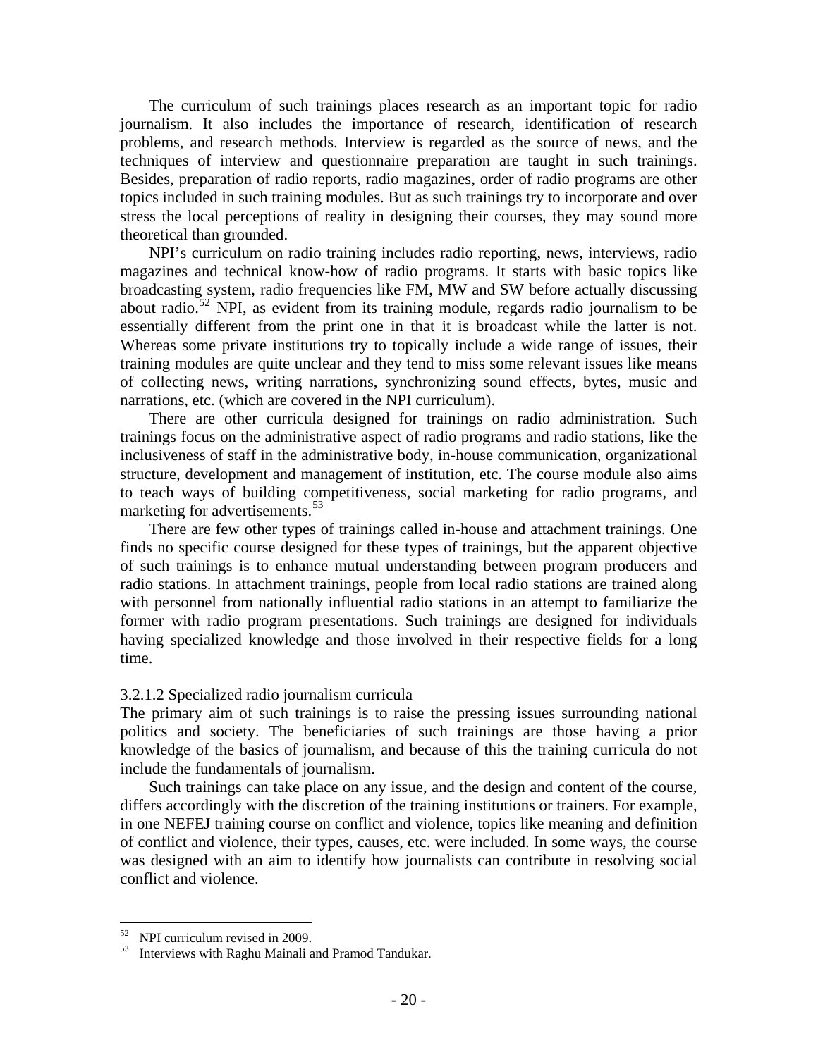The curriculum of such trainings places research as an important topic for radio journalism. It also includes the importance of research, identification of research problems, and research methods. Interview is regarded as the source of news, and the techniques of interview and questionnaire preparation are taught in such trainings. Besides, preparation of radio reports, radio magazines, order of radio programs are other topics included in such training modules. But as such trainings try to incorporate and over stress the local perceptions of reality in designing their courses, they may sound more theoretical than grounded.

NPI's curriculum on radio training includes radio reporting, news, interviews, radio magazines and technical know-how of radio programs. It starts with basic topics like broadcasting system, radio frequencies like FM, MW and SW before actually discussing about radio.[52] NPI, as evident from its training module, regards radio journalism to be essentially different from the print one in that it is broadcast while the latter is not. Whereas some private institutions try to topically include a wide range of issues, their training modules are quite unclear and they tend to miss some relevant issues like means of collecting news, writing narrations, synchronizing sound effects, bytes, music and narrations, etc. (which are covered in the NPI curriculum).

There are other curricula designed for trainings on radio administration. Such trainings focus on the administrative aspect of radio programs and radio stations, like the inclusiveness of staff in the administrative body, in-house communication, organizational structure, development and management of institution, etc. The course module also aims to teach ways of building competitiveness, social marketing for radio programs, and marketing for advertisements.[53]

There are few other types of trainings called in-house and attachment trainings. One finds no specific course designed for these types of trainings, but the apparent objective of such trainings is to enhance mutual understanding between program producers and radio stations. In attachment trainings, people from local radio stations are trained along with personnel from nationally influential radio stations in an attempt to familiarize the former with radio program presentations. Such trainings are designed for individuals having specialized knowledge and those involved in their respective fields for a long time.

3.2.1.2 Specialized radio journalism curricula

The primary aim of such trainings is to raise the pressing issues surrounding national politics and society. The beneficiaries of such trainings are those having a prior knowledge of the basics of journalism, and because of this the training curricula do not include the fundamentals of journalism.

Such trainings can take place on any issue, and the design and content of the course, differs accordingly with the discretion of the training institutions or trainers. For example, in one NEFEJ training course on conflict and violence, topics like meaning and definition of conflict and violence, their types, causes, etc. were included. In some ways, the course was designed with an aim to identify how journalists can contribute in resolving social conflict and violence.

---

[52] NPI curriculum revised in 2009.

[53] Interviews with Raghu Mainali and Pramod Tandukar.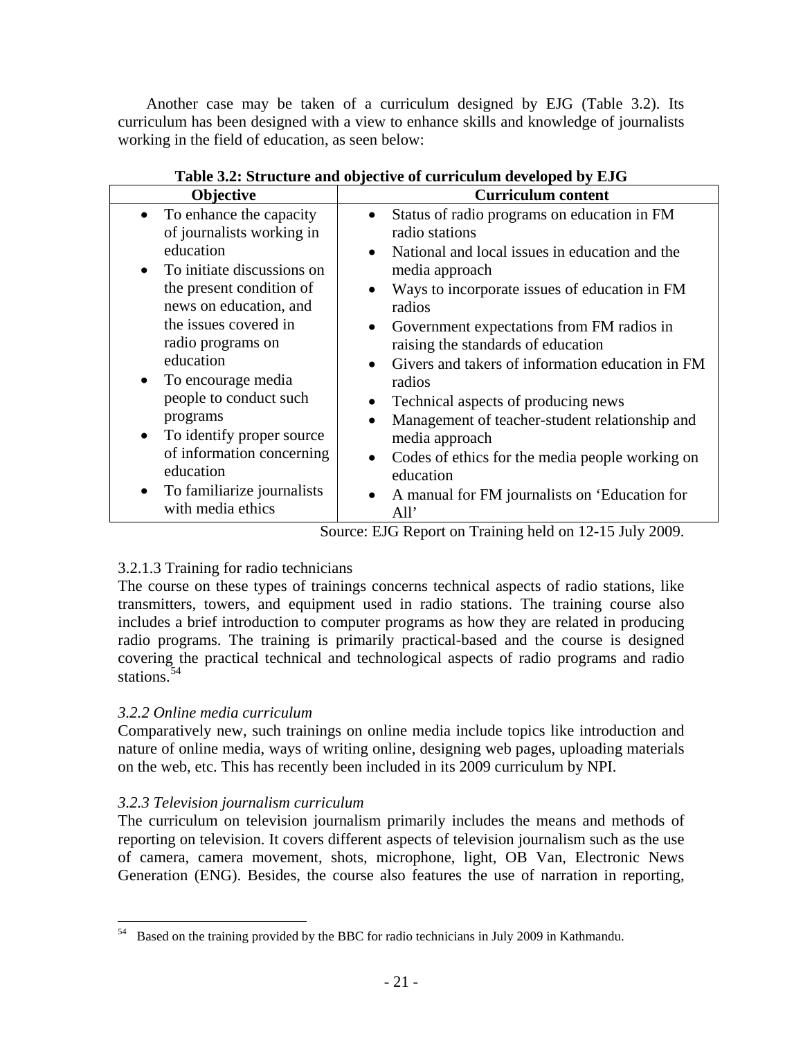Another case may be taken of a curriculum designed by EJG (Table 3.2). Its curriculum has been designed with a view to enhance skills and knowledge of journalists working in the field of education, as seen below:

**Table 3.2: Structure and objective of curriculum developed by EJG**

| Objective | Curriculum content |
|---|---|
| • To enhance the capacity of journalists working in education<br>• To initiate discussions on the present condition of news on education, and the issues covered in radio programs on education<br>• To encourage media people to conduct such programs<br>• To identify proper source of information concerning education<br>• To familiarize journalists with media ethics | • Status of radio programs on education in FM radio stations<br>• National and local issues in education and the media approach<br>• Ways to incorporate issues of education in FM radios<br>• Government expectations from FM radios in raising the standards of education<br>• Givers and takers of information education in FM radios<br>• Technical aspects of producing news<br>• Management of teacher-student relationship and media approach<br>• Codes of ethics for the media people working on education<br>• A manual for FM journalists on 'Education for All' |

Source: EJG Report on Training held on 12-15 July 2009.

3.2.1.3 Training for radio technicians

The course on these types of trainings concerns technical aspects of radio stations, like transmitters, towers, and equipment used in radio stations. The training course also includes a brief introduction to computer programs as how they are related in producing radio programs. The training is primarily practical-based and the course is designed covering the practical technical and technological aspects of radio programs and radio stations.[54]

*3.2.2 Online media curriculum*

Comparatively new, such trainings on online media include topics like introduction and nature of online media, ways of writing online, designing web pages, uploading materials on the web, etc. This has recently been included in its 2009 curriculum by NPI.

*3.2.3 Television journalism curriculum*

The curriculum on television journalism primarily includes the means and methods of reporting on television. It covers different aspects of television journalism such as the use of camera, camera movement, shots, microphone, light, OB Van, Electronic News Generation (ENG). Besides, the course also features the use of narration in reporting,

[54] Based on the training provided by the BBC for radio technicians in July 2009 in Kathmandu.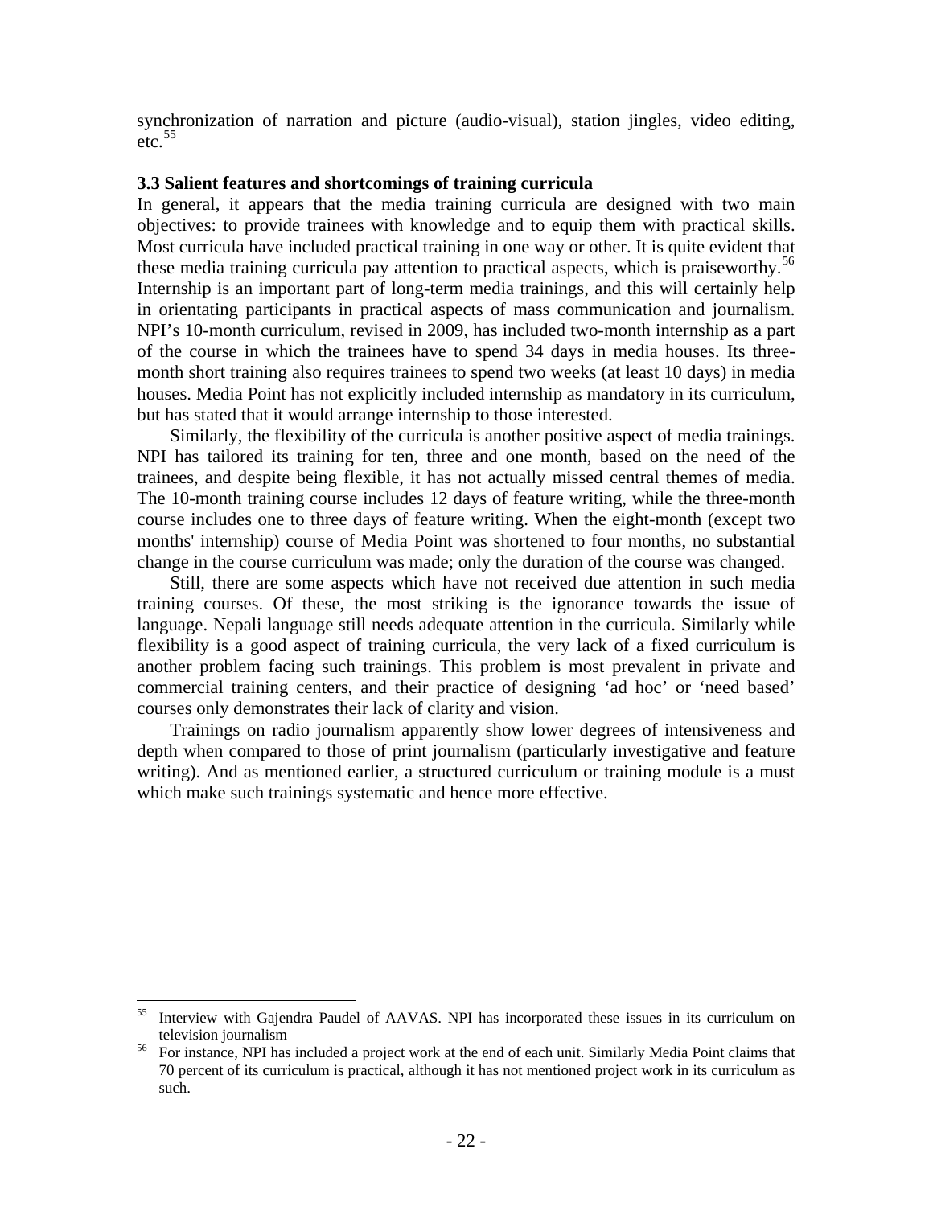synchronization of narration and picture (audio-visual), station jingles, video editing, etc.[55]

### 3.3 Salient features and shortcomings of training curricula

In general, it appears that the media training curricula are designed with two main objectives: to provide trainees with knowledge and to equip them with practical skills. Most curricula have included practical training in one way or other. It is quite evident that these media training curricula pay attention to practical aspects, which is praiseworthy.[56] Internship is an important part of long-term media trainings, and this will certainly help in orientating participants in practical aspects of mass communication and journalism. NPI's 10-month curriculum, revised in 2009, has included two-month internship as a part of the course in which the trainees have to spend 34 days in media houses. Its three-month short training also requires trainees to spend two weeks (at least 10 days) in media houses. Media Point has not explicitly included internship as mandatory in its curriculum, but has stated that it would arrange internship to those interested.

Similarly, the flexibility of the curricula is another positive aspect of media trainings. NPI has tailored its training for ten, three and one month, based on the need of the trainees, and despite being flexible, it has not actually missed central themes of media. The 10-month training course includes 12 days of feature writing, while the three-month course includes one to three days of feature writing. When the eight-month (except two months' internship) course of Media Point was shortened to four months, no substantial change in the course curriculum was made; only the duration of the course was changed.

Still, there are some aspects which have not received due attention in such media training courses. Of these, the most striking is the ignorance towards the issue of language. Nepali language still needs adequate attention in the curricula. Similarly while flexibility is a good aspect of training curricula, the very lack of a fixed curriculum is another problem facing such trainings. This problem is most prevalent in private and commercial training centers, and their practice of designing 'ad hoc' or 'need based' courses only demonstrates their lack of clarity and vision.

Trainings on radio journalism apparently show lower degrees of intensiveness and depth when compared to those of print journalism (particularly investigative and feature writing). And as mentioned earlier, a structured curriculum or training module is a must which make such trainings systematic and hence more effective.

---

[55] Interview with Gajendra Paudel of AAVAS. NPI has incorporated these issues in its curriculum on television journalism

[56] For instance, NPI has included a project work at the end of each unit. Similarly Media Point claims that 70 percent of its curriculum is practical, although it has not mentioned project work in its curriculum as such.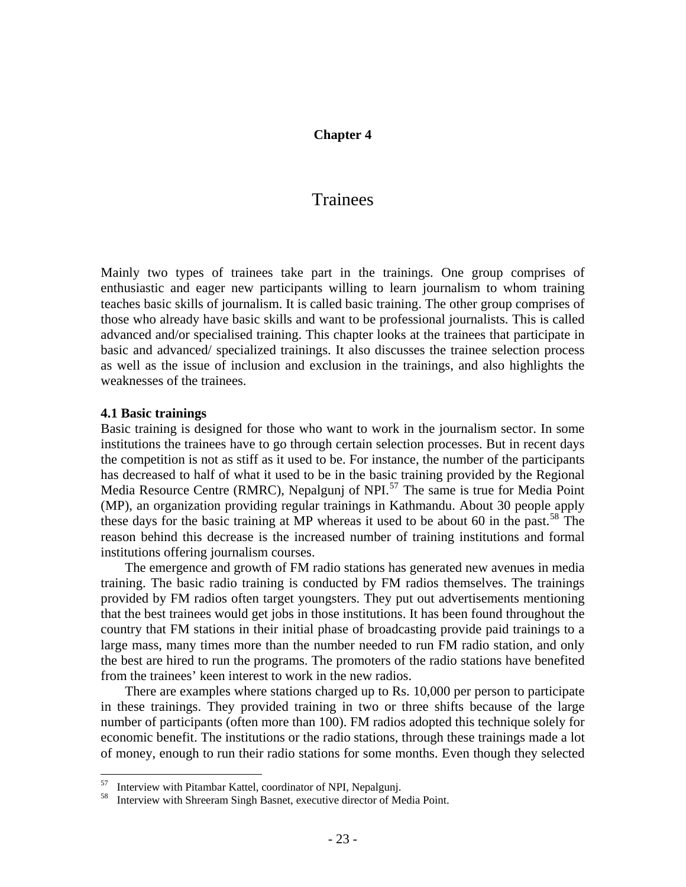# Chapter 4

# Trainees

Mainly two types of trainees take part in the trainings. One group comprises of enthusiastic and eager new participants willing to learn journalism to whom training teaches basic skills of journalism. It is called basic training. The other group comprises of those who already have basic skills and want to be professional journalists. This is called advanced and/or specialised training. This chapter looks at the trainees that participate in basic and advanced/ specialized trainings. It also discusses the trainee selection process as well as the issue of inclusion and exclusion in the trainings, and also highlights the weaknesses of the trainees.

## 4.1 Basic trainings

Basic training is designed for those who want to work in the journalism sector. In some institutions the trainees have to go through certain selection processes. But in recent days the competition is not as stiff as it used to be. For instance, the number of the participants has decreased to half of what it used to be in the basic training provided by the Regional Media Resource Centre (RMRC), Nepalgunj of NPI.[57] The same is true for Media Point (MP), an organization providing regular trainings in Kathmandu. About 30 people apply these days for the basic training at MP whereas it used to be about 60 in the past.[58] The reason behind this decrease is the increased number of training institutions and formal institutions offering journalism courses.

The emergence and growth of FM radio stations has generated new avenues in media training. The basic radio training is conducted by FM radios themselves. The trainings provided by FM radios often target youngsters. They put out advertisements mentioning that the best trainees would get jobs in those institutions. It has been found throughout the country that FM stations in their initial phase of broadcasting provide paid trainings to a large mass, many times more than the number needed to run FM radio station, and only the best are hired to run the programs. The promoters of the radio stations have benefited from the trainees' keen interest to work in the new radios.

There are examples where stations charged up to Rs. 10,000 per person to participate in these trainings. They provided training in two or three shifts because of the large number of participants (often more than 100). FM radios adopted this technique solely for economic benefit. The institutions or the radio stations, through these trainings made a lot of money, enough to run their radio stations for some months. Even though they selected

---

[57] Interview with Pitambar Kattel, coordinator of NPI, Nepalgunj.

[58] Interview with Shreeram Singh Basnet, executive director of Media Point.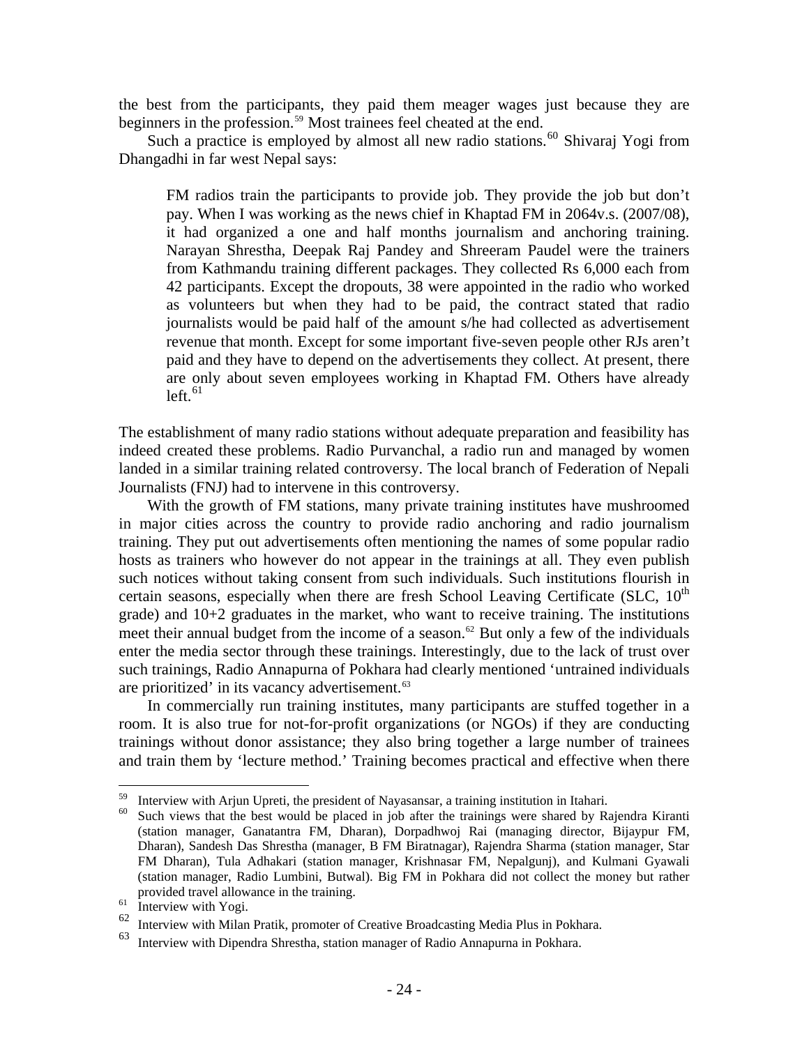the best from the participants, they paid them meager wages just because they are beginners in the profession.[59] Most trainees feel cheated at the end.

Such a practice is employed by almost all new radio stations.[60] Shivaraj Yogi from Dhangadhi in far west Nepal says:

> FM radios train the participants to provide job. They provide the job but don't pay. When I was working as the news chief in Khaptad FM in 2064v.s. (2007/08), it had organized a one and half months journalism and anchoring training. Narayan Shrestha, Deepak Raj Pandey and Shreeram Paudel were the trainers from Kathmandu training different packages. They collected Rs 6,000 each from 42 participants. Except the dropouts, 38 were appointed in the radio who worked as volunteers but when they had to be paid, the contract stated that radio journalists would be paid half of the amount s/he had collected as advertisement revenue that month. Except for some important five-seven people other RJs aren't paid and they have to depend on the advertisements they collect. At present, there are only about seven employees working in Khaptad FM. Others have already left.[61]

The establishment of many radio stations without adequate preparation and feasibility has indeed created these problems. Radio Purvanchal, a radio run and managed by women landed in a similar training related controversy. The local branch of Federation of Nepali Journalists (FNJ) had to intervene in this controversy.

With the growth of FM stations, many private training institutes have mushroomed in major cities across the country to provide radio anchoring and radio journalism training. They put out advertisements often mentioning the names of some popular radio hosts as trainers who however do not appear in the trainings at all. They even publish such notices without taking consent from such individuals. Such institutions flourish in certain seasons, especially when there are fresh School Leaving Certificate (SLC, 10th grade) and 10+2 graduates in the market, who want to receive training. The institutions meet their annual budget from the income of a season.[62] But only a few of the individuals enter the media sector through these trainings. Interestingly, due to the lack of trust over such trainings, Radio Annapurna of Pokhara had clearly mentioned 'untrained individuals are prioritized' in its vacancy advertisement.[63]

In commercially run training institutes, many participants are stuffed together in a room. It is also true for not-for-profit organizations (or NGOs) if they are conducting trainings without donor assistance; they also bring together a large number of trainees and train them by 'lecture method.' Training becomes practical and effective when there

---

[59] Interview with Arjun Upreti, the president of Nayasansar, a training institution in Itahari.

[60] Such views that the best would be placed in job after the trainings were shared by Rajendra Kiranti (station manager, Ganatantra FM, Dharan), Dorpadhwoj Rai (managing director, Bijaypur FM, Dharan), Sandesh Das Shrestha (manager, B FM Biratnagar), Rajendra Sharma (station manager, Star FM Dharan), Tula Adhakari (station manager, Krishnasar FM, Nepalgunj), and Kulmani Gyawali (station manager, Radio Lumbini, Butwal). Big FM in Pokhara did not collect the money but rather provided travel allowance in the training.

[61] Interview with Yogi.

[62] Interview with Milan Pratik, promoter of Creative Broadcasting Media Plus in Pokhara.

[63] Interview with Dipendra Shrestha, station manager of Radio Annapurna in Pokhara.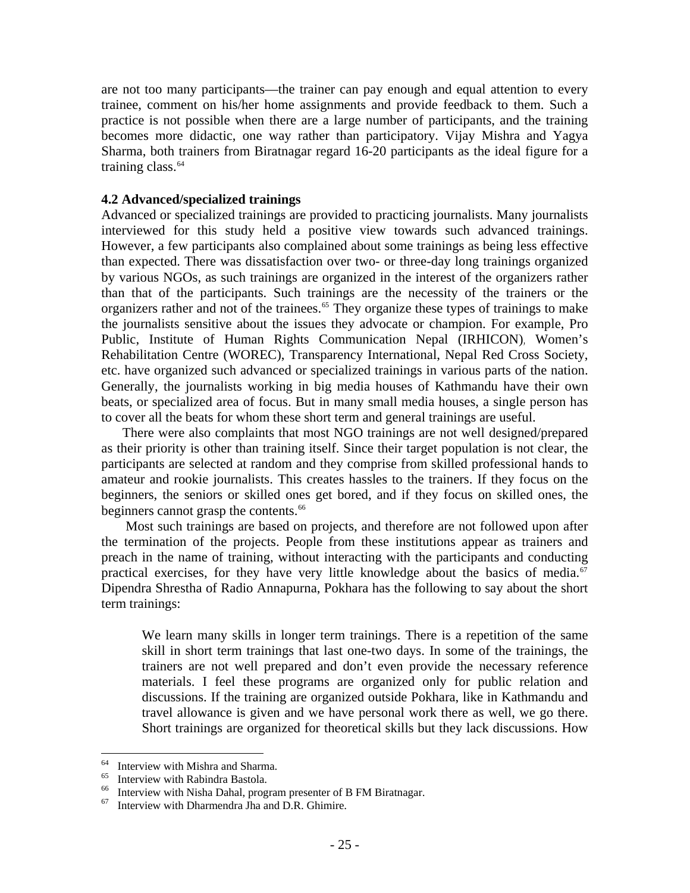are not too many participants—the trainer can pay enough and equal attention to every trainee, comment on his/her home assignments and provide feedback to them. Such a practice is not possible when there are a large number of participants, and the training becomes more didactic, one way rather than participatory. Vijay Mishra and Yagya Sharma, both trainers from Biratnagar regard 16-20 participants as the ideal figure for a training class.[64]

**4.2 Advanced/specialized trainings**

Advanced or specialized trainings are provided to practicing journalists. Many journalists interviewed for this study held a positive view towards such advanced trainings. However, a few participants also complained about some trainings as being less effective than expected. There was dissatisfaction over two- or three-day long trainings organized by various NGOs, as such trainings are organized in the interest of the organizers rather than that of the participants. Such trainings are the necessity of the trainers or the organizers rather and not of the trainees.[65] They organize these types of trainings to make the journalists sensitive about the issues they advocate or champion. For example, Pro Public, Institute of Human Rights Communication Nepal (IRHICON), Women's Rehabilitation Centre (WOREC), Transparency International, Nepal Red Cross Society, etc. have organized such advanced or specialized trainings in various parts of the nation. Generally, the journalists working in big media houses of Kathmandu have their own beats, or specialized area of focus. But in many small media houses, a single person has to cover all the beats for whom these short term and general trainings are useful.

There were also complaints that most NGO trainings are not well designed/prepared as their priority is other than training itself. Since their target population is not clear, the participants are selected at random and they comprise from skilled professional hands to amateur and rookie journalists. This creates hassles to the trainers. If they focus on the beginners, the seniors or skilled ones get bored, and if they focus on skilled ones, the beginners cannot grasp the contents.[66]

Most such trainings are based on projects, and therefore are not followed upon after the termination of the projects. People from these institutions appear as trainers and preach in the name of training, without interacting with the participants and conducting practical exercises, for they have very little knowledge about the basics of media.[67] Dipendra Shrestha of Radio Annapurna, Pokhara has the following to say about the short term trainings:

> We learn many skills in longer term trainings. There is a repetition of the same skill in short term trainings that last one-two days. In some of the trainings, the trainers are not well prepared and don't even provide the necessary reference materials. I feel these programs are organized only for public relation and discussions. If the training are organized outside Pokhara, like in Kathmandu and travel allowance is given and we have personal work there as well, we go there. Short trainings are organized for theoretical skills but they lack discussions. How

---

[64] Interview with Mishra and Sharma.
[65] Interview with Rabindra Bastola.
[66] Interview with Nisha Dahal, program presenter of B FM Biratnagar.
[67] Interview with Dharmendra Jha and D.R. Ghimire.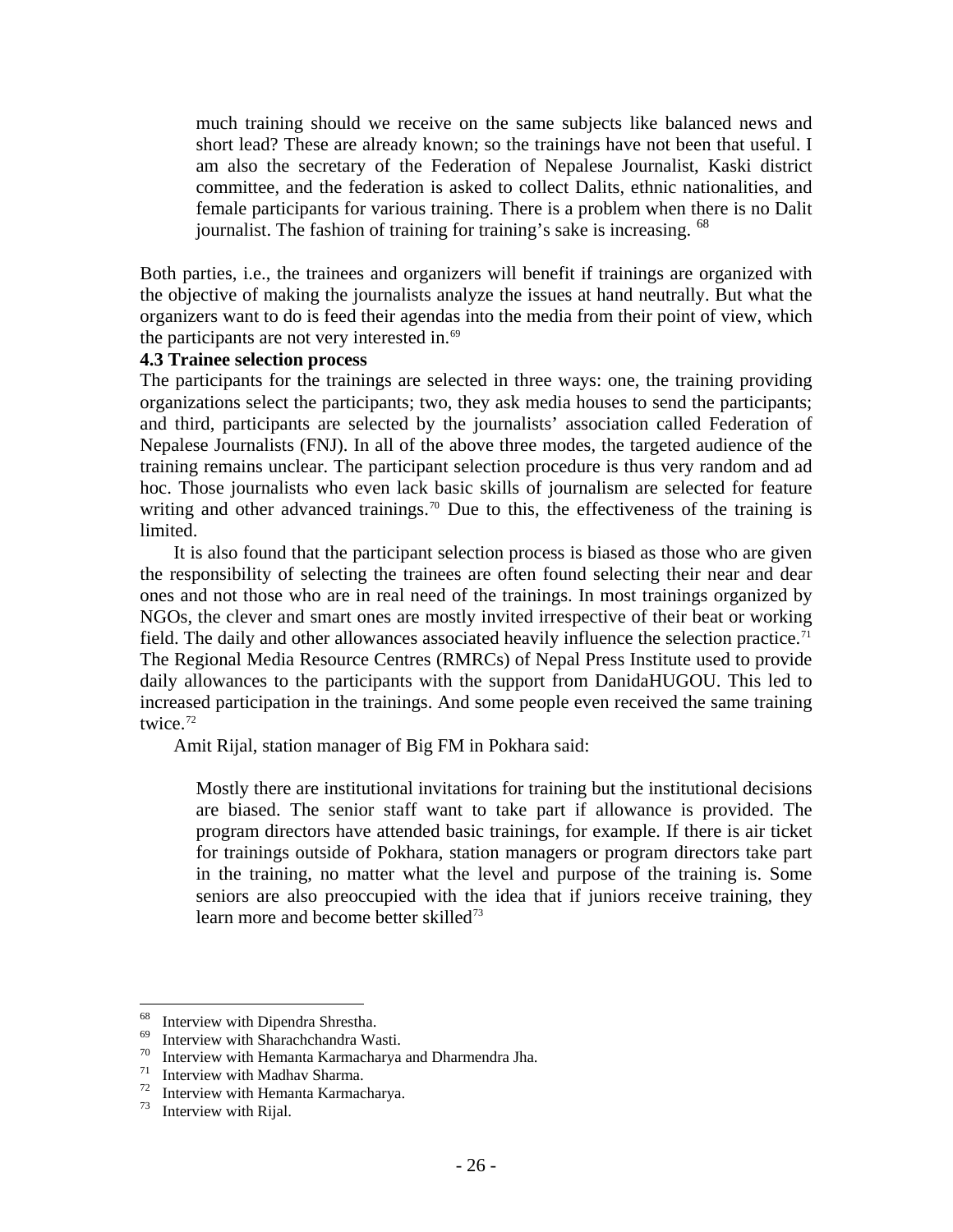> much training should we receive on the same subjects like balanced news and short lead? These are already known; so the trainings have not been that useful. I am also the secretary of the Federation of Nepalese Journalist, Kaski district committee, and the federation is asked to collect Dalits, ethnic nationalities, and female participants for various training. There is a problem when there is no Dalit journalist. The fashion of training for training's sake is increasing. [68]

Both parties, i.e., the trainees and organizers will benefit if trainings are organized with the objective of making the journalists analyze the issues at hand neutrally. But what the organizers want to do is feed their agendas into the media from their point of view, which the participants are not very interested in.[69]

**4.3 Trainee selection process**

The participants for the trainings are selected in three ways: one, the training providing organizations select the participants; two, they ask media houses to send the participants; and third, participants are selected by the journalists' association called Federation of Nepalese Journalists (FNJ). In all of the above three modes, the targeted audience of the training remains unclear. The participant selection procedure is thus very random and ad hoc. Those journalists who even lack basic skills of journalism are selected for feature writing and other advanced trainings.[70] Due to this, the effectiveness of the training is limited.

It is also found that the participant selection process is biased as those who are given the responsibility of selecting the trainees are often found selecting their near and dear ones and not those who are in real need of the trainings. In most trainings organized by NGOs, the clever and smart ones are mostly invited irrespective of their beat or working field. The daily and other allowances associated heavily influence the selection practice.[71] The Regional Media Resource Centres (RMRCs) of Nepal Press Institute used to provide daily allowances to the participants with the support from DanidaHUGOU. This led to increased participation in the trainings. And some people even received the same training twice.[72]

Amit Rijal, station manager of Big FM in Pokhara said:

> Mostly there are institutional invitations for training but the institutional decisions are biased. The senior staff want to take part if allowance is provided. The program directors have attended basic trainings, for example. If there is air ticket for trainings outside of Pokhara, station managers or program directors take part in the training, no matter what the level and purpose of the training is. Some seniors are also preoccupied with the idea that if juniors receive training, they learn more and become better skilled[73]

---

[68] Interview with Dipendra Shrestha.
[69] Interview with Sharachchandra Wasti.
[70] Interview with Hemanta Karmacharya and Dharmendra Jha.
[71] Interview with Madhav Sharma.
[72] Interview with Hemanta Karmacharya.
[73] Interview with Rijal.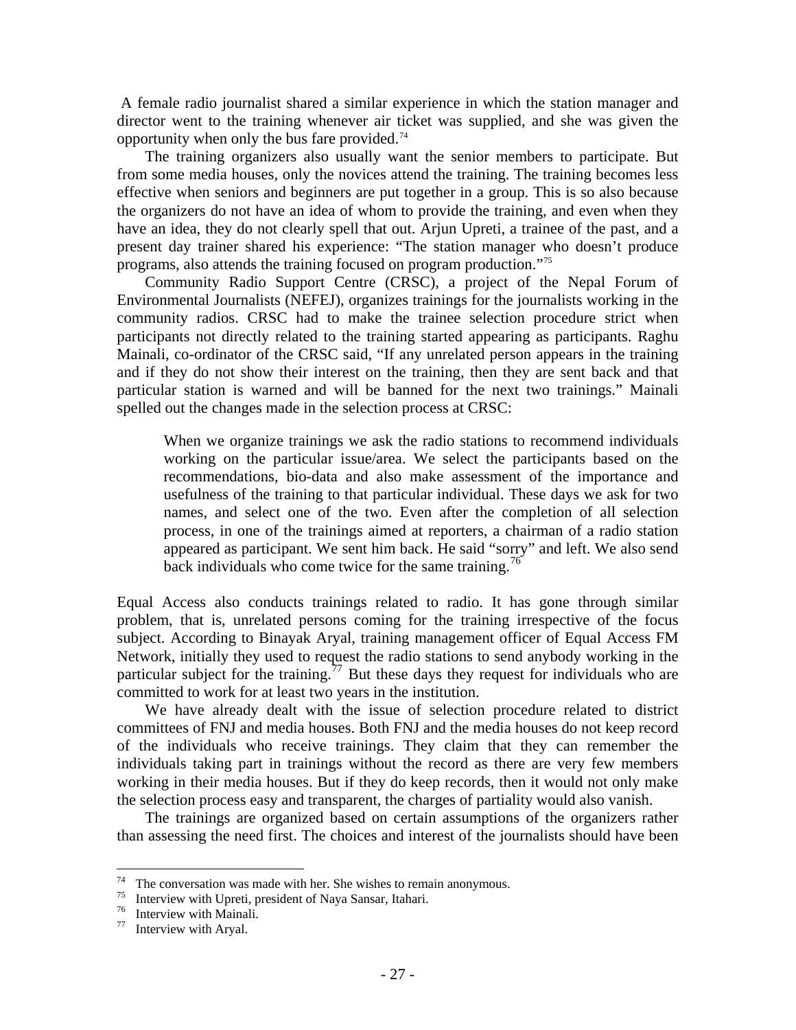A female radio journalist shared a similar experience in which the station manager and director went to the training whenever air ticket was supplied, and she was given the opportunity when only the bus fare provided.[74]

The training organizers also usually want the senior members to participate. But from some media houses, only the novices attend the training. The training becomes less effective when seniors and beginners are put together in a group. This is so also because the organizers do not have an idea of whom to provide the training, and even when they have an idea, they do not clearly spell that out. Arjun Upreti, a trainee of the past, and a present day trainer shared his experience: "The station manager who doesn't produce programs, also attends the training focused on program production."[75]

Community Radio Support Centre (CRSC), a project of the Nepal Forum of Environmental Journalists (NEFEJ), organizes trainings for the journalists working in the community radios. CRSC had to make the trainee selection procedure strict when participants not directly related to the training started appearing as participants. Raghu Mainali, co-ordinator of the CRSC said, "If any unrelated person appears in the training and if they do not show their interest on the training, then they are sent back and that particular station is warned and will be banned for the next two trainings." Mainali spelled out the changes made in the selection process at CRSC:

> When we organize trainings we ask the radio stations to recommend individuals working on the particular issue/area. We select the participants based on the recommendations, bio-data and also make assessment of the importance and usefulness of the training to that particular individual. These days we ask for two names, and select one of the two. Even after the completion of all selection process, in one of the trainings aimed at reporters, a chairman of a radio station appeared as participant. We sent him back. He said "sorry" and left. We also send back individuals who come twice for the same training.[76]

Equal Access also conducts trainings related to radio. It has gone through similar problem, that is, unrelated persons coming for the training irrespective of the focus subject. According to Binayak Aryal, training management officer of Equal Access FM Network, initially they used to request the radio stations to send anybody working in the particular subject for the training.[77] But these days they request for individuals who are committed to work for at least two years in the institution.

We have already dealt with the issue of selection procedure related to district committees of FNJ and media houses. Both FNJ and the media houses do not keep record of the individuals who receive trainings. They claim that they can remember the individuals taking part in trainings without the record as there are very few members working in their media houses. But if they do keep records, then it would not only make the selection process easy and transparent, the charges of partiality would also vanish.

The trainings are organized based on certain assumptions of the organizers rather than assessing the need first. The choices and interest of the journalists should have been

---

[74] The conversation was made with her. She wishes to remain anonymous.

[75] Interview with Upreti, president of Naya Sansar, Itahari.

[76] Interview with Mainali.

[77] Interview with Aryal.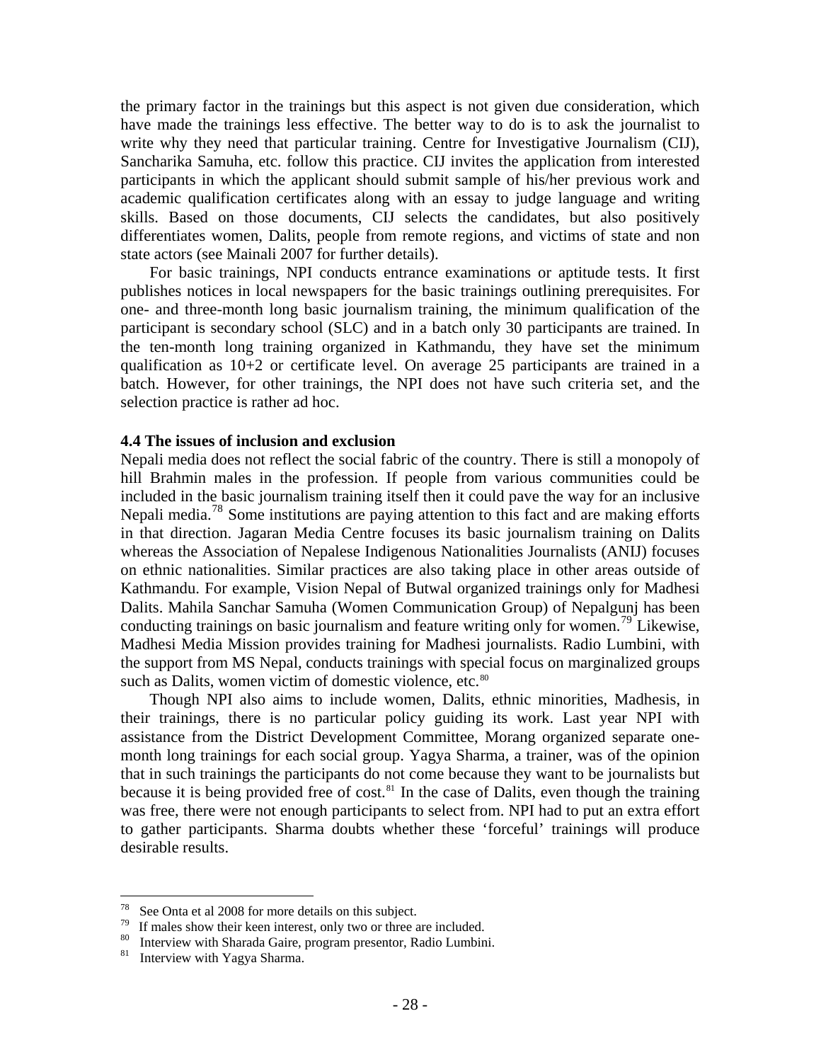the primary factor in the trainings but this aspect is not given due consideration, which have made the trainings less effective. The better way to do is to ask the journalist to write why they need that particular training. Centre for Investigative Journalism (CIJ), Sancharika Samuha, etc. follow this practice. CIJ invites the application from interested participants in which the applicant should submit sample of his/her previous work and academic qualification certificates along with an essay to judge language and writing skills. Based on those documents, CIJ selects the candidates, but also positively differentiates women, Dalits, people from remote regions, and victims of state and non state actors (see Mainali 2007 for further details).

For basic trainings, NPI conducts entrance examinations or aptitude tests. It first publishes notices in local newspapers for the basic trainings outlining prerequisites. For one- and three-month long basic journalism training, the minimum qualification of the participant is secondary school (SLC) and in a batch only 30 participants are trained. In the ten-month long training organized in Kathmandu, they have set the minimum qualification as 10+2 or certificate level. On average 25 participants are trained in a batch. However, for other trainings, the NPI does not have such criteria set, and the selection practice is rather ad hoc.

### 4.4 The issues of inclusion and exclusion

Nepali media does not reflect the social fabric of the country. There is still a monopoly of hill Brahmin males in the profession. If people from various communities could be included in the basic journalism training itself then it could pave the way for an inclusive Nepali media.[78] Some institutions are paying attention to this fact and are making efforts in that direction. Jagaran Media Centre focuses its basic journalism training on Dalits whereas the Association of Nepalese Indigenous Nationalities Journalists (ANIJ) focuses on ethnic nationalities. Similar practices are also taking place in other areas outside of Kathmandu. For example, Vision Nepal of Butwal organized trainings only for Madhesi Dalits. Mahila Sanchar Samuha (Women Communication Group) of Nepalgunj has been conducting trainings on basic journalism and feature writing only for women.[79] Likewise, Madhesi Media Mission provides training for Madhesi journalists. Radio Lumbini, with the support from MS Nepal, conducts trainings with special focus on marginalized groups such as Dalits, women victim of domestic violence, etc.[80]

Though NPI also aims to include women, Dalits, ethnic minorities, Madhesis, in their trainings, there is no particular policy guiding its work. Last year NPI with assistance from the District Development Committee, Morang organized separate one-month long trainings for each social group. Yagya Sharma, a trainer, was of the opinion that in such trainings the participants do not come because they want to be journalists but because it is being provided free of cost.[81] In the case of Dalits, even though the training was free, there were not enough participants to select from. NPI had to put an extra effort to gather participants. Sharma doubts whether these 'forceful' trainings will produce desirable results.

---

[78] See Onta et al 2008 for more details on this subject.
[79] If males show their keen interest, only two or three are included.
[80] Interview with Sharada Gaire, program presentor, Radio Lumbini.
[81] Interview with Yagya Sharma.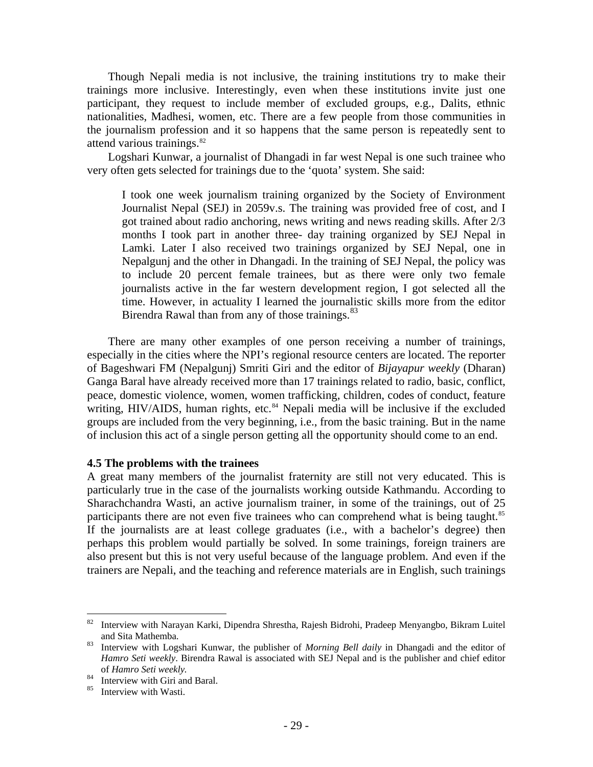Though Nepali media is not inclusive, the training institutions try to make their trainings more inclusive. Interestingly, even when these institutions invite just one participant, they request to include member of excluded groups, e.g., Dalits, ethnic nationalities, Madhesi, women, etc. There are a few people from those communities in the journalism profession and it so happens that the same person is repeatedly sent to attend various trainings.[82]

Logshari Kunwar, a journalist of Dhangadi in far west Nepal is one such trainee who very often gets selected for trainings due to the 'quota' system. She said:

> I took one week journalism training organized by the Society of Environment Journalist Nepal (SEJ) in 2059v.s. The training was provided free of cost, and I got trained about radio anchoring, news writing and news reading skills. After 2/3 months I took part in another three- day training organized by SEJ Nepal in Lamki. Later I also received two trainings organized by SEJ Nepal, one in Nepalgunj and the other in Dhangadi. In the training of SEJ Nepal, the policy was to include 20 percent female trainees, but as there were only two female journalists active in the far western development region, I got selected all the time. However, in actuality I learned the journalistic skills more from the editor Birendra Rawal than from any of those trainings.[83]

There are many other examples of one person receiving a number of trainings, especially in the cities where the NPI's regional resource centers are located. The reporter of Bageshwari FM (Nepalgunj) Smriti Giri and the editor of *Bijayapur weekly* (Dharan) Ganga Baral have already received more than 17 trainings related to radio, basic, conflict, peace, domestic violence, women, women trafficking, children, codes of conduct, feature writing, HIV/AIDS, human rights, etc.[84] Nepali media will be inclusive if the excluded groups are included from the very beginning, i.e., from the basic training. But in the name of inclusion this act of a single person getting all the opportunity should come to an end.

### 4.5 The problems with the trainees

A great many members of the journalist fraternity are still not very educated. This is particularly true in the case of the journalists working outside Kathmandu. According to Sharachchandra Wasti, an active journalism trainer, in some of the trainings, out of 25 participants there are not even five trainees who can comprehend what is being taught.[85] If the journalists are at least college graduates (i.e., with a bachelor's degree) then perhaps this problem would partially be solved. In some trainings, foreign trainers are also present but this is not very useful because of the language problem. And even if the trainers are Nepali, and the teaching and reference materials are in English, such trainings

---

[82] Interview with Narayan Karki, Dipendra Shrestha, Rajesh Bidrohi, Pradeep Menyangbo, Bikram Luitel and Sita Mathemba.

[83] Interview with Logshari Kunwar, the publisher of *Morning Bell daily* in Dhangadi and the editor of *Hamro Seti weekly*. Birendra Rawal is associated with SEJ Nepal and is the publisher and chief editor of *Hamro Seti weekly.*

[84] Interview with Giri and Baral.

[85] Interview with Wasti.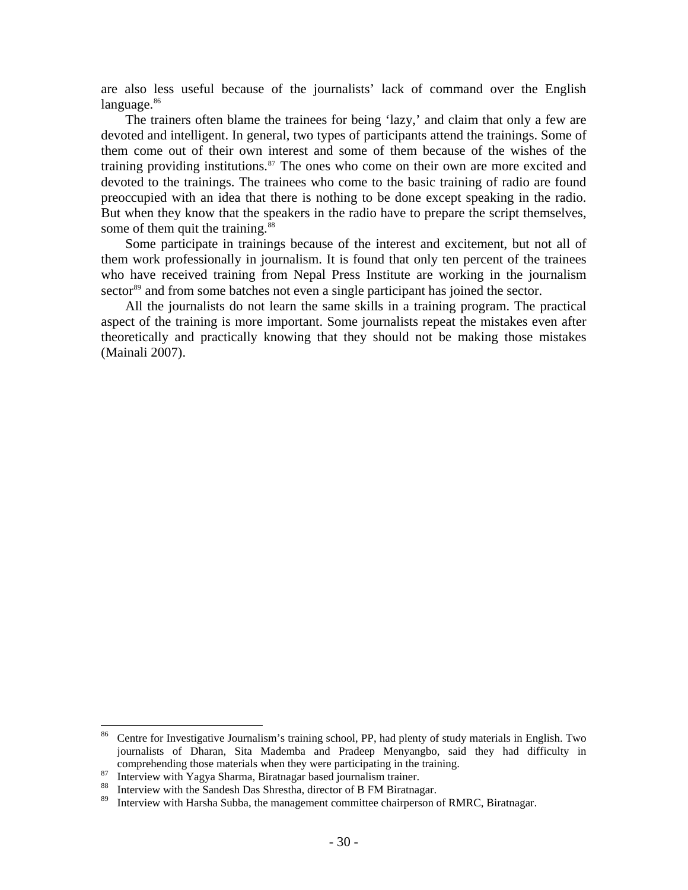are also less useful because of the journalists' lack of command over the English language.[86]

The trainers often blame the trainees for being 'lazy,' and claim that only a few are devoted and intelligent. In general, two types of participants attend the trainings. Some of them come out of their own interest and some of them because of the wishes of the training providing institutions.[87] The ones who come on their own are more excited and devoted to the trainings. The trainees who come to the basic training of radio are found preoccupied with an idea that there is nothing to be done except speaking in the radio. But when they know that the speakers in the radio have to prepare the script themselves, some of them quit the training.[88]

Some participate in trainings because of the interest and excitement, but not all of them work professionally in journalism. It is found that only ten percent of the trainees who have received training from Nepal Press Institute are working in the journalism sector[89] and from some batches not even a single participant has joined the sector.

All the journalists do not learn the same skills in a training program. The practical aspect of the training is more important. Some journalists repeat the mistakes even after theoretically and practically knowing that they should not be making those mistakes (Mainali 2007).

---

[86] Centre for Investigative Journalism's training school, PP, had plenty of study materials in English. Two journalists of Dharan, Sita Mademba and Pradeep Menyangbo, said they had difficulty in comprehending those materials when they were participating in the training.

[87] Interview with Yagya Sharma, Biratnagar based journalism trainer.

[88] Interview with the Sandesh Das Shrestha, director of B FM Biratnagar.

[89] Interview with Harsha Subba, the management committee chairperson of RMRC, Biratnagar.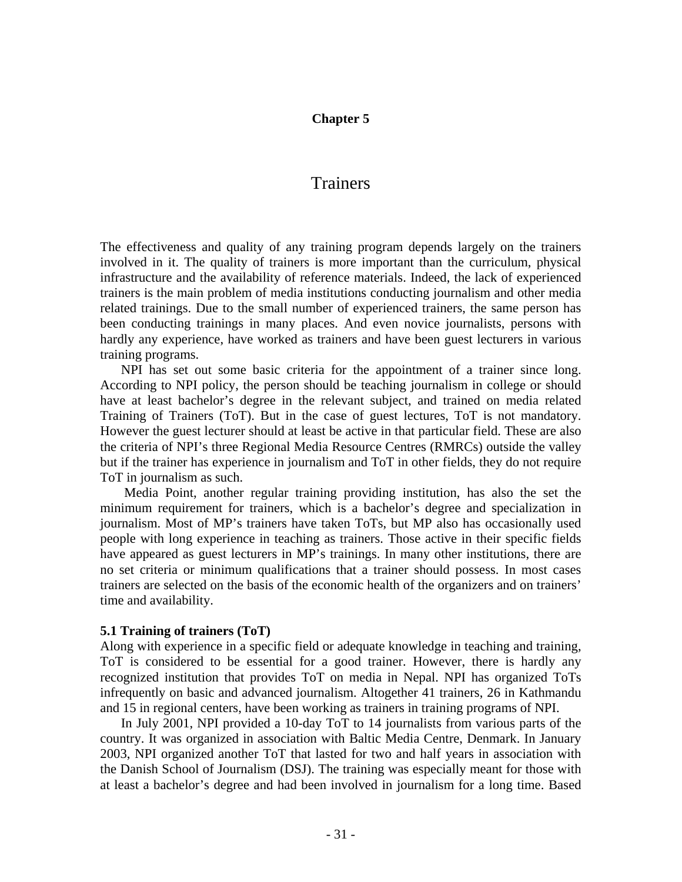# Chapter 5

## Trainers

The effectiveness and quality of any training program depends largely on the trainers involved in it. The quality of trainers is more important than the curriculum, physical infrastructure and the availability of reference materials. Indeed, the lack of experienced trainers is the main problem of media institutions conducting journalism and other media related trainings. Due to the small number of experienced trainers, the same person has been conducting trainings in many places. And even novice journalists, persons with hardly any experience, have worked as trainers and have been guest lecturers in various training programs.

NPI has set out some basic criteria for the appointment of a trainer since long. According to NPI policy, the person should be teaching journalism in college or should have at least bachelor's degree in the relevant subject, and trained on media related Training of Trainers (ToT). But in the case of guest lectures, ToT is not mandatory. However the guest lecturer should at least be active in that particular field. These are also the criteria of NPI's three Regional Media Resource Centres (RMRCs) outside the valley but if the trainer has experience in journalism and ToT in other fields, they do not require ToT in journalism as such.

Media Point, another regular training providing institution, has also the set the minimum requirement for trainers, which is a bachelor's degree and specialization in journalism. Most of MP's trainers have taken ToTs, but MP also has occasionally used people with long experience in teaching as trainers. Those active in their specific fields have appeared as guest lecturers in MP's trainings. In many other institutions, there are no set criteria or minimum qualifications that a trainer should possess. In most cases trainers are selected on the basis of the economic health of the organizers and on trainers' time and availability.

### 5.1 Training of trainers (ToT)

Along with experience in a specific field or adequate knowledge in teaching and training, ToT is considered to be essential for a good trainer. However, there is hardly any recognized institution that provides ToT on media in Nepal. NPI has organized ToTs infrequently on basic and advanced journalism. Altogether 41 trainers, 26 in Kathmandu and 15 in regional centers, have been working as trainers in training programs of NPI.

In July 2001, NPI provided a 10-day ToT to 14 journalists from various parts of the country. It was organized in association with Baltic Media Centre, Denmark. In January 2003, NPI organized another ToT that lasted for two and half years in association with the Danish School of Journalism (DSJ). The training was especially meant for those with at least a bachelor's degree and had been involved in journalism for a long time. Based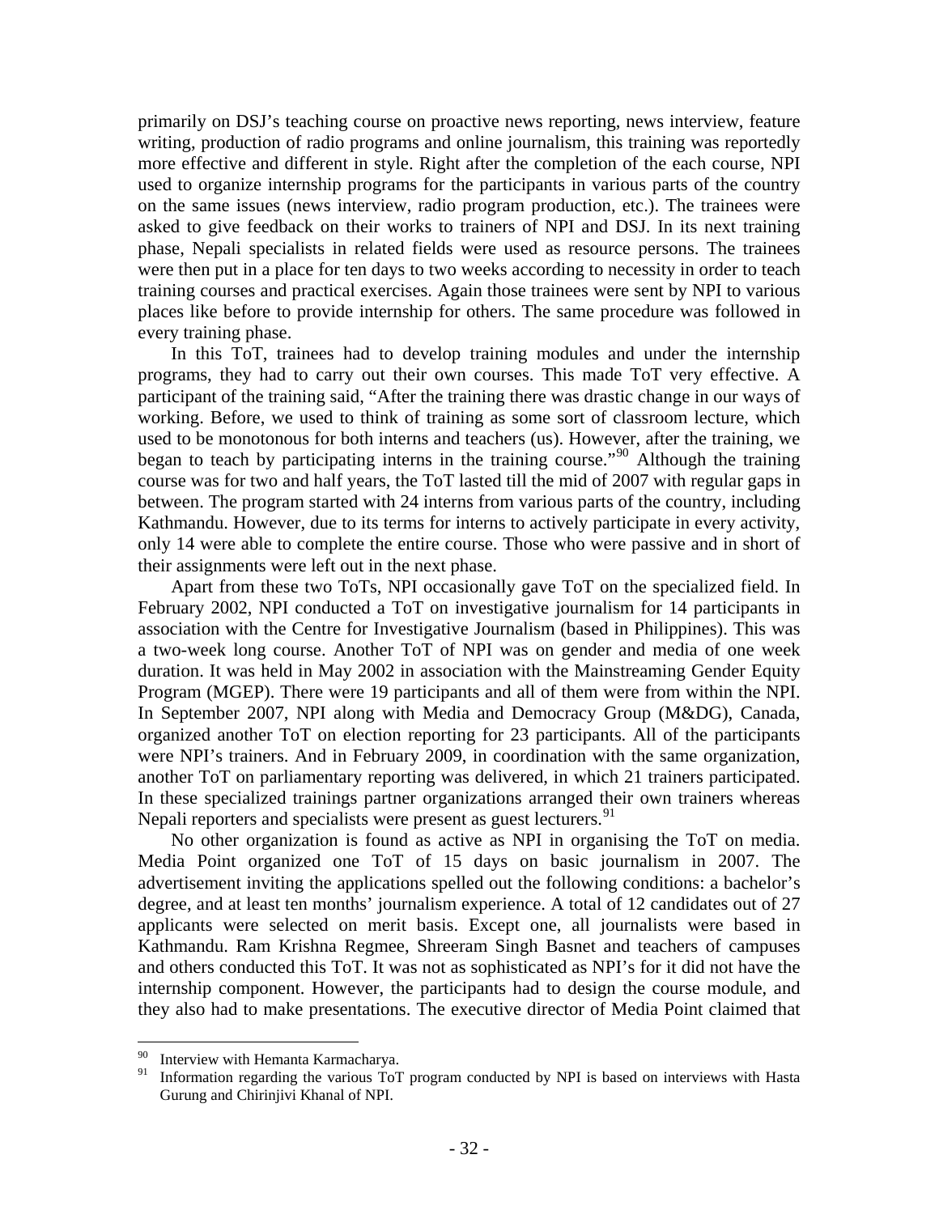primarily on DSJ's teaching course on proactive news reporting, news interview, feature writing, production of radio programs and online journalism, this training was reportedly more effective and different in style. Right after the completion of the each course, NPI used to organize internship programs for the participants in various parts of the country on the same issues (news interview, radio program production, etc.). The trainees were asked to give feedback on their works to trainers of NPI and DSJ. In its next training phase, Nepali specialists in related fields were used as resource persons. The trainees were then put in a place for ten days to two weeks according to necessity in order to teach training courses and practical exercises. Again those trainees were sent by NPI to various places like before to provide internship for others. The same procedure was followed in every training phase.

In this ToT, trainees had to develop training modules and under the internship programs, they had to carry out their own courses. This made ToT very effective. A participant of the training said, "After the training there was drastic change in our ways of working. Before, we used to think of training as some sort of classroom lecture, which used to be monotonous for both interns and teachers (us). However, after the training, we began to teach by participating interns in the training course."[90] Although the training course was for two and half years, the ToT lasted till the mid of 2007 with regular gaps in between. The program started with 24 interns from various parts of the country, including Kathmandu. However, due to its terms for interns to actively participate in every activity, only 14 were able to complete the entire course. Those who were passive and in short of their assignments were left out in the next phase.

Apart from these two ToTs, NPI occasionally gave ToT on the specialized field. In February 2002, NPI conducted a ToT on investigative journalism for 14 participants in association with the Centre for Investigative Journalism (based in Philippines). This was a two-week long course. Another ToT of NPI was on gender and media of one week duration. It was held in May 2002 in association with the Mainstreaming Gender Equity Program (MGEP). There were 19 participants and all of them were from within the NPI. In September 2007, NPI along with Media and Democracy Group (M&DG), Canada, organized another ToT on election reporting for 23 participants. All of the participants were NPI's trainers. And in February 2009, in coordination with the same organization, another ToT on parliamentary reporting was delivered, in which 21 trainers participated. In these specialized trainings partner organizations arranged their own trainers whereas Nepali reporters and specialists were present as guest lecturers.[91]

No other organization is found as active as NPI in organising the ToT on media. Media Point organized one ToT of 15 days on basic journalism in 2007. The advertisement inviting the applications spelled out the following conditions: a bachelor's degree, and at least ten months' journalism experience. A total of 12 candidates out of 27 applicants were selected on merit basis. Except one, all journalists were based in Kathmandu. Ram Krishna Regmee, Shreeram Singh Basnet and teachers of campuses and others conducted this ToT. It was not as sophisticated as NPI's for it did not have the internship component. However, the participants had to design the course module, and they also had to make presentations. The executive director of Media Point claimed that

---

[90] Interview with Hemanta Karmacharya.

[91] Information regarding the various ToT program conducted by NPI is based on interviews with Hasta Gurung and Chirinjivi Khanal of NPI.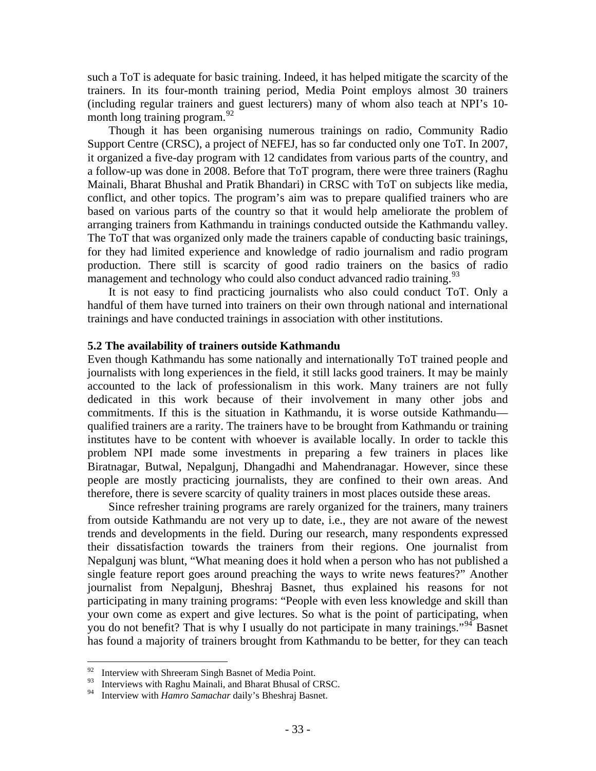such a ToT is adequate for basic training. Indeed, it has helped mitigate the scarcity of the trainers. In its four-month training period, Media Point employs almost 30 trainers (including regular trainers and guest lecturers) many of whom also teach at NPI's 10-month long training program.[92]

Though it has been organising numerous trainings on radio, Community Radio Support Centre (CRSC), a project of NEFEJ, has so far conducted only one ToT. In 2007, it organized a five-day program with 12 candidates from various parts of the country, and a follow-up was done in 2008. Before that ToT program, there were three trainers (Raghu Mainali, Bharat Bhushal and Pratik Bhandari) in CRSC with ToT on subjects like media, conflict, and other topics. The program's aim was to prepare qualified trainers who are based on various parts of the country so that it would help ameliorate the problem of arranging trainers from Kathmandu in trainings conducted outside the Kathmandu valley. The ToT that was organized only made the trainers capable of conducting basic trainings, for they had limited experience and knowledge of radio journalism and radio program production. There still is scarcity of good radio trainers on the basics of radio management and technology who could also conduct advanced radio training.[93]

It is not easy to find practicing journalists who also could conduct ToT. Only a handful of them have turned into trainers on their own through national and international trainings and have conducted trainings in association with other institutions.

### 5.2 The availability of trainers outside Kathmandu

Even though Kathmandu has some nationally and internationally ToT trained people and journalists with long experiences in the field, it still lacks good trainers. It may be mainly accounted to the lack of professionalism in this work. Many trainers are not fully dedicated in this work because of their involvement in many other jobs and commitments. If this is the situation in Kathmandu, it is worse outside Kathmandu—qualified trainers are a rarity. The trainers have to be brought from Kathmandu or training institutes have to be content with whoever is available locally. In order to tackle this problem NPI made some investments in preparing a few trainers in places like Biratnagar, Butwal, Nepalgunj, Dhangadhi and Mahendranagar. However, since these people are mostly practicing journalists, they are confined to their own areas. And therefore, there is severe scarcity of quality trainers in most places outside these areas.

Since refresher training programs are rarely organized for the trainers, many trainers from outside Kathmandu are not very up to date, i.e., they are not aware of the newest trends and developments in the field. During our research, many respondents expressed their dissatisfaction towards the trainers from their regions. One journalist from Nepalgunj was blunt, "What meaning does it hold when a person who has not published a single feature report goes around preaching the ways to write news features?" Another journalist from Nepalgunj, Bheshraj Basnet, thus explained his reasons for not participating in many training programs: "People with even less knowledge and skill than your own come as expert and give lectures. So what is the point of participating, when you do not benefit? That is why I usually do not participate in many trainings."[94] Basnet has found a majority of trainers brought from Kathmandu to be better, for they can teach

---

[92] Interview with Shreeram Singh Basnet of Media Point.

[93] Interviews with Raghu Mainali, and Bharat Bhusal of CRSC.

[94] Interview with *Hamro Samachar* daily's Bheshraj Basnet.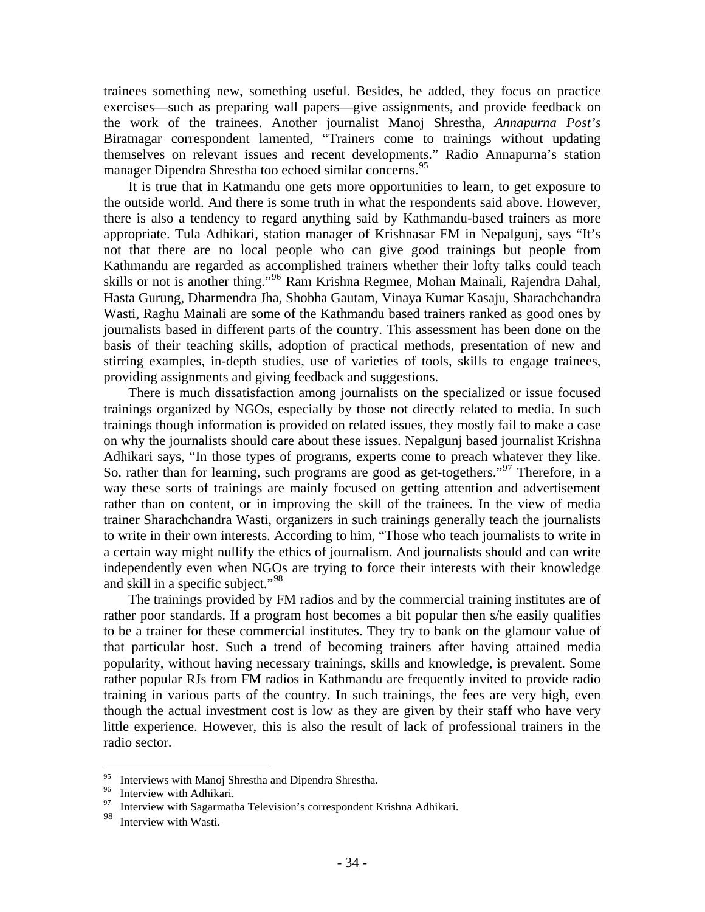trainees something new, something useful. Besides, he added, they focus on practice exercises—such as preparing wall papers—give assignments, and provide feedback on the work of the trainees. Another journalist Manoj Shrestha, *Annapurna Post's* Biratnagar correspondent lamented, "Trainers come to trainings without updating themselves on relevant issues and recent developments." Radio Annapurna's station manager Dipendra Shrestha too echoed similar concerns.[95]

It is true that in Katmandu one gets more opportunities to learn, to get exposure to the outside world. And there is some truth in what the respondents said above. However, there is also a tendency to regard anything said by Kathmandu-based trainers as more appropriate. Tula Adhikari, station manager of Krishnasar FM in Nepalgunj, says "It's not that there are no local people who can give good trainings but people from Kathmandu are regarded as accomplished trainers whether their lofty talks could teach skills or not is another thing."[96] Ram Krishna Regmee, Mohan Mainali, Rajendra Dahal, Hasta Gurung, Dharmendra Jha, Shobha Gautam, Vinaya Kumar Kasaju, Sharachchandra Wasti, Raghu Mainali are some of the Kathmandu based trainers ranked as good ones by journalists based in different parts of the country. This assessment has been done on the basis of their teaching skills, adoption of practical methods, presentation of new and stirring examples, in-depth studies, use of varieties of tools, skills to engage trainees, providing assignments and giving feedback and suggestions.

There is much dissatisfaction among journalists on the specialized or issue focused trainings organized by NGOs, especially by those not directly related to media. In such trainings though information is provided on related issues, they mostly fail to make a case on why the journalists should care about these issues. Nepalgunj based journalist Krishna Adhikari says, "In those types of programs, experts come to preach whatever they like. So, rather than for learning, such programs are good as get-togethers."[97] Therefore, in a way these sorts of trainings are mainly focused on getting attention and advertisement rather than on content, or in improving the skill of the trainees. In the view of media trainer Sharachchandra Wasti, organizers in such trainings generally teach the journalists to write in their own interests. According to him, "Those who teach journalists to write in a certain way might nullify the ethics of journalism. And journalists should and can write independently even when NGOs are trying to force their interests with their knowledge and skill in a specific subject."[98]

The trainings provided by FM radios and by the commercial training institutes are of rather poor standards. If a program host becomes a bit popular then s/he easily qualifies to be a trainer for these commercial institutes. They try to bank on the glamour value of that particular host. Such a trend of becoming trainers after having attained media popularity, without having necessary trainings, skills and knowledge, is prevalent. Some rather popular RJs from FM radios in Kathmandu are frequently invited to provide radio training in various parts of the country. In such trainings, the fees are very high, even though the actual investment cost is low as they are given by their staff who have very little experience. However, this is also the result of lack of professional trainers in the radio sector.

---

[95] Interviews with Manoj Shrestha and Dipendra Shrestha.

[96] Interview with Adhikari.

[97] Interview with Sagarmatha Television's correspondent Krishna Adhikari.

[98] Interview with Wasti.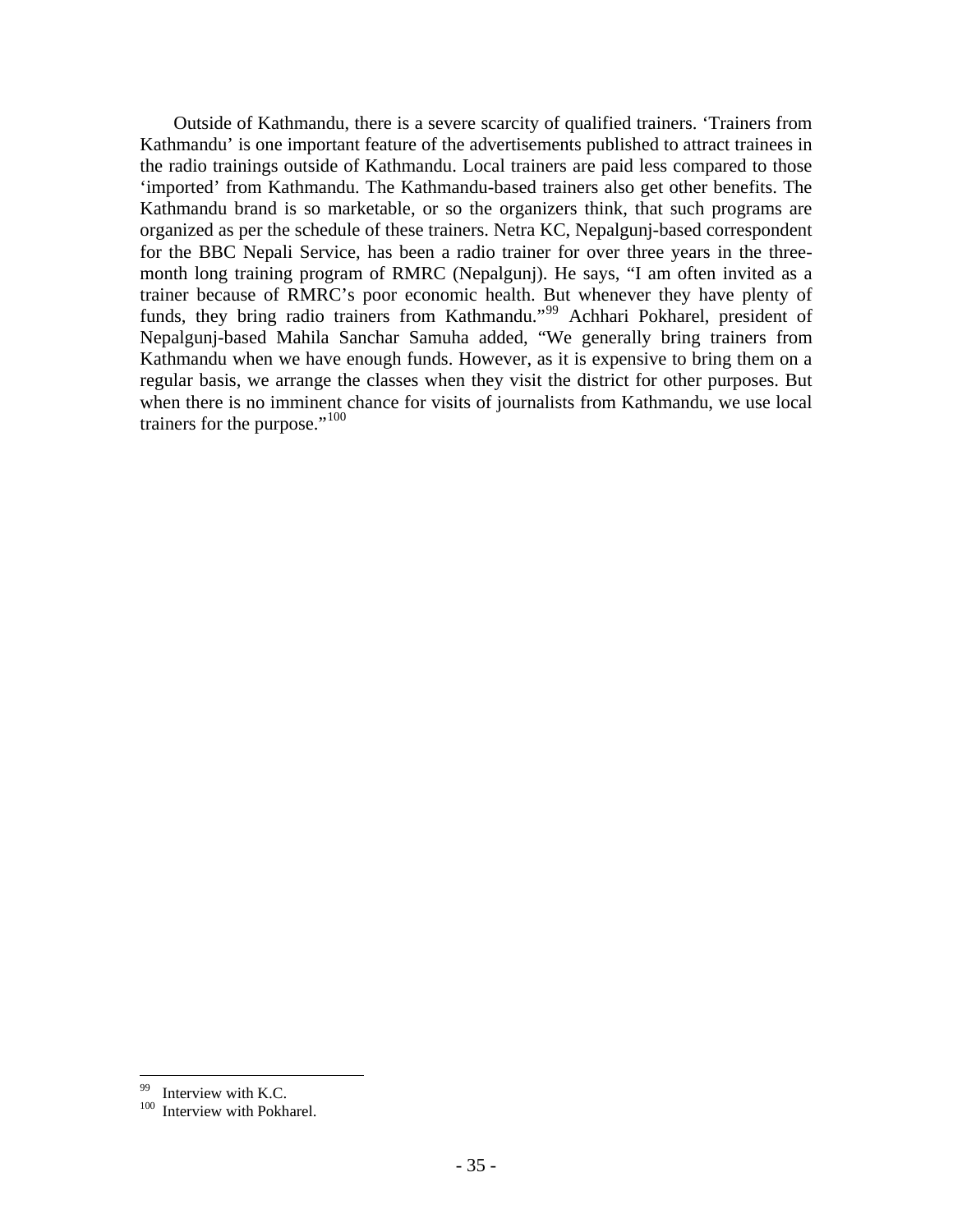Outside of Kathmandu, there is a severe scarcity of qualified trainers. 'Trainers from Kathmandu' is one important feature of the advertisements published to attract trainees in the radio trainings outside of Kathmandu. Local trainers are paid less compared to those 'imported' from Kathmandu. The Kathmandu-based trainers also get other benefits. The Kathmandu brand is so marketable, or so the organizers think, that such programs are organized as per the schedule of these trainers. Netra KC, Nepalgunj-based correspondent for the BBC Nepali Service, has been a radio trainer for over three years in the three-month long training program of RMRC (Nepalgunj). He says, "I am often invited as a trainer because of RMRC's poor economic health. But whenever they have plenty of funds, they bring radio trainers from Kathmandu."[99] Achhari Pokharel, president of Nepalgunj-based Mahila Sanchar Samuha added, "We generally bring trainers from Kathmandu when we have enough funds. However, as it is expensive to bring them on a regular basis, we arrange the classes when they visit the district for other purposes. But when there is no imminent chance for visits of journalists from Kathmandu, we use local trainers for the purpose."[100]

---

[99] Interview with K.C.

[100] Interview with Pokharel.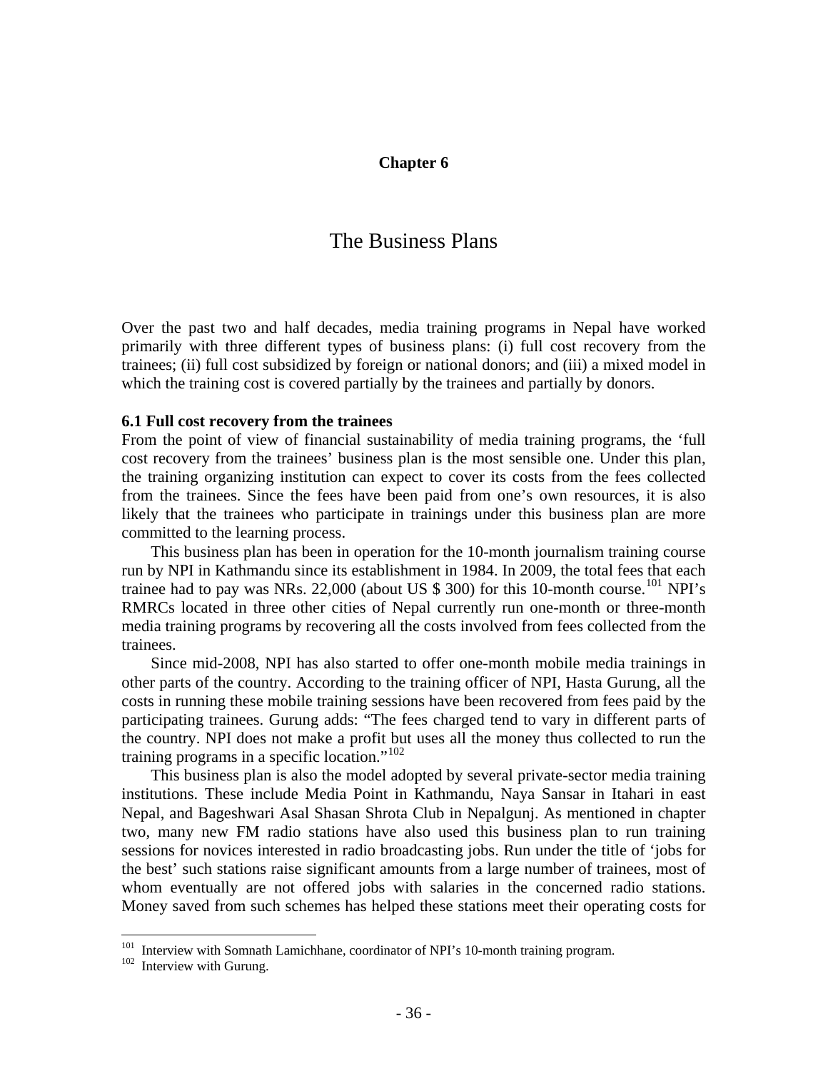# Chapter 6

# The Business Plans

Over the past two and half decades, media training programs in Nepal have worked primarily with three different types of business plans: (i) full cost recovery from the trainees; (ii) full cost subsidized by foreign or national donors; and (iii) a mixed model in which the training cost is covered partially by the trainees and partially by donors.

## 6.1 Full cost recovery from the trainees

From the point of view of financial sustainability of media training programs, the 'full cost recovery from the trainees' business plan is the most sensible one. Under this plan, the training organizing institution can expect to cover its costs from the fees collected from the trainees. Since the fees have been paid from one's own resources, it is also likely that the trainees who participate in trainings under this business plan are more committed to the learning process.

This business plan has been in operation for the 10-month journalism training course run by NPI in Kathmandu since its establishment in 1984. In 2009, the total fees that each trainee had to pay was NRs. 22,000 (about US $ 300) for this 10-month course.[101] NPI's RMRCs located in three other cities of Nepal currently run one-month or three-month media training programs by recovering all the costs involved from fees collected from the trainees.

Since mid-2008, NPI has also started to offer one-month mobile media trainings in other parts of the country. According to the training officer of NPI, Hasta Gurung, all the costs in running these mobile training sessions have been recovered from fees paid by the participating trainees. Gurung adds: "The fees charged tend to vary in different parts of the country. NPI does not make a profit but uses all the money thus collected to run the training programs in a specific location."[102]

This business plan is also the model adopted by several private-sector media training institutions. These include Media Point in Kathmandu, Naya Sansar in Itahari in east Nepal, and Bageshwari Asal Shasan Shrota Club in Nepalgunj. As mentioned in chapter two, many new FM radio stations have also used this business plan to run training sessions for novices interested in radio broadcasting jobs. Run under the title of 'jobs for the best' such stations raise significant amounts from a large number of trainees, most of whom eventually are not offered jobs with salaries in the concerned radio stations. Money saved from such schemes has helped these stations meet their operating costs for

---

[101] Interview with Somnath Lamichhane, coordinator of NPI's 10-month training program.

[102] Interview with Gurung.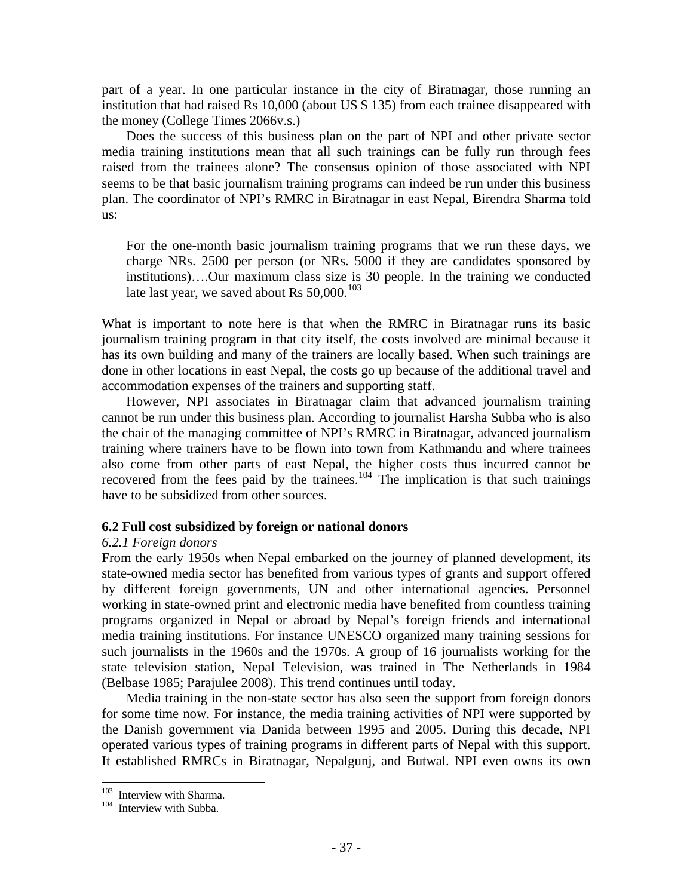part of a year. In one particular instance in the city of Biratnagar, those running an institution that had raised Rs 10,000 (about US $ 135) from each trainee disappeared with the money (College Times 2066v.s.)

Does the success of this business plan on the part of NPI and other private sector media training institutions mean that all such trainings can be fully run through fees raised from the trainees alone? The consensus opinion of those associated with NPI seems to be that basic journalism training programs can indeed be run under this business plan. The coordinator of NPI's RMRC in Biratnagar in east Nepal, Birendra Sharma told us:

> For the one-month basic journalism training programs that we run these days, we charge NRs. 2500 per person (or NRs. 5000 if they are candidates sponsored by institutions)….Our maximum class size is 30 people. In the training we conducted late last year, we saved about Rs 50,000.[103]

What is important to note here is that when the RMRC in Biratnagar runs its basic journalism training program in that city itself, the costs involved are minimal because it has its own building and many of the trainers are locally based. When such trainings are done in other locations in east Nepal, the costs go up because of the additional travel and accommodation expenses of the trainers and supporting staff.

However, NPI associates in Biratnagar claim that advanced journalism training cannot be run under this business plan. According to journalist Harsha Subba who is also the chair of the managing committee of NPI's RMRC in Biratnagar, advanced journalism training where trainers have to be flown into town from Kathmandu and where trainees also come from other parts of east Nepal, the higher costs thus incurred cannot be recovered from the fees paid by the trainees.[104] The implication is that such trainings have to be subsidized from other sources.

### 6.2 Full cost subsidized by foreign or national donors

#### *6.2.1 Foreign donors*

From the early 1950s when Nepal embarked on the journey of planned development, its state-owned media sector has benefited from various types of grants and support offered by different foreign governments, UN and other international agencies. Personnel working in state-owned print and electronic media have benefited from countless training programs organized in Nepal or abroad by Nepal's foreign friends and international media training institutions. For instance UNESCO organized many training sessions for such journalists in the 1960s and the 1970s. A group of 16 journalists working for the state television station, Nepal Television, was trained in The Netherlands in 1984 (Belbase 1985; Parajulee 2008). This trend continues until today.

Media training in the non-state sector has also seen the support from foreign donors for some time now. For instance, the media training activities of NPI were supported by the Danish government via Danida between 1995 and 2005. During this decade, NPI operated various types of training programs in different parts of Nepal with this support. It established RMRCs in Biratnagar, Nepalgunj, and Butwal. NPI even owns its own

---

[103] Interview with Sharma.

[104] Interview with Subba.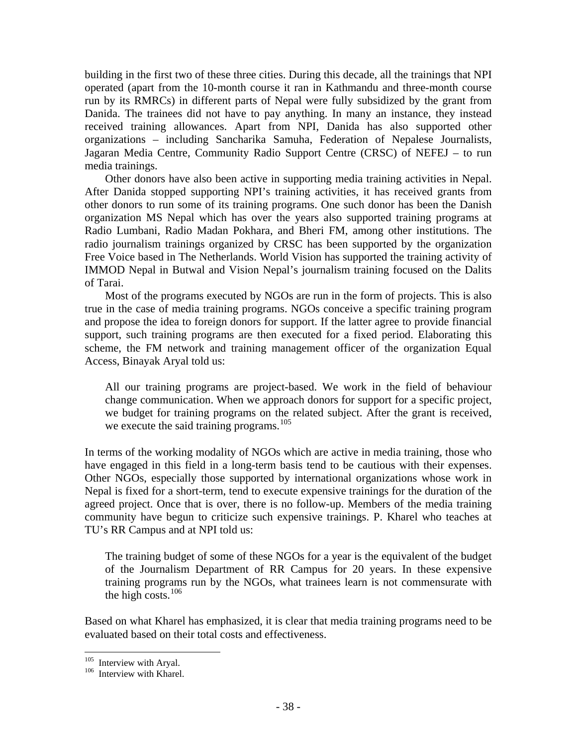building in the first two of these three cities. During this decade, all the trainings that NPI operated (apart from the 10-month course it ran in Kathmandu and three-month course run by its RMRCs) in different parts of Nepal were fully subsidized by the grant from Danida. The trainees did not have to pay anything. In many an instance, they instead received training allowances. Apart from NPI, Danida has also supported other organizations – including Sancharika Samuha, Federation of Nepalese Journalists, Jagaran Media Centre, Community Radio Support Centre (CRSC) of NEFEJ – to run media trainings.

Other donors have also been active in supporting media training activities in Nepal. After Danida stopped supporting NPI's training activities, it has received grants from other donors to run some of its training programs. One such donor has been the Danish organization MS Nepal which has over the years also supported training programs at Radio Lumbani, Radio Madan Pokhara, and Bheri FM, among other institutions. The radio journalism trainings organized by CRSC has been supported by the organization Free Voice based in The Netherlands. World Vision has supported the training activity of IMMOD Nepal in Butwal and Vision Nepal's journalism training focused on the Dalits of Tarai.

Most of the programs executed by NGOs are run in the form of projects. This is also true in the case of media training programs. NGOs conceive a specific training program and propose the idea to foreign donors for support. If the latter agree to provide financial support, such training programs are then executed for a fixed period. Elaborating this scheme, the FM network and training management officer of the organization Equal Access, Binayak Aryal told us:

> All our training programs are project-based. We work in the field of behaviour change communication. When we approach donors for support for a specific project, we budget for training programs on the related subject. After the grant is received, we execute the said training programs.[105]

In terms of the working modality of NGOs which are active in media training, those who have engaged in this field in a long-term basis tend to be cautious with their expenses. Other NGOs, especially those supported by international organizations whose work in Nepal is fixed for a short-term, tend to execute expensive trainings for the duration of the agreed project. Once that is over, there is no follow-up. Members of the media training community have begun to criticize such expensive trainings. P. Kharel who teaches at TU's RR Campus and at NPI told us:

> The training budget of some of these NGOs for a year is the equivalent of the budget of the Journalism Department of RR Campus for 20 years. In these expensive training programs run by the NGOs, what trainees learn is not commensurate with the high costs.[106]

Based on what Kharel has emphasized, it is clear that media training programs need to be evaluated based on their total costs and effectiveness.

---

[105] Interview with Aryal.

[106] Interview with Kharel.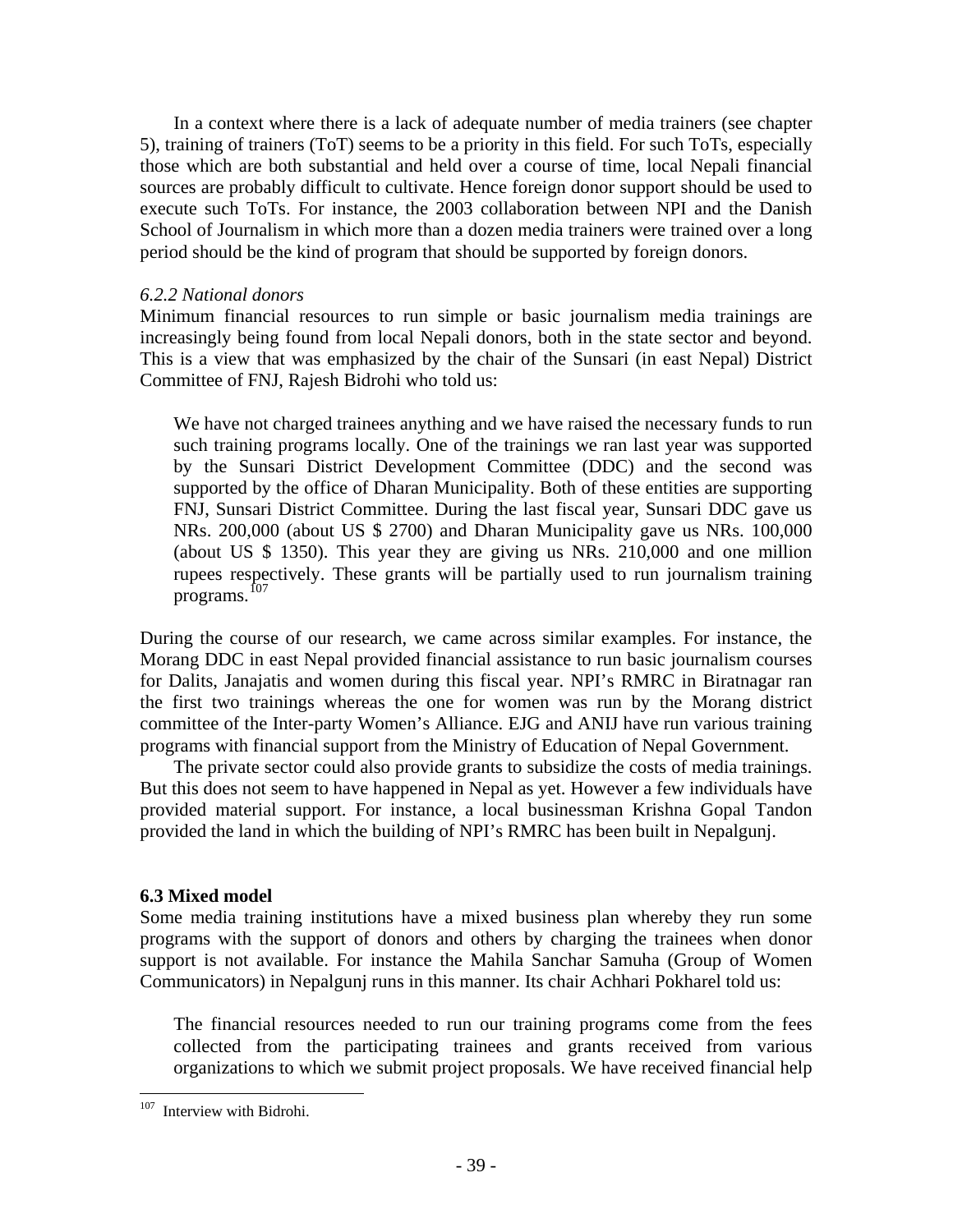In a context where there is a lack of adequate number of media trainers (see chapter 5), training of trainers (ToT) seems to be a priority in this field. For such ToTs, especially those which are both substantial and held over a course of time, local Nepali financial sources are probably difficult to cultivate. Hence foreign donor support should be used to execute such ToTs. For instance, the 2003 collaboration between NPI and the Danish School of Journalism in which more than a dozen media trainers were trained over a long period should be the kind of program that should be supported by foreign donors.

#### *6.2.2 National donors*

Minimum financial resources to run simple or basic journalism media trainings are increasingly being found from local Nepali donors, both in the state sector and beyond. This is a view that was emphasized by the chair of the Sunsari (in east Nepal) District Committee of FNJ, Rajesh Bidrohi who told us:

> We have not charged trainees anything and we have raised the necessary funds to run such training programs locally. One of the trainings we ran last year was supported by the Sunsari District Development Committee (DDC) and the second was supported by the office of Dharan Municipality. Both of these entities are supporting FNJ, Sunsari District Committee. During the last fiscal year, Sunsari DDC gave us NRs. 200,000 (about US $ 2700) and Dharan Municipality gave us NRs. 100,000 (about US $ 1350). This year they are giving us NRs. 210,000 and one million rupees respectively. These grants will be partially used to run journalism training programs.[107]

During the course of our research, we came across similar examples. For instance, the Morang DDC in east Nepal provided financial assistance to run basic journalism courses for Dalits, Janajatis and women during this fiscal year. NPI's RMRC in Biratnagar ran the first two trainings whereas the one for women was run by the Morang district committee of the Inter-party Women's Alliance. EJG and ANIJ have run various training programs with financial support from the Ministry of Education of Nepal Government.

The private sector could also provide grants to subsidize the costs of media trainings. But this does not seem to have happened in Nepal as yet. However a few individuals have provided material support. For instance, a local businessman Krishna Gopal Tandon provided the land in which the building of NPI's RMRC has been built in Nepalgunj.

### 6.3 Mixed model

Some media training institutions have a mixed business plan whereby they run some programs with the support of donors and others by charging the trainees when donor support is not available. For instance the Mahila Sanchar Samuha (Group of Women Communicators) in Nepalgunj runs in this manner. Its chair Achhari Pokharel told us:

> The financial resources needed to run our training programs come from the fees collected from the participating trainees and grants received from various organizations to which we submit project proposals. We have received financial help

---

[107] Interview with Bidrohi.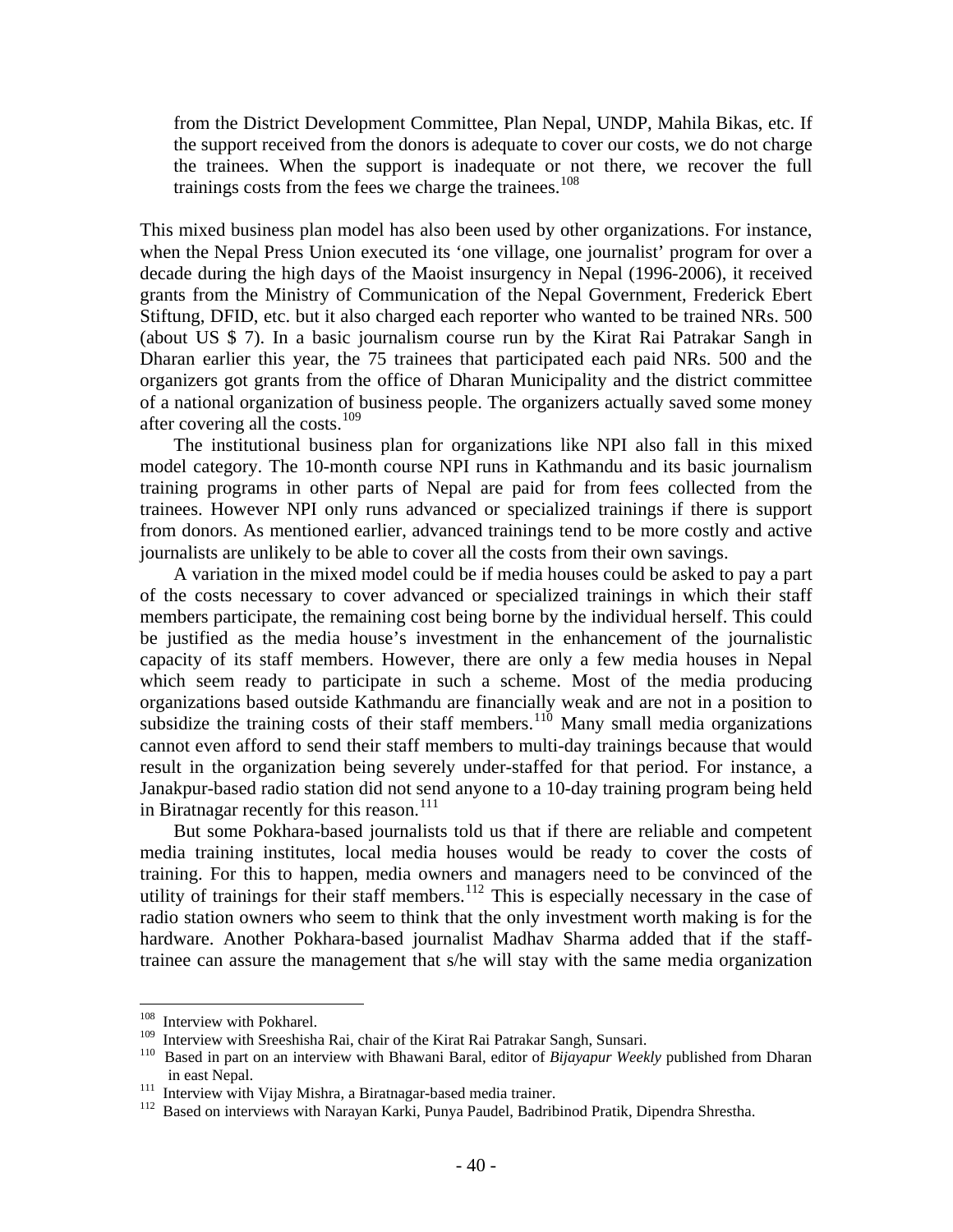> from the District Development Committee, Plan Nepal, UNDP, Mahila Bikas, etc. If the support received from the donors is adequate to cover our costs, we do not charge the trainees. When the support is inadequate or not there, we recover the full trainings costs from the fees we charge the trainees.[108]

This mixed business plan model has also been used by other organizations. For instance, when the Nepal Press Union executed its 'one village, one journalist' program for over a decade during the high days of the Maoist insurgency in Nepal (1996-2006), it received grants from the Ministry of Communication of the Nepal Government, Frederick Ebert Stiftung, DFID, etc. but it also charged each reporter who wanted to be trained NRs. 500 (about US $ 7). In a basic journalism course run by the Kirat Rai Patrakar Sangh in Dharan earlier this year, the 75 trainees that participated each paid NRs. 500 and the organizers got grants from the office of Dharan Municipality and the district committee of a national organization of business people. The organizers actually saved some money after covering all the costs.[109]

The institutional business plan for organizations like NPI also fall in this mixed model category. The 10-month course NPI runs in Kathmandu and its basic journalism training programs in other parts of Nepal are paid for from fees collected from the trainees. However NPI only runs advanced or specialized trainings if there is support from donors. As mentioned earlier, advanced trainings tend to be more costly and active journalists are unlikely to be able to cover all the costs from their own savings.

A variation in the mixed model could be if media houses could be asked to pay a part of the costs necessary to cover advanced or specialized trainings in which their staff members participate, the remaining cost being borne by the individual herself. This could be justified as the media house's investment in the enhancement of the journalistic capacity of its staff members. However, there are only a few media houses in Nepal which seem ready to participate in such a scheme. Most of the media producing organizations based outside Kathmandu are financially weak and are not in a position to subsidize the training costs of their staff members.[110] Many small media organizations cannot even afford to send their staff members to multi-day trainings because that would result in the organization being severely under-staffed for that period. For instance, a Janakpur-based radio station did not send anyone to a 10-day training program being held in Biratnagar recently for this reason.[111]

But some Pokhara-based journalists told us that if there are reliable and competent media training institutes, local media houses would be ready to cover the costs of training. For this to happen, media owners and managers need to be convinced of the utility of trainings for their staff members.[112] This is especially necessary in the case of radio station owners who seem to think that the only investment worth making is for the hardware. Another Pokhara-based journalist Madhav Sharma added that if the staff-trainee can assure the management that s/he will stay with the same media organization

---

[108] Interview with Pokharel.

[109] Interview with Sreeshisha Rai, chair of the Kirat Rai Patrakar Sangh, Sunsari.

[110] Based in part on an interview with Bhawani Baral, editor of *Bijayapur Weekly* published from Dharan in east Nepal.

[111] Interview with Vijay Mishra, a Biratnagar-based media trainer.

[112] Based on interviews with Narayan Karki, Punya Paudel, Badribinod Pratik, Dipendra Shrestha.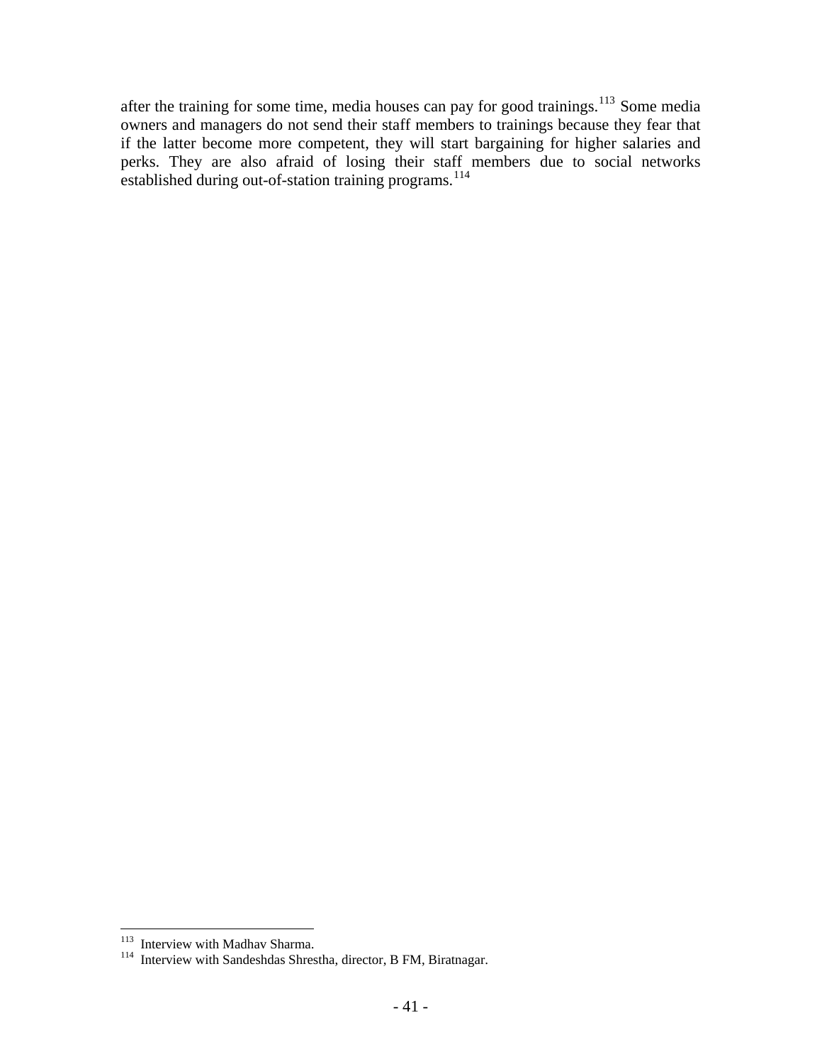after the training for some time, media houses can pay for good trainings.[113] Some media owners and managers do not send their staff members to trainings because they fear that if the latter become more competent, they will start bargaining for higher salaries and perks. They are also afraid of losing their staff members due to social networks established during out-of-station training programs.[114]

---

[113] Interview with Madhav Sharma.

[114] Interview with Sandeshdas Shrestha, director, B FM, Biratnagar.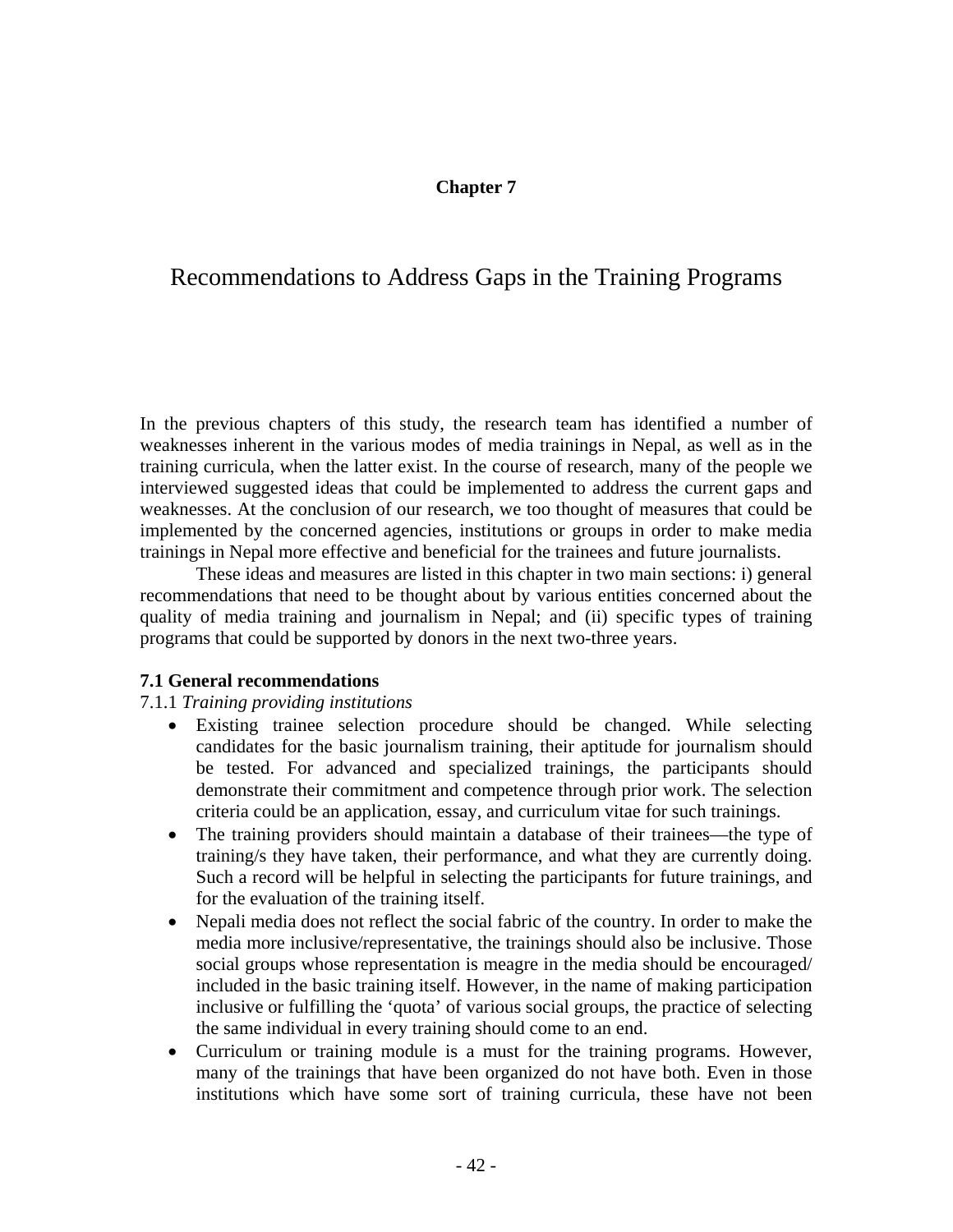# Chapter 7

## Recommendations to Address Gaps in the Training Programs

In the previous chapters of this study, the research team has identified a number of weaknesses inherent in the various modes of media trainings in Nepal, as well as in the training curricula, when the latter exist. In the course of research, many of the people we interviewed suggested ideas that could be implemented to address the current gaps and weaknesses. At the conclusion of our research, we too thought of measures that could be implemented by the concerned agencies, institutions or groups in order to make media trainings in Nepal more effective and beneficial for the trainees and future journalists.

These ideas and measures are listed in this chapter in two main sections: i) general recommendations that need to be thought about by various entities concerned about the quality of media training and journalism in Nepal; and (ii) specific types of training programs that could be supported by donors in the next two-three years.

### 7.1 General recommendations

7.1.1 *Training providing institutions*

- Existing trainee selection procedure should be changed. While selecting candidates for the basic journalism training, their aptitude for journalism should be tested. For advanced and specialized trainings, the participants should demonstrate their commitment and competence through prior work. The selection criteria could be an application, essay, and curriculum vitae for such trainings.
- The training providers should maintain a database of their trainees—the type of training/s they have taken, their performance, and what they are currently doing. Such a record will be helpful in selecting the participants for future trainings, and for the evaluation of the training itself.
- Nepali media does not reflect the social fabric of the country. In order to make the media more inclusive/representative, the trainings should also be inclusive. Those social groups whose representation is meagre in the media should be encouraged/ included in the basic training itself. However, in the name of making participation inclusive or fulfilling the 'quota' of various social groups, the practice of selecting the same individual in every training should come to an end.
- Curriculum or training module is a must for the training programs. However, many of the trainings that have been organized do not have both. Even in those institutions which have some sort of training curricula, these have not been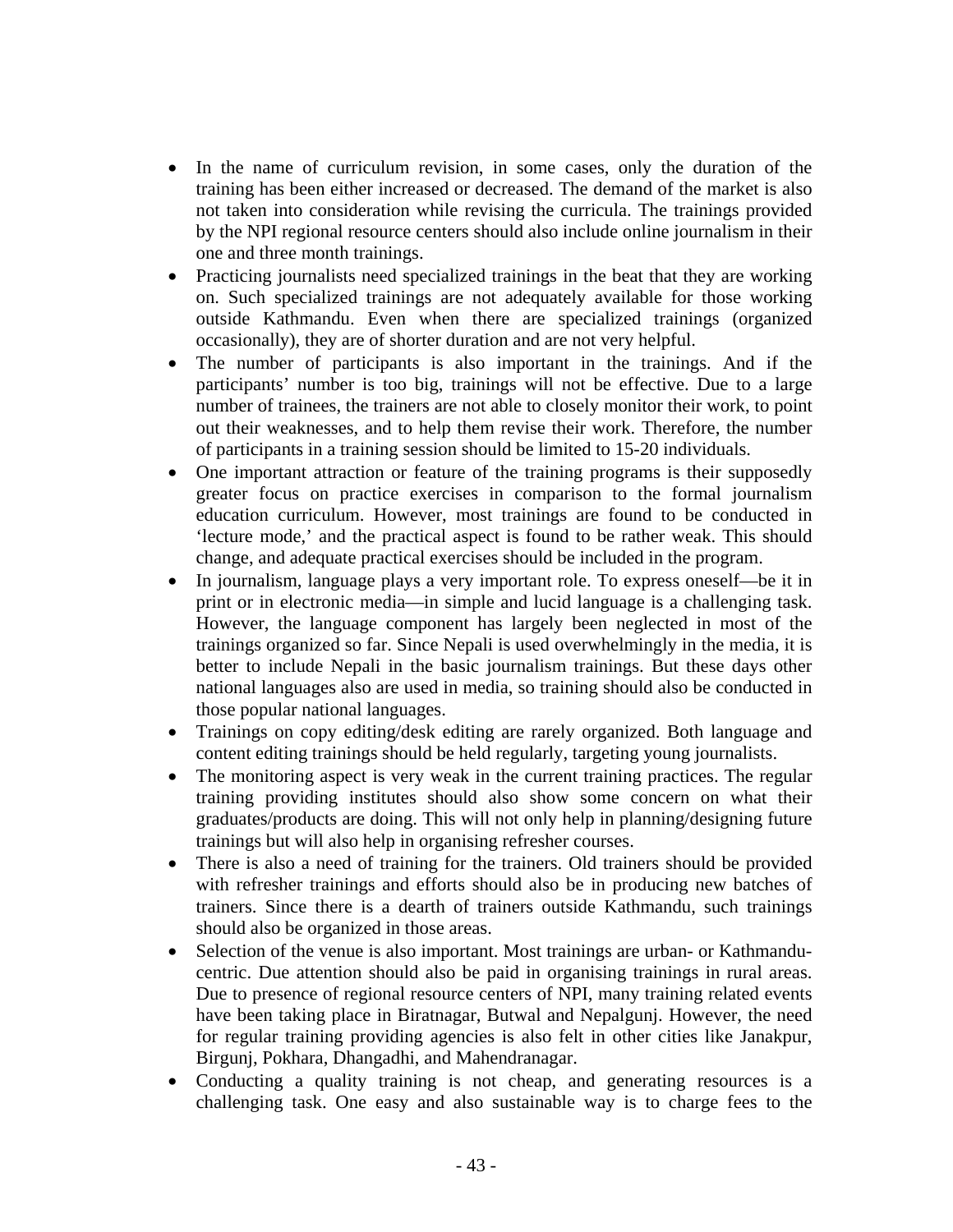- In the name of curriculum revision, in some cases, only the duration of the training has been either increased or decreased. The demand of the market is also not taken into consideration while revising the curricula. The trainings provided by the NPI regional resource centers should also include online journalism in their one and three month trainings.
- Practicing journalists need specialized trainings in the beat that they are working on. Such specialized trainings are not adequately available for those working outside Kathmandu. Even when there are specialized trainings (organized occasionally), they are of shorter duration and are not very helpful.
- The number of participants is also important in the trainings. And if the participants' number is too big, trainings will not be effective. Due to a large number of trainees, the trainers are not able to closely monitor their work, to point out their weaknesses, and to help them revise their work. Therefore, the number of participants in a training session should be limited to 15-20 individuals.
- One important attraction or feature of the training programs is their supposedly greater focus on practice exercises in comparison to the formal journalism education curriculum. However, most trainings are found to be conducted in 'lecture mode,' and the practical aspect is found to be rather weak. This should change, and adequate practical exercises should be included in the program.
- In journalism, language plays a very important role. To express oneself—be it in print or in electronic media—in simple and lucid language is a challenging task. However, the language component has largely been neglected in most of the trainings organized so far. Since Nepali is used overwhelmingly in the media, it is better to include Nepali in the basic journalism trainings. But these days other national languages also are used in media, so training should also be conducted in those popular national languages.
- Trainings on copy editing/desk editing are rarely organized. Both language and content editing trainings should be held regularly, targeting young journalists.
- The monitoring aspect is very weak in the current training practices. The regular training providing institutes should also show some concern on what their graduates/products are doing. This will not only help in planning/designing future trainings but will also help in organising refresher courses.
- There is also a need of training for the trainers. Old trainers should be provided with refresher trainings and efforts should also be in producing new batches of trainers. Since there is a dearth of trainers outside Kathmandu, such trainings should also be organized in those areas.
- Selection of the venue is also important. Most trainings are urban- or Kathmandu-centric. Due attention should also be paid in organising trainings in rural areas. Due to presence of regional resource centers of NPI, many training related events have been taking place in Biratnagar, Butwal and Nepalgunj. However, the need for regular training providing agencies is also felt in other cities like Janakpur, Birgunj, Pokhara, Dhangadhi, and Mahendranagar.
- Conducting a quality training is not cheap, and generating resources is a challenging task. One easy and also sustainable way is to charge fees to the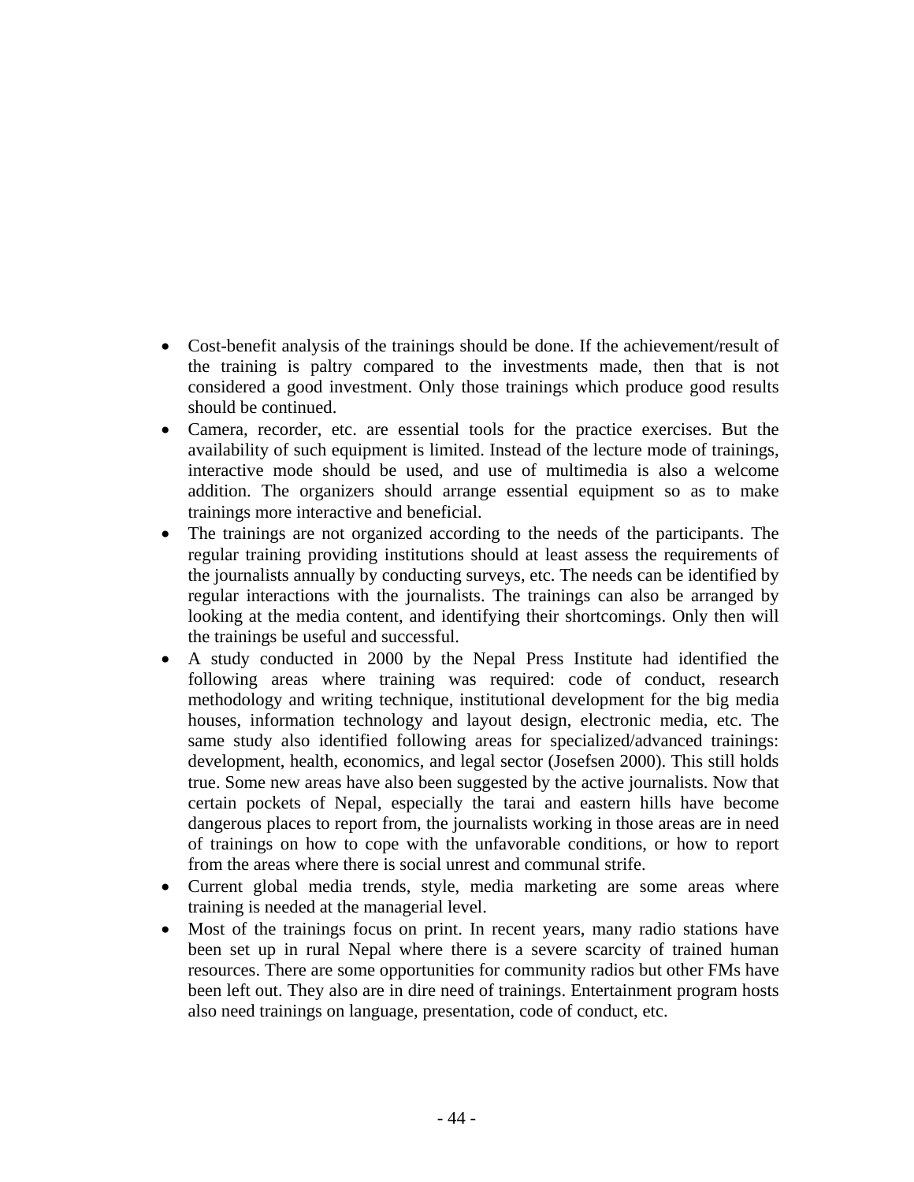- Cost-benefit analysis of the trainings should be done. If the achievement/result of the training is paltry compared to the investments made, then that is not considered a good investment. Only those trainings which produce good results should be continued.
- Camera, recorder, etc. are essential tools for the practice exercises. But the availability of such equipment is limited. Instead of the lecture mode of trainings, interactive mode should be used, and use of multimedia is also a welcome addition. The organizers should arrange essential equipment so as to make trainings more interactive and beneficial.
- The trainings are not organized according to the needs of the participants. The regular training providing institutions should at least assess the requirements of the journalists annually by conducting surveys, etc. The needs can be identified by regular interactions with the journalists. The trainings can also be arranged by looking at the media content, and identifying their shortcomings. Only then will the trainings be useful and successful.
- A study conducted in 2000 by the Nepal Press Institute had identified the following areas where training was required: code of conduct, research methodology and writing technique, institutional development for the big media houses, information technology and layout design, electronic media, etc. The same study also identified following areas for specialized/advanced trainings: development, health, economics, and legal sector (Josefsen 2000). This still holds true. Some new areas have also been suggested by the active journalists. Now that certain pockets of Nepal, especially the tarai and eastern hills have become dangerous places to report from, the journalists working in those areas are in need of trainings on how to cope with the unfavorable conditions, or how to report from the areas where there is social unrest and communal strife.
- Current global media trends, style, media marketing are some areas where training is needed at the managerial level.
- Most of the trainings focus on print. In recent years, many radio stations have been set up in rural Nepal where there is a severe scarcity of trained human resources. There are some opportunities for community radios but other FMs have been left out. They also are in dire need of trainings. Entertainment program hosts also need trainings on language, presentation, code of conduct, etc.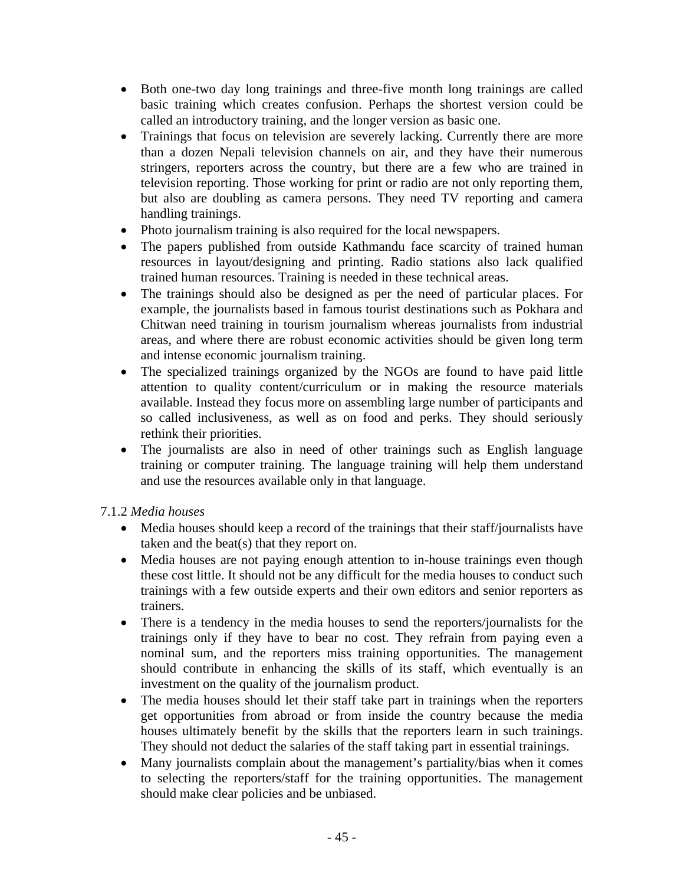- Both one-two day long trainings and three-five month long trainings are called basic training which creates confusion. Perhaps the shortest version could be called an introductory training, and the longer version as basic one.
- Trainings that focus on television are severely lacking. Currently there are more than a dozen Nepali television channels on air, and they have their numerous stringers, reporters across the country, but there are a few who are trained in television reporting. Those working for print or radio are not only reporting them, but also are doubling as camera persons. They need TV reporting and camera handling trainings.
- Photo journalism training is also required for the local newspapers.
- The papers published from outside Kathmandu face scarcity of trained human resources in layout/designing and printing. Radio stations also lack qualified trained human resources. Training is needed in these technical areas.
- The trainings should also be designed as per the need of particular places. For example, the journalists based in famous tourist destinations such as Pokhara and Chitwan need training in tourism journalism whereas journalists from industrial areas, and where there are robust economic activities should be given long term and intense economic journalism training.
- The specialized trainings organized by the NGOs are found to have paid little attention to quality content/curriculum or in making the resource materials available. Instead they focus more on assembling large number of participants and so called inclusiveness, as well as on food and perks. They should seriously rethink their priorities.
- The journalists are also in need of other trainings such as English language training or computer training. The language training will help them understand and use the resources available only in that language.

7.1.2 *Media houses*

- Media houses should keep a record of the trainings that their staff/journalists have taken and the beat(s) that they report on.
- Media houses are not paying enough attention to in-house trainings even though these cost little. It should not be any difficult for the media houses to conduct such trainings with a few outside experts and their own editors and senior reporters as trainers.
- There is a tendency in the media houses to send the reporters/journalists for the trainings only if they have to bear no cost. They refrain from paying even a nominal sum, and the reporters miss training opportunities. The management should contribute in enhancing the skills of its staff, which eventually is an investment on the quality of the journalism product.
- The media houses should let their staff take part in trainings when the reporters get opportunities from abroad or from inside the country because the media houses ultimately benefit by the skills that the reporters learn in such trainings. They should not deduct the salaries of the staff taking part in essential trainings.
- Many journalists complain about the management's partiality/bias when it comes to selecting the reporters/staff for the training opportunities. The management should make clear policies and be unbiased.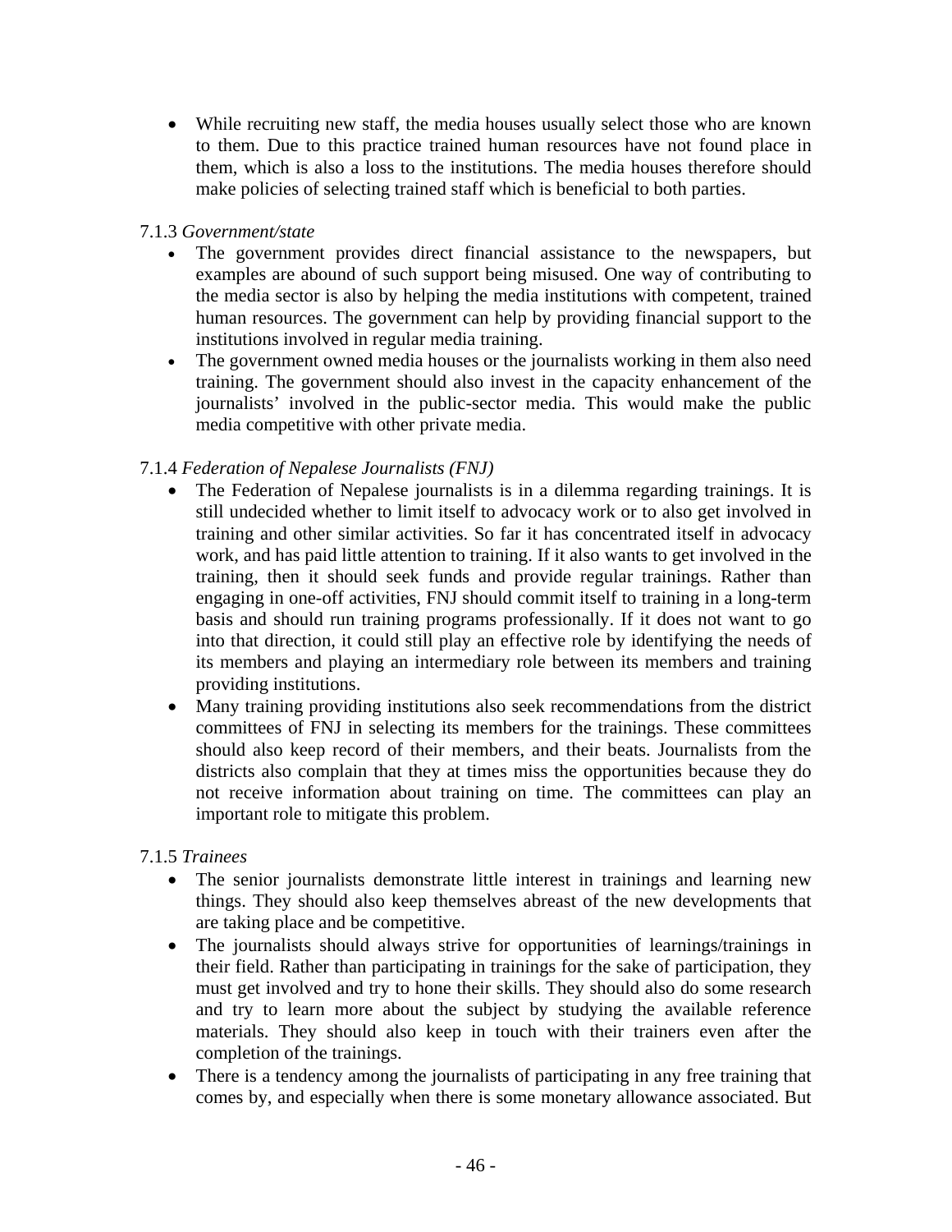- While recruiting new staff, the media houses usually select those who are known to them. Due to this practice trained human resources have not found place in them, which is also a loss to the institutions. The media houses therefore should make policies of selecting trained staff which is beneficial to both parties.

7.1.3 *Government/state*

- The government provides direct financial assistance to the newspapers, but examples are abound of such support being misused. One way of contributing to the media sector is also by helping the media institutions with competent, trained human resources. The government can help by providing financial support to the institutions involved in regular media training.
- The government owned media houses or the journalists working in them also need training. The government should also invest in the capacity enhancement of the journalists' involved in the public-sector media. This would make the public media competitive with other private media.

7.1.4 *Federation of Nepalese Journalists (FNJ)*

- The Federation of Nepalese journalists is in a dilemma regarding trainings. It is still undecided whether to limit itself to advocacy work or to also get involved in training and other similar activities. So far it has concentrated itself in advocacy work, and has paid little attention to training. If it also wants to get involved in the training, then it should seek funds and provide regular trainings. Rather than engaging in one-off activities, FNJ should commit itself to training in a long-term basis and should run training programs professionally. If it does not want to go into that direction, it could still play an effective role by identifying the needs of its members and playing an intermediary role between its members and training providing institutions.
- Many training providing institutions also seek recommendations from the district committees of FNJ in selecting its members for the trainings. These committees should also keep record of their members, and their beats. Journalists from the districts also complain that they at times miss the opportunities because they do not receive information about training on time. The committees can play an important role to mitigate this problem.

7.1.5 *Trainees*

- The senior journalists demonstrate little interest in trainings and learning new things. They should also keep themselves abreast of the new developments that are taking place and be competitive.
- The journalists should always strive for opportunities of learnings/trainings in their field. Rather than participating in trainings for the sake of participation, they must get involved and try to hone their skills. They should also do some research and try to learn more about the subject by studying the available reference materials. They should also keep in touch with their trainers even after the completion of the trainings.
- There is a tendency among the journalists of participating in any free training that comes by, and especially when there is some monetary allowance associated. But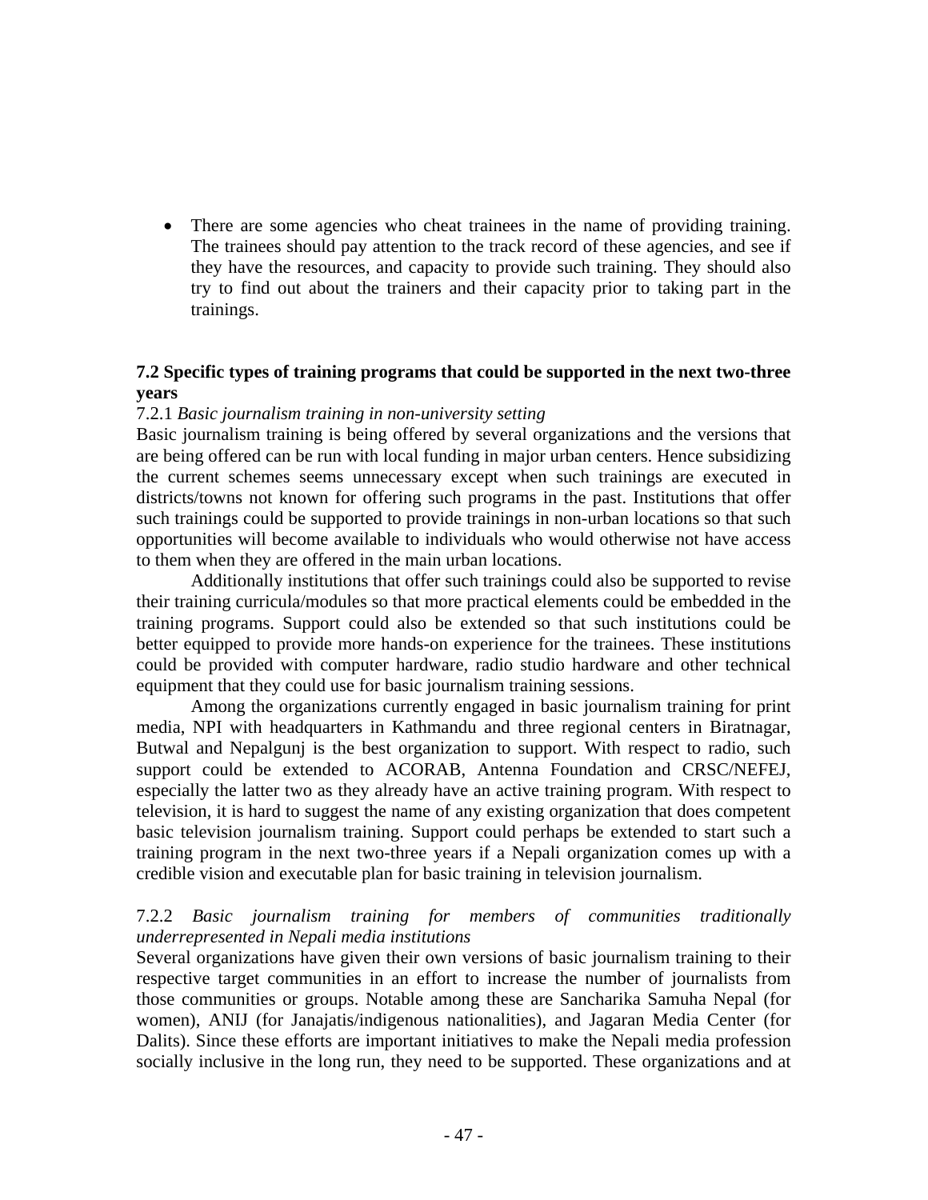- There are some agencies who cheat trainees in the name of providing training. The trainees should pay attention to the track record of these agencies, and see if they have the resources, and capacity to provide such training. They should also try to find out about the trainers and their capacity prior to taking part in the trainings.

### 7.2 Specific types of training programs that could be supported in the next two-three years

7.2.1 *Basic journalism training in non-university setting*

Basic journalism training is being offered by several organizations and the versions that are being offered can be run with local funding in major urban centers. Hence subsidizing the current schemes seems unnecessary except when such trainings are executed in districts/towns not known for offering such programs in the past. Institutions that offer such trainings could be supported to provide trainings in non-urban locations so that such opportunities will become available to individuals who would otherwise not have access to them when they are offered in the main urban locations.

Additionally institutions that offer such trainings could also be supported to revise their training curricula/modules so that more practical elements could be embedded in the training programs. Support could also be extended so that such institutions could be better equipped to provide more hands-on experience for the trainees. These institutions could be provided with computer hardware, radio studio hardware and other technical equipment that they could use for basic journalism training sessions.

Among the organizations currently engaged in basic journalism training for print media, NPI with headquarters in Kathmandu and three regional centers in Biratnagar, Butwal and Nepalgunj is the best organization to support. With respect to radio, such support could be extended to ACORAB, Antenna Foundation and CRSC/NEFEJ, especially the latter two as they already have an active training program. With respect to television, it is hard to suggest the name of any existing organization that does competent basic television journalism training. Support could perhaps be extended to start such a training program in the next two-three years if a Nepali organization comes up with a credible vision and executable plan for basic training in television journalism.

7.2.2 *Basic journalism training for members of communities traditionally underrepresented in Nepali media institutions*

Several organizations have given their own versions of basic journalism training to their respective target communities in an effort to increase the number of journalists from those communities or groups. Notable among these are Sancharika Samuha Nepal (for women), ANIJ (for Janajatis/indigenous nationalities), and Jagaran Media Center (for Dalits). Since these efforts are important initiatives to make the Nepali media profession socially inclusive in the long run, they need to be supported. These organizations and at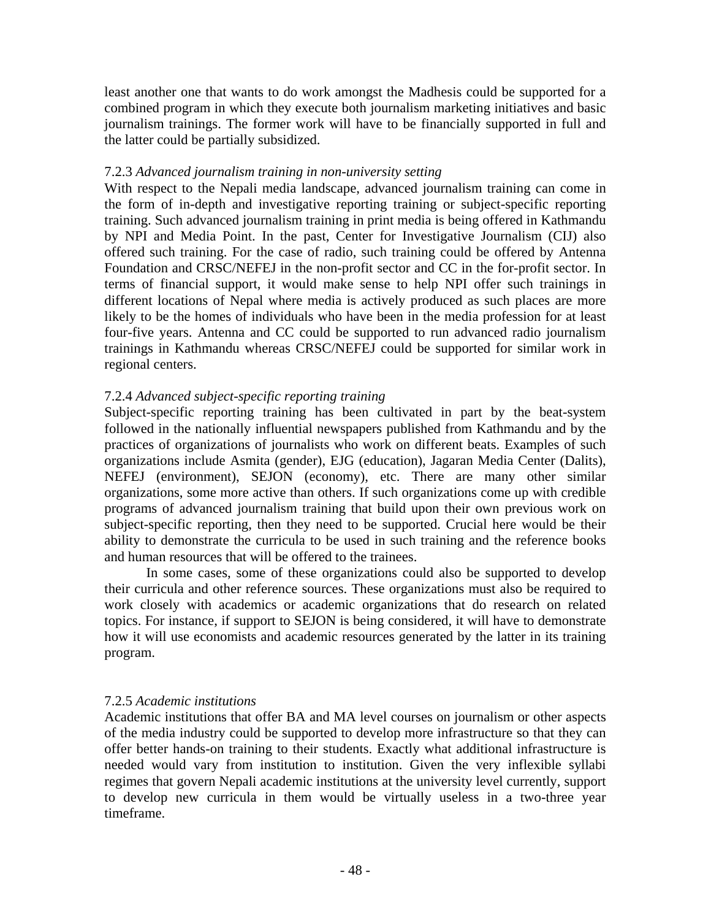least another one that wants to do work amongst the Madhesis could be supported for a combined program in which they execute both journalism marketing initiatives and basic journalism trainings. The former work will have to be financially supported in full and the latter could be partially subsidized.

#### 7.2.3 *Advanced journalism training in non-university setting*

With respect to the Nepali media landscape, advanced journalism training can come in the form of in-depth and investigative reporting training or subject-specific reporting training. Such advanced journalism training in print media is being offered in Kathmandu by NPI and Media Point. In the past, Center for Investigative Journalism (CIJ) also offered such training. For the case of radio, such training could be offered by Antenna Foundation and CRSC/NEFEJ in the non-profit sector and CC in the for-profit sector. In terms of financial support, it would make sense to help NPI offer such trainings in different locations of Nepal where media is actively produced as such places are more likely to be the homes of individuals who have been in the media profession for at least four-five years. Antenna and CC could be supported to run advanced radio journalism trainings in Kathmandu whereas CRSC/NEFEJ could be supported for similar work in regional centers.

#### 7.2.4 *Advanced subject-specific reporting training*

Subject-specific reporting training has been cultivated in part by the beat-system followed in the nationally influential newspapers published from Kathmandu and by the practices of organizations of journalists who work on different beats. Examples of such organizations include Asmita (gender), EJG (education), Jagaran Media Center (Dalits), NEFEJ (environment), SEJON (economy), etc. There are many other similar organizations, some more active than others. If such organizations come up with credible programs of advanced journalism training that build upon their own previous work on subject-specific reporting, then they need to be supported. Crucial here would be their ability to demonstrate the curricula to be used in such training and the reference books and human resources that will be offered to the trainees.

In some cases, some of these organizations could also be supported to develop their curricula and other reference sources. These organizations must also be required to work closely with academics or academic organizations that do research on related topics. For instance, if support to SEJON is being considered, it will have to demonstrate how it will use economists and academic resources generated by the latter in its training program.

#### 7.2.5 *Academic institutions*

Academic institutions that offer BA and MA level courses on journalism or other aspects of the media industry could be supported to develop more infrastructure so that they can offer better hands-on training to their students. Exactly what additional infrastructure is needed would vary from institution to institution. Given the very inflexible syllabi regimes that govern Nepali academic institutions at the university level currently, support to develop new curricula in them would be virtually useless in a two-three year timeframe.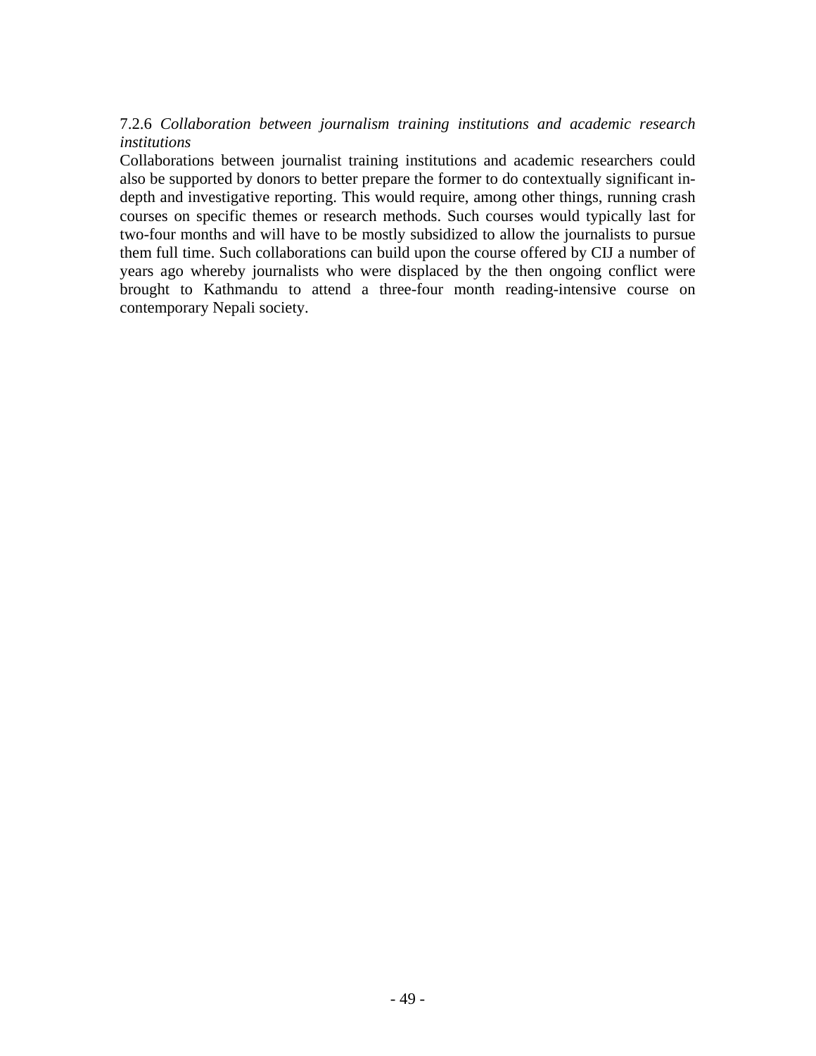### 7.2.6 *Collaboration between journalism training institutions and academic research institutions*

Collaborations between journalist training institutions and academic researchers could also be supported by donors to better prepare the former to do contextually significant in-depth and investigative reporting. This would require, among other things, running crash courses on specific themes or research methods. Such courses would typically last for two-four months and will have to be mostly subsidized to allow the journalists to pursue them full time. Such collaborations can build upon the course offered by CIJ a number of years ago whereby journalists who were displaced by the then ongoing conflict were brought to Kathmandu to attend a three-four month reading-intensive course on contemporary Nepali society.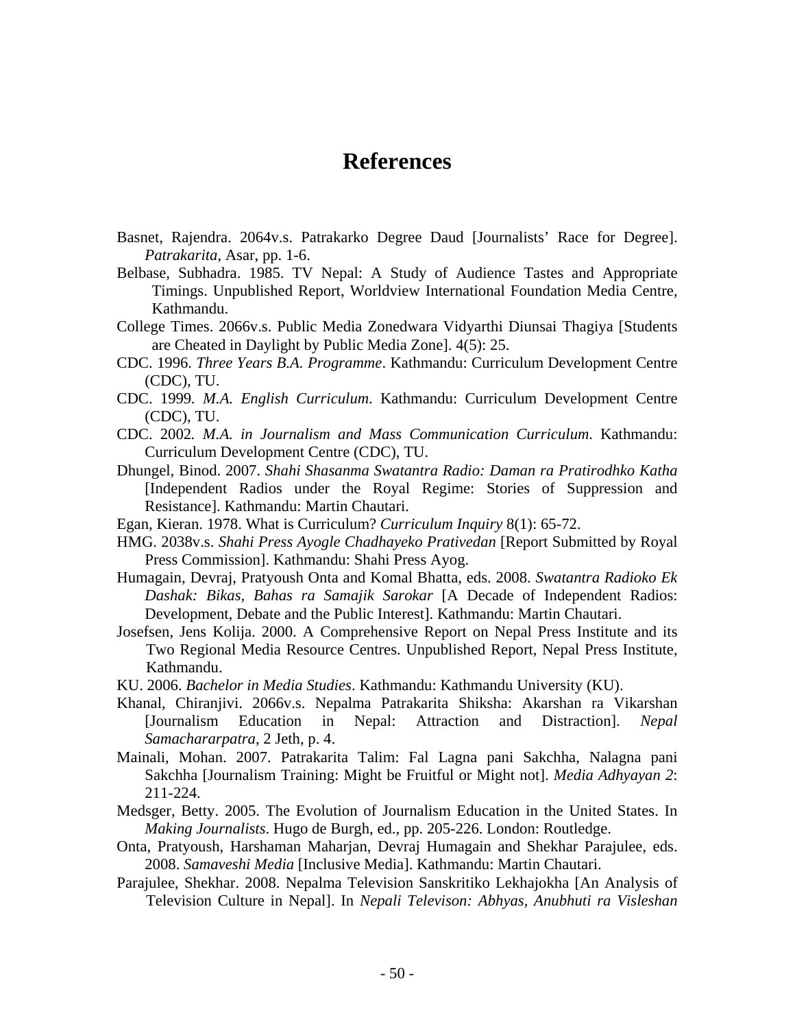# References

Basnet, Rajendra. 2064v.s. Patrakarko Degree Daud [Journalists' Race for Degree]. *Patrakarita*, Asar, pp. 1-6.

Belbase, Subhadra. 1985. TV Nepal: A Study of Audience Tastes and Appropriate Timings. Unpublished Report, Worldview International Foundation Media Centre, Kathmandu.

College Times. 2066v.s. Public Media Zonedwara Vidyarthi Diunsai Thagiya [Students are Cheated in Daylight by Public Media Zone]. 4(5): 25.

CDC. 1996. *Three Years B.A. Programme*. Kathmandu: Curriculum Development Centre (CDC), TU.

CDC. 1999. *M.A. English Curriculum*. Kathmandu: Curriculum Development Centre (CDC), TU.

CDC. 2002. *M.A. in Journalism and Mass Communication Curriculum*. Kathmandu: Curriculum Development Centre (CDC), TU.

Dhungel, Binod. 2007. *Shahi Shasanma Swatantra Radio: Daman ra Pratirodhko Katha* [Independent Radios under the Royal Regime: Stories of Suppression and Resistance]. Kathmandu: Martin Chautari.

Egan, Kieran. 1978. What is Curriculum? *Curriculum Inquiry* 8(1): 65-72.

HMG. 2038v.s. *Shahi Press Ayogle Chadhayeko Prativedan* [Report Submitted by Royal Press Commission]. Kathmandu: Shahi Press Ayog.

Humagain, Devraj, Pratyoush Onta and Komal Bhatta, eds. 2008. *Swatantra Radioko Ek Dashak: Bikas, Bahas ra Samajik Sarokar* [A Decade of Independent Radios: Development, Debate and the Public Interest]. Kathmandu: Martin Chautari.

Josefsen, Jens Kolija. 2000. A Comprehensive Report on Nepal Press Institute and its Two Regional Media Resource Centres. Unpublished Report, Nepal Press Institute, Kathmandu.

KU. 2006. *Bachelor in Media Studies*. Kathmandu: Kathmandu University (KU).

Khanal, Chiranjivi. 2066v.s. Nepalma Patrakarita Shiksha: Akarshan ra Vikarshan [Journalism Education in Nepal: Attraction and Distraction]. *Nepal Samachararpatra*, 2 Jeth, p. 4.

Mainali, Mohan. 2007. Patrakarita Talim: Fal Lagna pani Sakchha, Nalagna pani Sakchha [Journalism Training: Might be Fruitful or Might not]. *Media Adhyayan 2*: 211-224.

Medsger, Betty. 2005. The Evolution of Journalism Education in the United States. In *Making Journalists*. Hugo de Burgh, ed., pp. 205-226. London: Routledge.

Onta, Pratyoush, Harshaman Maharjan, Devraj Humagain and Shekhar Parajulee, eds. 2008. *Samaveshi Media* [Inclusive Media]. Kathmandu: Martin Chautari.

Parajulee, Shekhar. 2008. Nepalma Television Sanskritiko Lekhajokha [An Analysis of Television Culture in Nepal]. In *Nepali Televison: Abhyas, Anubhuti ra Visleshan*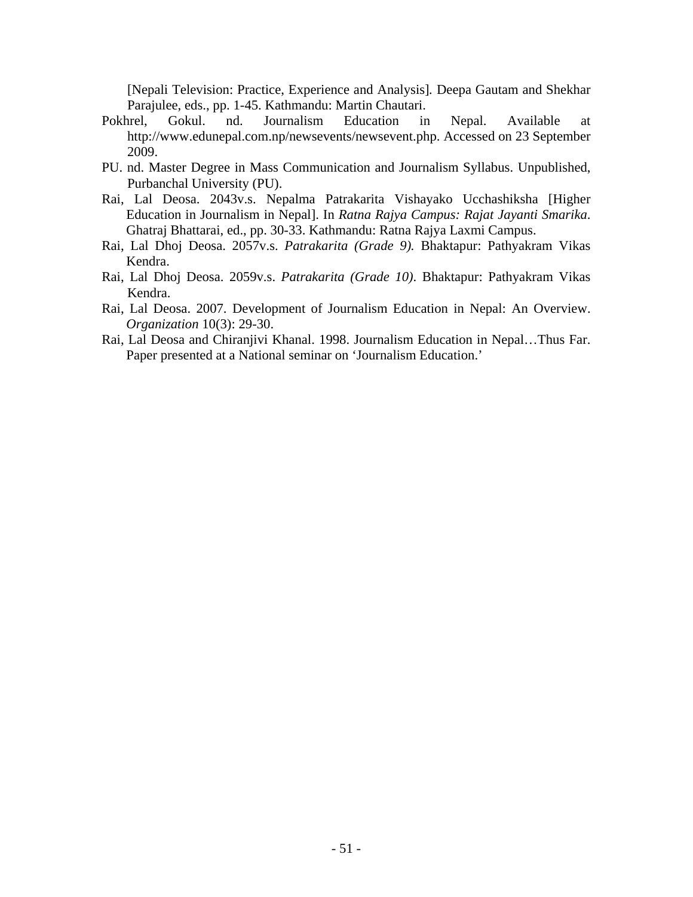[Nepali Television: Practice, Experience and Analysis]. Deepa Gautam and Shekhar Parajulee, eds., pp. 1-45. Kathmandu: Martin Chautari.

Pokhrel, Gokul. nd. Journalism Education in Nepal. Available at http://www.edunepal.com.np/newsevents/newsevent.php. Accessed on 23 September 2009.

PU. nd. Master Degree in Mass Communication and Journalism Syllabus. Unpublished, Purbanchal University (PU).

Rai, Lal Deosa. 2043v.s. Nepalma Patrakarita Vishayako Ucchashiksha [Higher Education in Journalism in Nepal]. In *Ratna Rajya Campus: Rajat Jayanti Smarika*. Ghatraj Bhattarai, ed., pp. 30-33. Kathmandu: Ratna Rajya Laxmi Campus.

Rai, Lal Dhoj Deosa. 2057v.s. *Patrakarita (Grade 9).* Bhaktapur: Pathyakram Vikas Kendra.

Rai, Lal Dhoj Deosa. 2059v.s. *Patrakarita (Grade 10)*. Bhaktapur: Pathyakram Vikas Kendra.

Rai, Lal Deosa. 2007. Development of Journalism Education in Nepal: An Overview. *Organization* 10(3): 29-30.

Rai, Lal Deosa and Chiranjivi Khanal. 1998. Journalism Education in Nepal…Thus Far. Paper presented at a National seminar on 'Journalism Education.'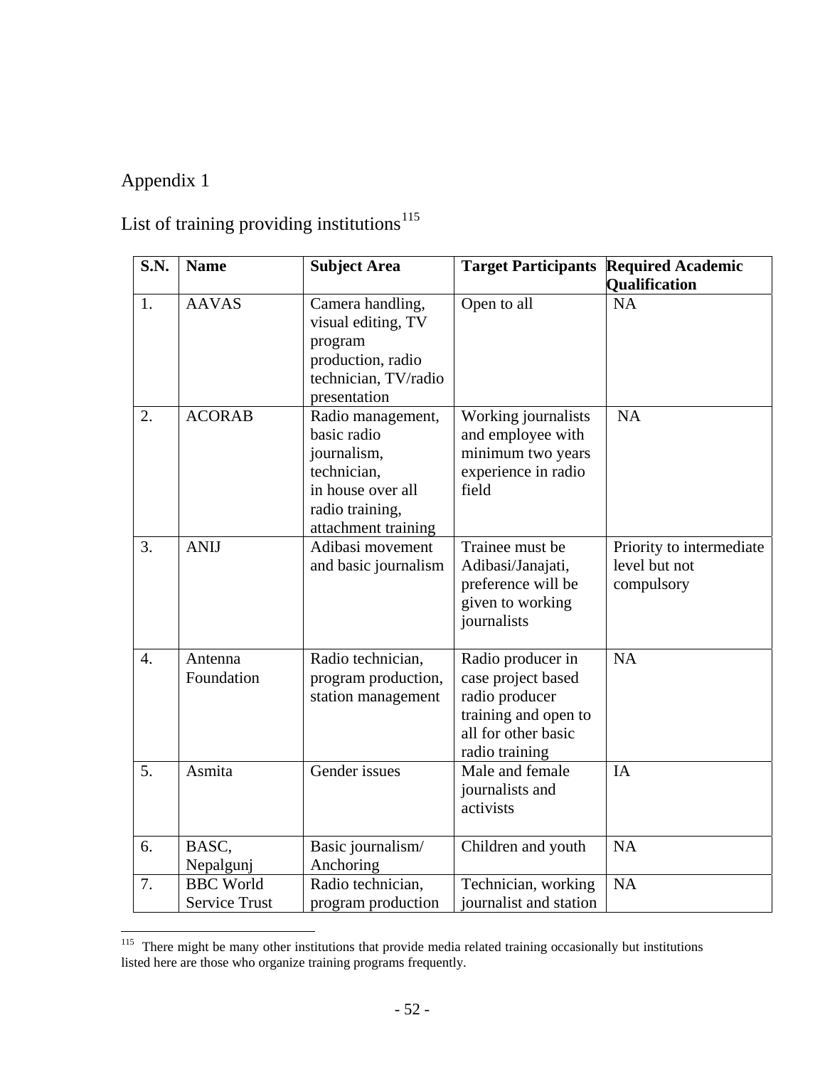# Appendix 1

## List of training providing institutions[115]

| S.N. | Name | Subject Area | Target Participants | Required Academic Qualification |
|---|---|---|---|---|
| 1. | AAVAS | Camera handling, visual editing, TV program production, radio technician, TV/radio presentation | Open to all | NA |
| 2. | ACORAB | Radio management, basic radio journalism, technician, in house over all radio training, attachment training | Working journalists and employee with minimum two years experience in radio field | NA |
| 3. | ANIJ | Adibasi movement and basic journalism | Trainee must be Adibasi/Janajati, preference will be given to working journalists | Priority to intermediate level but not compulsory |
| 4. | Antenna Foundation | Radio technician, program production, station management | Radio producer in case project based radio producer training and open to all for other basic radio training | NA |
| 5. | Asmita | Gender issues | Male and female journalists and activists | IA |
| 6. | BASC, Nepalgunj | Basic journalism/ Anchoring | Children and youth | NA |
| 7. | BBC World Service Trust | Radio technician, program production | Technician, working journalist and station | NA |

[115] There might be many other institutions that provide media related training occasionally but institutions listed here are those who organize training programs frequently.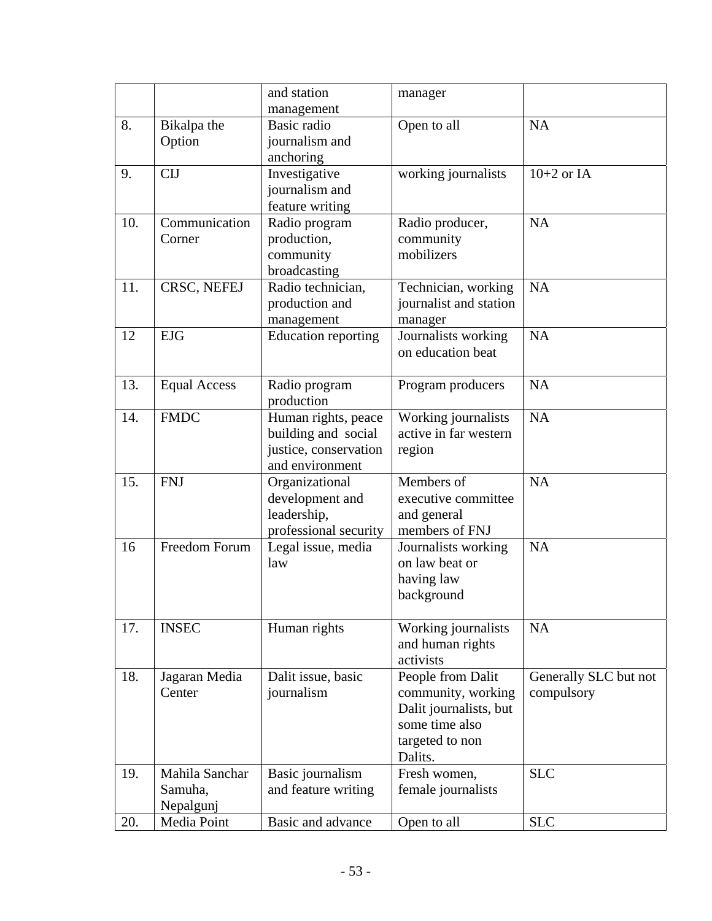| | | and station management | manager | |
|---|---|---|---|---|
| 8. | Bikalpa the Option | Basic radio journalism and anchoring | Open to all | NA |
| 9. | CIJ | Investigative journalism and feature writing | working journalists | 10+2 or IA |
| 10. | Communication Corner | Radio program production, community broadcasting | Radio producer, community mobilizers | NA |
| 11. | CRSC, NEFEJ | Radio technician, production and management | Technician, working journalist and station manager | NA |
| 12 | EJG | Education reporting | Journalists working on education beat | NA |
| 13. | Equal Access | Radio program production | Program producers | NA |
| 14. | FMDC | Human rights, peace building and social justice, conservation and environment | Working journalists active in far western region | NA |
| 15. | FNJ | Organizational development and leadership, professional security | Members of executive committee and general members of FNJ | NA |
| 16 | Freedom Forum | Legal issue, media law | Journalists working on law beat or having law background | NA |
| 17. | INSEC | Human rights | Working journalists and human rights activists | NA |
| 18. | Jagaran Media Center | Dalit issue, basic journalism | People from Dalit community, working Dalit journalists, but some time also targeted to non Dalits. | Generally SLC but not compulsory |
| 19. | Mahila Sanchar Samuha, Nepalgunj | Basic journalism and feature writing | Fresh women, female journalists | SLC |
| 20. | Media Point | Basic and advance | Open to all | SLC |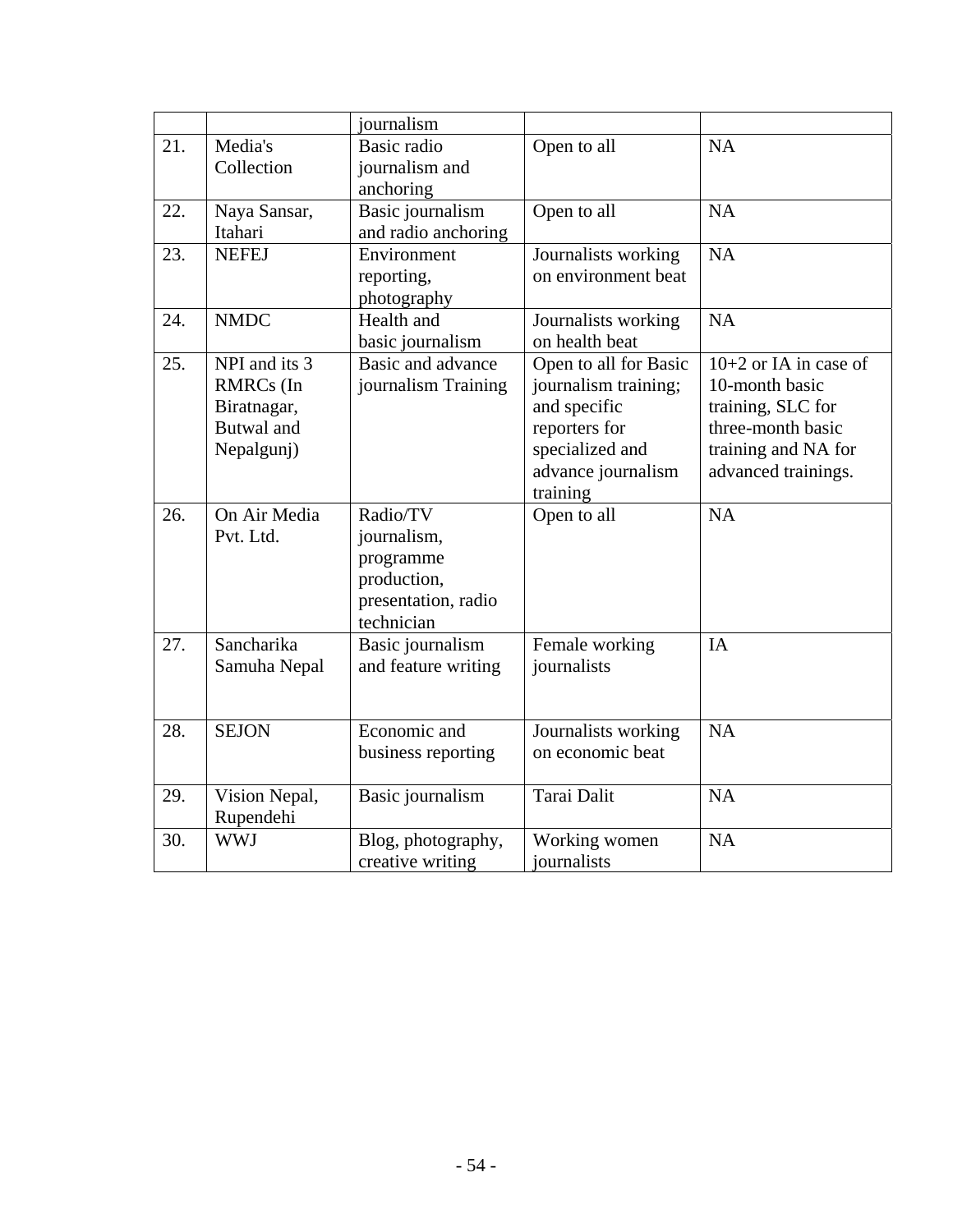|  |  | journalism |  |  |
|---|---|---|---|---|
| 21. | Media's Collection | Basic radio journalism and anchoring | Open to all | NA |
| 22. | Naya Sansar, Itahari | Basic journalism and radio anchoring | Open to all | NA |
| 23. | NEFEJ | Environment reporting, photography | Journalists working on environment beat | NA |
| 24. | NMDC | Health and basic journalism | Journalists working on health beat | NA |
| 25. | NPI and its 3 RMRCs (In Biratnagar, Butwal and Nepalgunj) | Basic and advance journalism Training | Open to all for Basic journalism training; and specific reporters for specialized and advance journalism training | 10+2 or IA in case of 10-month basic training, SLC for three-month basic training and NA for advanced trainings. |
| 26. | On Air Media Pvt. Ltd. | Radio/TV journalism, programme production, presentation, radio technician | Open to all | NA |
| 27. | Sancharika Samuha Nepal | Basic journalism and feature writing | Female working journalists | IA |
| 28. | SEJON | Economic and business reporting | Journalists working on economic beat | NA |
| 29. | Vision Nepal, Rupendehi | Basic journalism | Tarai Dalit | NA |
| 30. | WWJ | Blog, photography, creative writing | Working women journalists | NA |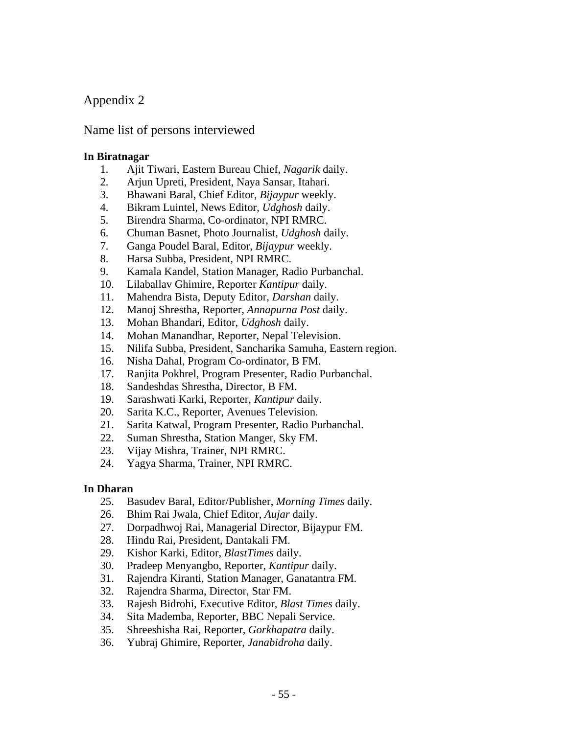# Appendix 2

## Name list of persons interviewed

**In Biratnagar**

1. Ajit Tiwari, Eastern Bureau Chief, *Nagarik* daily.
2. Arjun Upreti, President, Naya Sansar, Itahari.
3. Bhawani Baral, Chief Editor, *Bijaypur* weekly.
4. Bikram Luintel, News Editor, *Udghosh* daily.
5. Birendra Sharma, Co-ordinator, NPI RMRC.
6. Chuman Basnet, Photo Journalist, *Udghosh* daily.
7. Ganga Poudel Baral, Editor, *Bijaypur* weekly.
8. Harsa Subba, President, NPI RMRC.
9. Kamala Kandel, Station Manager, Radio Purbanchal.
10. Lilaballav Ghimire, Reporter *Kantipur* daily.
11. Mahendra Bista, Deputy Editor, *Darshan* daily.
12. Manoj Shrestha, Reporter, *Annapurna Post* daily.
13. Mohan Bhandari, Editor, *Udghosh* daily.
14. Mohan Manandhar, Reporter, Nepal Television.
15. Nilifa Subba, President, Sancharika Samuha, Eastern region.
16. Nisha Dahal, Program Co-ordinator, B FM.
17. Ranjita Pokhrel, Program Presenter, Radio Purbanchal.
18. Sandeshdas Shrestha, Director, B FM.
19. Sarashwati Karki, Reporter, *Kantipur* daily.
20. Sarita K.C., Reporter, Avenues Television.
21. Sarita Katwal, Program Presenter, Radio Purbanchal.
22. Suman Shrestha, Station Manger, Sky FM.
23. Vijay Mishra, Trainer, NPI RMRC.
24. Yagya Sharma, Trainer, NPI RMRC.

**In Dharan**

25. Basudev Baral, Editor/Publisher, *Morning Times* daily.
26. Bhim Rai Jwala, Chief Editor, *Aujar* daily.
27. Dorpadhwoj Rai, Managerial Director, Bijaypur FM.
28. Hindu Rai, President, Dantakali FM.
29. Kishor Karki, Editor, *BlastTimes* daily.
30. Pradeep Menyangbo, Reporter, *Kantipur* daily.
31. Rajendra Kiranti, Station Manager, Ganatantra FM.
32. Rajendra Sharma, Director, Star FM.
33. Rajesh Bidrohi, Executive Editor, *Blast Times* daily.
34. Sita Mademba, Reporter, BBC Nepali Service.
35. Shreeshisha Rai, Reporter, *Gorkhapatra* daily.
36. Yubraj Ghimire, Reporter, *Janabidroha* daily.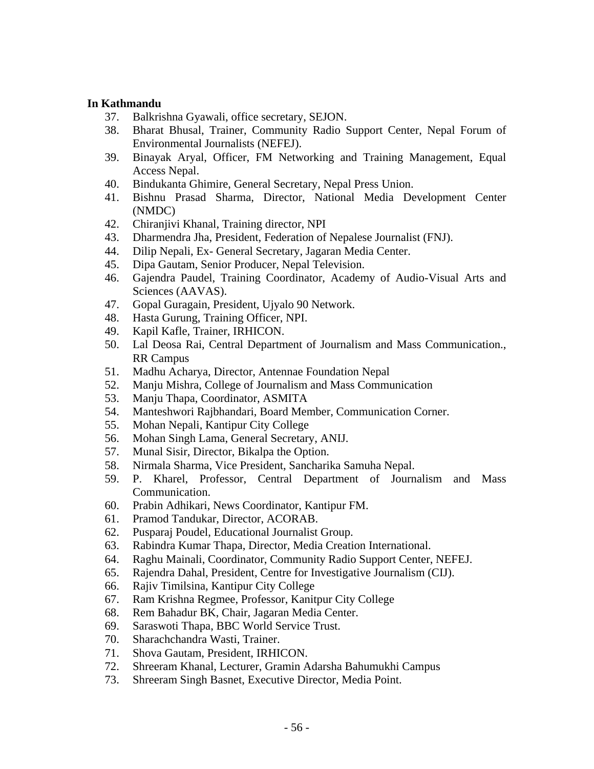**In Kathmandu**

37. Balkrishna Gyawali, office secretary, SEJON.
38. Bharat Bhusal, Trainer, Community Radio Support Center, Nepal Forum of Environmental Journalists (NEFEJ).
39. Binayak Aryal, Officer, FM Networking and Training Management, Equal Access Nepal.
40. Bindukanta Ghimire, General Secretary, Nepal Press Union.
41. Bishnu Prasad Sharma, Director, National Media Development Center (NMDC)
42. Chiranjivi Khanal, Training director, NPI
43. Dharmendra Jha, President, Federation of Nepalese Journalist (FNJ).
44. Dilip Nepali, Ex- General Secretary, Jagaran Media Center.
45. Dipa Gautam, Senior Producer, Nepal Television.
46. Gajendra Paudel, Training Coordinator, Academy of Audio-Visual Arts and Sciences (AAVAS).
47. Gopal Guragain, President, Ujyalo 90 Network.
48. Hasta Gurung, Training Officer, NPI.
49. Kapil Kafle, Trainer, IRHICON.
50. Lal Deosa Rai, Central Department of Journalism and Mass Communication., RR Campus
51. Madhu Acharya, Director, Antennae Foundation Nepal
52. Manju Mishra, College of Journalism and Mass Communication
53. Manju Thapa, Coordinator, ASMITA
54. Manteshwori Rajbhandari, Board Member, Communication Corner.
55. Mohan Nepali, Kantipur City College
56. Mohan Singh Lama, General Secretary, ANIJ.
57. Munal Sisir, Director, Bikalpa the Option.
58. Nirmala Sharma, Vice President, Sancharika Samuha Nepal.
59. P. Kharel, Professor, Central Department of Journalism and Mass Communication.
60. Prabin Adhikari, News Coordinator, Kantipur FM.
61. Pramod Tandukar, Director, ACORAB.
62. Pusparaj Poudel, Educational Journalist Group.
63. Rabindra Kumar Thapa, Director, Media Creation International.
64. Raghu Mainali, Coordinator, Community Radio Support Center, NEFEJ.
65. Rajendra Dahal, President, Centre for Investigative Journalism (CIJ).
66. Rajiv Timilsina, Kantipur City College
67. Ram Krishna Regmee, Professor, Kanitpur City College
68. Rem Bahadur BK, Chair, Jagaran Media Center.
69. Saraswoti Thapa, BBC World Service Trust.
70. Sharachchandra Wasti, Trainer.
71. Shova Gautam, President, IRHICON.
72. Shreeram Khanal, Lecturer, Gramin Adarsha Bahumukhi Campus
73. Shreeram Singh Basnet, Executive Director, Media Point.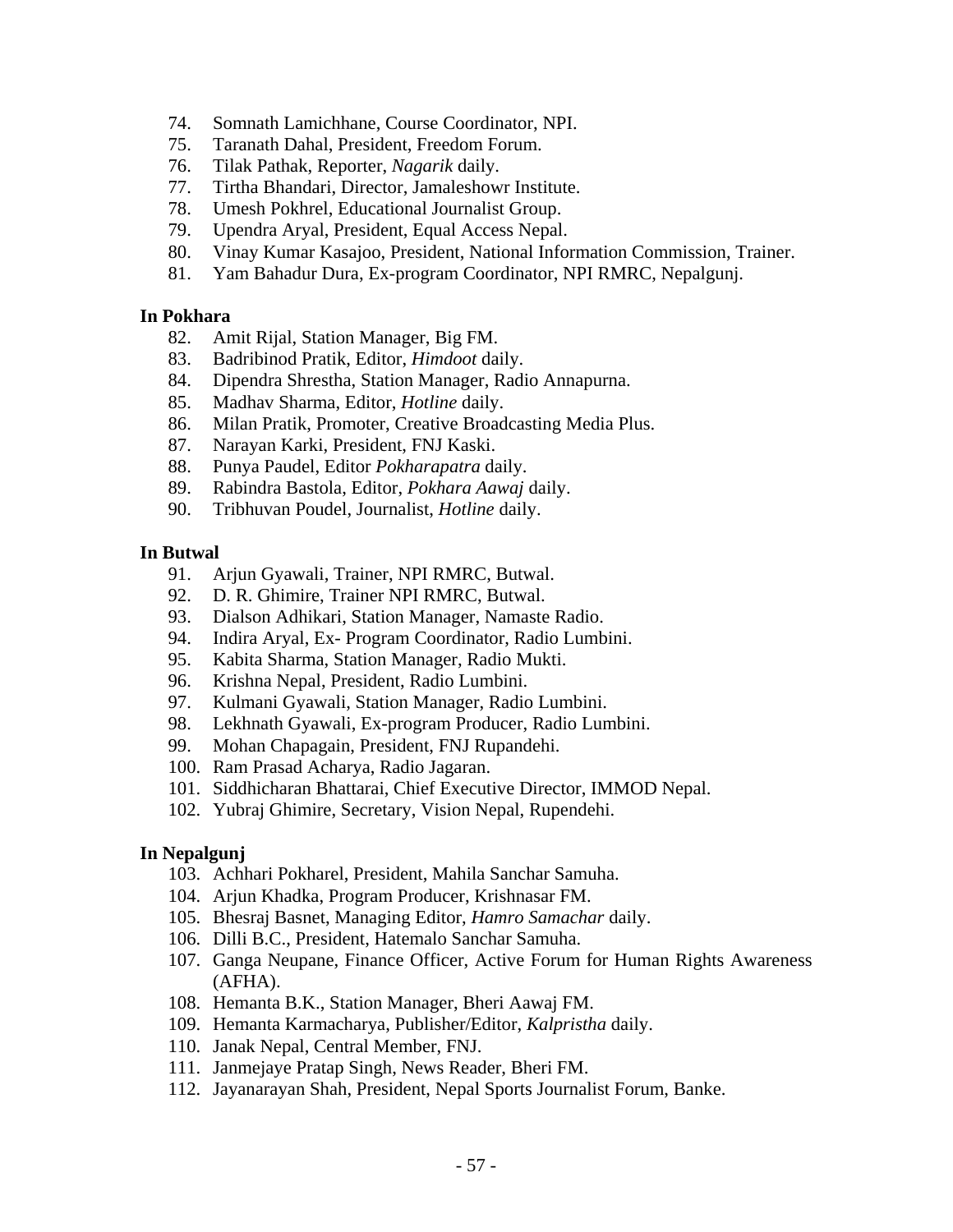74. Somnath Lamichhane, Course Coordinator, NPI.
75. Taranath Dahal, President, Freedom Forum.
76. Tilak Pathak, Reporter, *Nagarik* daily.
77. Tirtha Bhandari, Director, Jamaleshowr Institute.
78. Umesh Pokhrel, Educational Journalist Group.
79. Upendra Aryal, President, Equal Access Nepal.
80. Vinay Kumar Kasajoo, President, National Information Commission, Trainer.
81. Yam Bahadur Dura, Ex-program Coordinator, NPI RMRC, Nepalgunj.

**In Pokhara**

82. Amit Rijal, Station Manager, Big FM.
83. Badribinod Pratik, Editor, *Himdoot* daily.
84. Dipendra Shrestha, Station Manager, Radio Annapurna.
85. Madhav Sharma, Editor, *Hotline* daily.
86. Milan Pratik, Promoter, Creative Broadcasting Media Plus.
87. Narayan Karki, President, FNJ Kaski.
88. Punya Paudel, Editor *Pokharapatra* daily.
89. Rabindra Bastola, Editor, *Pokhara Aawaj* daily.
90. Tribhuvan Poudel, Journalist, *Hotline* daily.

**In Butwal**

91. Arjun Gyawali, Trainer, NPI RMRC, Butwal.
92. D. R. Ghimire, Trainer NPI RMRC, Butwal.
93. Dialson Adhikari, Station Manager, Namaste Radio.
94. Indira Aryal, Ex- Program Coordinator, Radio Lumbini.
95. Kabita Sharma, Station Manager, Radio Mukti.
96. Krishna Nepal, President, Radio Lumbini.
97. Kulmani Gyawali, Station Manager, Radio Lumbini.
98. Lekhnath Gyawali, Ex-program Producer, Radio Lumbini.
99. Mohan Chapagain, President, FNJ Rupandehi.
100. Ram Prasad Acharya, Radio Jagaran.
101. Siddhicharan Bhattarai, Chief Executive Director, IMMOD Nepal.
102. Yubraj Ghimire, Secretary, Vision Nepal, Rupendehi.

**In Nepalgunj**

103. Achhari Pokharel, President, Mahila Sanchar Samuha.
104. Arjun Khadka, Program Producer, Krishnasar FM.
105. Bhesraj Basnet, Managing Editor, *Hamro Samachar* daily.
106. Dilli B.C., President, Hatemalo Sanchar Samuha.
107. Ganga Neupane, Finance Officer, Active Forum for Human Rights Awareness (AFHA).
108. Hemanta B.K., Station Manager, Bheri Aawaj FM.
109. Hemanta Karmacharya, Publisher/Editor, *Kalpristha* daily.
110. Janak Nepal, Central Member, FNJ.
111. Janmejaye Pratap Singh, News Reader, Bheri FM.
112. Jayanarayan Shah, President, Nepal Sports Journalist Forum, Banke.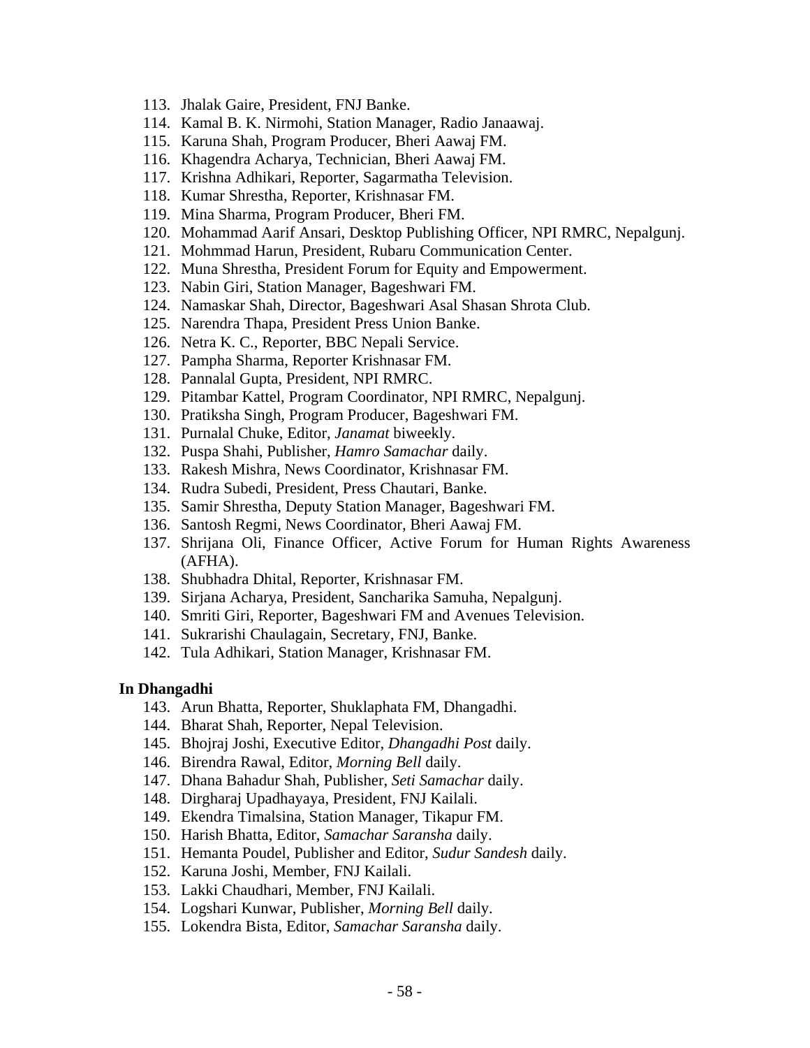113. Jhalak Gaire, President, FNJ Banke.
114. Kamal B. K. Nirmohi, Station Manager, Radio Janaawaj.
115. Karuna Shah, Program Producer, Bheri Aawaj FM.
116. Khagendra Acharya, Technician, Bheri Aawaj FM.
117. Krishna Adhikari, Reporter, Sagarmatha Television.
118. Kumar Shrestha, Reporter, Krishnasar FM.
119. Mina Sharma, Program Producer, Bheri FM.
120. Mohammad Aarif Ansari, Desktop Publishing Officer, NPI RMRC, Nepalgunj.
121. Mohmmad Harun, President, Rubaru Communication Center.
122. Muna Shrestha, President Forum for Equity and Empowerment.
123. Nabin Giri, Station Manager, Bageshwari FM.
124. Namaskar Shah, Director, Bageshwari Asal Shasan Shrota Club.
125. Narendra Thapa, President Press Union Banke.
126. Netra K. C., Reporter, BBC Nepali Service.
127. Pampha Sharma, Reporter Krishnasar FM.
128. Pannalal Gupta, President, NPI RMRC.
129. Pitambar Kattel, Program Coordinator, NPI RMRC, Nepalgunj.
130. Pratiksha Singh, Program Producer, Bageshwari FM.
131. Purnalal Chuke, Editor, *Janamat* biweekly.
132. Puspa Shahi, Publisher, *Hamro Samachar* daily.
133. Rakesh Mishra, News Coordinator, Krishnasar FM.
134. Rudra Subedi, President, Press Chautari, Banke.
135. Samir Shrestha, Deputy Station Manager, Bageshwari FM.
136. Santosh Regmi, News Coordinator, Bheri Aawaj FM.
137. Shrijana Oli, Finance Officer, Active Forum for Human Rights Awareness (AFHA).
138. Shubhadra Dhital, Reporter, Krishnasar FM.
139. Sirjana Acharya, President, Sancharika Samuha, Nepalgunj.
140. Smriti Giri, Reporter, Bageshwari FM and Avenues Television.
141. Sukrarishi Chaulagain, Secretary, FNJ, Banke.
142. Tula Adhikari, Station Manager, Krishnasar FM.

**In Dhangadhi**

143. Arun Bhatta, Reporter, Shuklaphata FM, Dhangadhi.
144. Bharat Shah, Reporter, Nepal Television.
145. Bhojraj Joshi, Executive Editor, *Dhangadhi Post* daily.
146. Birendra Rawal, Editor, *Morning Bell* daily.
147. Dhana Bahadur Shah, Publisher, *Seti Samachar* daily.
148. Dirgharaj Upadhayaya, President, FNJ Kailali.
149. Ekendra Timalsina, Station Manager, Tikapur FM.
150. Harish Bhatta, Editor, *Samachar Saransha* daily.
151. Hemanta Poudel, Publisher and Editor, *Sudur Sandesh* daily.
152. Karuna Joshi, Member, FNJ Kailali.
153. Lakki Chaudhari, Member, FNJ Kailali.
154. Logshari Kunwar, Publisher, *Morning Bell* daily.
155. Lokendra Bista, Editor, *Samachar Saransha* daily.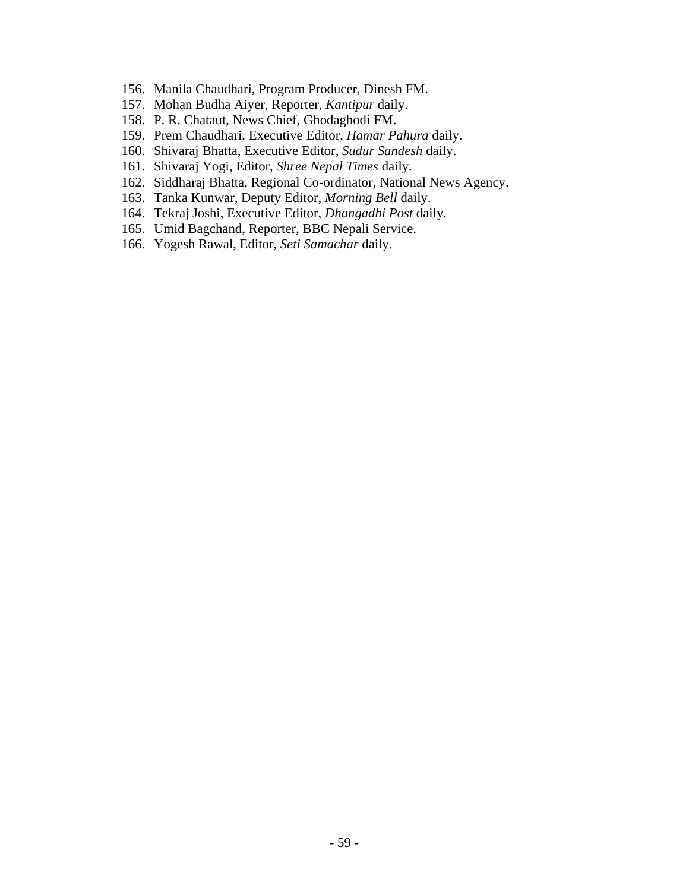156. Manila Chaudhari, Program Producer, Dinesh FM.
157. Mohan Budha Aiyer, Reporter, *Kantipur* daily.
158. P. R. Chataut, News Chief, Ghodaghodi FM.
159. Prem Chaudhari, Executive Editor, *Hamar Pahura* daily.
160. Shivaraj Bhatta, Executive Editor, *Sudur Sandesh* daily.
161. Shivaraj Yogi, Editor, *Shree Nepal Times* daily.
162. Siddharaj Bhatta, Regional Co-ordinator, National News Agency.
163. Tanka Kunwar, Deputy Editor, *Morning Bell* daily.
164. Tekraj Joshi, Executive Editor, *Dhangadhi Post* daily.
165. Umid Bagchand, Reporter, BBC Nepali Service.
166. Yogesh Rawal, Editor, *Seti Samachar* daily.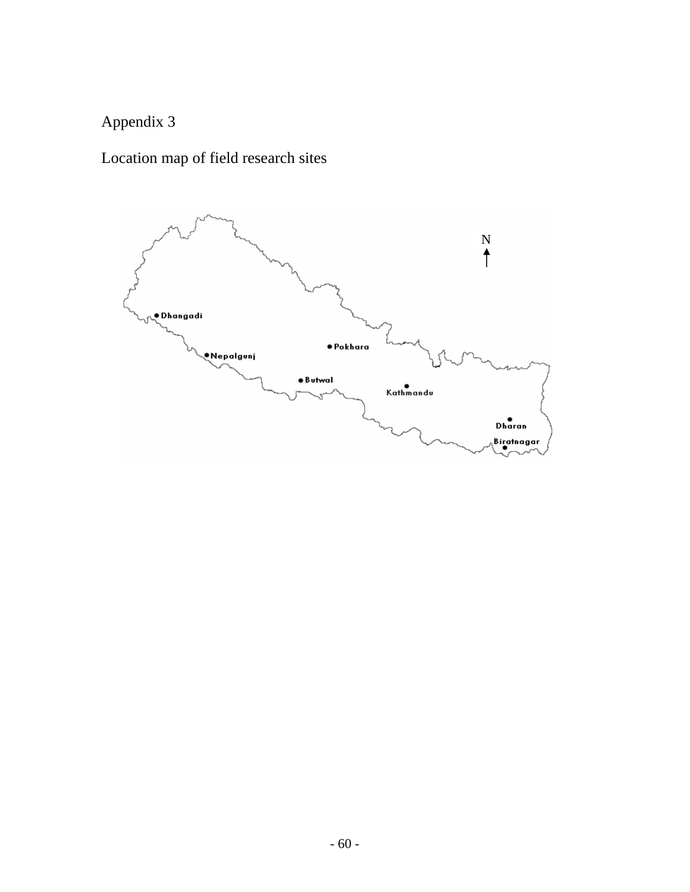Appendix 3

Location map of field research sites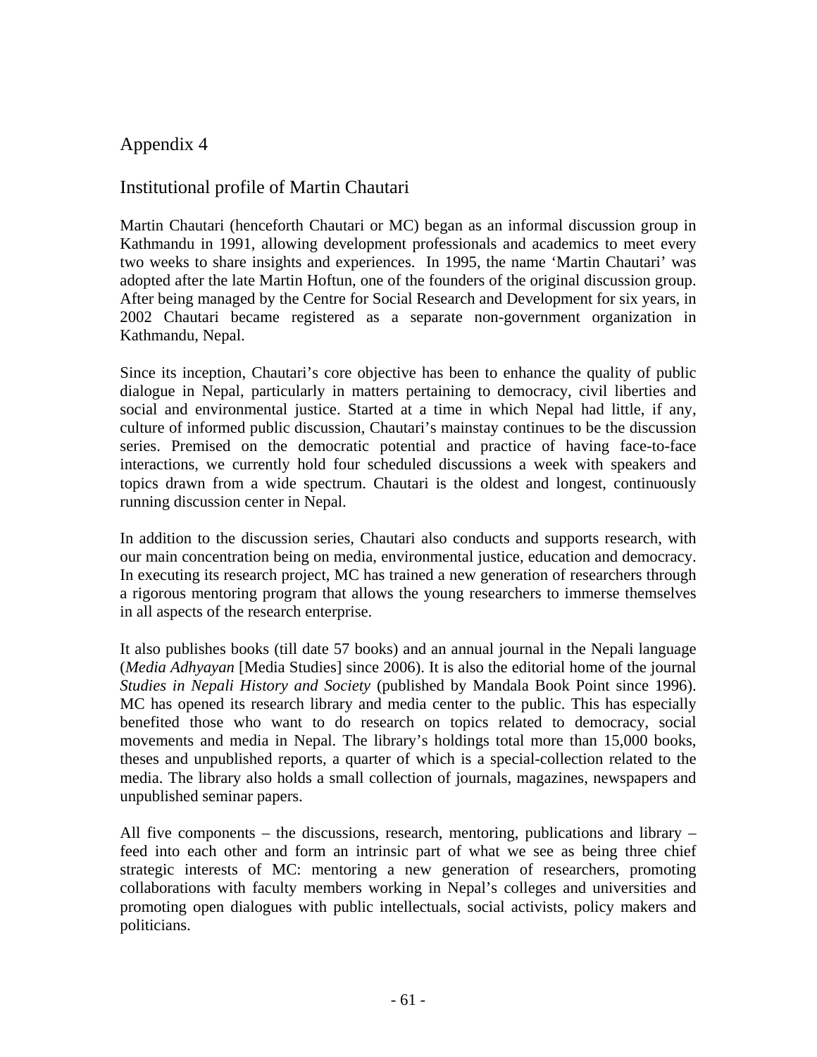# Appendix 4

## Institutional profile of Martin Chautari

Martin Chautari (henceforth Chautari or MC) began as an informal discussion group in Kathmandu in 1991, allowing development professionals and academics to meet every two weeks to share insights and experiences. In 1995, the name 'Martin Chautari' was adopted after the late Martin Hoftun, one of the founders of the original discussion group. After being managed by the Centre for Social Research and Development for six years, in 2002 Chautari became registered as a separate non-government organization in Kathmandu, Nepal.

Since its inception, Chautari's core objective has been to enhance the quality of public dialogue in Nepal, particularly in matters pertaining to democracy, civil liberties and social and environmental justice. Started at a time in which Nepal had little, if any, culture of informed public discussion, Chautari's mainstay continues to be the discussion series. Premised on the democratic potential and practice of having face-to-face interactions, we currently hold four scheduled discussions a week with speakers and topics drawn from a wide spectrum. Chautari is the oldest and longest, continuously running discussion center in Nepal.

In addition to the discussion series, Chautari also conducts and supports research, with our main concentration being on media, environmental justice, education and democracy. In executing its research project, MC has trained a new generation of researchers through a rigorous mentoring program that allows the young researchers to immerse themselves in all aspects of the research enterprise.

It also publishes books (till date 57 books) and an annual journal in the Nepali language (*Media Adhyayan* [Media Studies] since 2006). It is also the editorial home of the journal *Studies in Nepali History and Society* (published by Mandala Book Point since 1996). MC has opened its research library and media center to the public. This has especially benefited those who want to do research on topics related to democracy, social movements and media in Nepal. The library's holdings total more than 15,000 books, theses and unpublished reports, a quarter of which is a special-collection related to the media. The library also holds a small collection of journals, magazines, newspapers and unpublished seminar papers.

All five components – the discussions, research, mentoring, publications and library – feed into each other and form an intrinsic part of what we see as being three chief strategic interests of MC: mentoring a new generation of researchers, promoting collaborations with faculty members working in Nepal's colleges and universities and promoting open dialogues with public intellectuals, social activists, policy makers and politicians.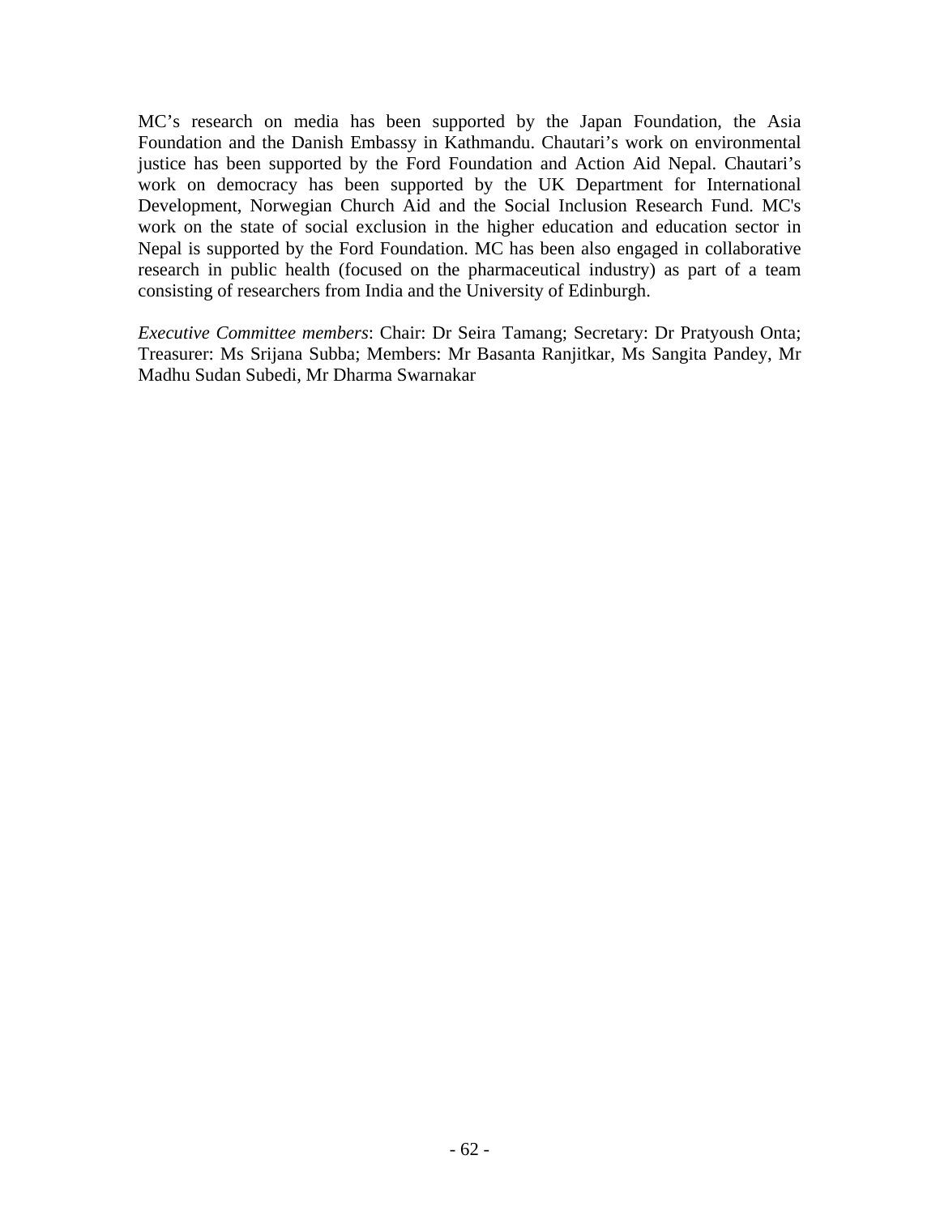MC's research on media has been supported by the Japan Foundation, the Asia Foundation and the Danish Embassy in Kathmandu. Chautari's work on environmental justice has been supported by the Ford Foundation and Action Aid Nepal. Chautari's work on democracy has been supported by the UK Department for International Development, Norwegian Church Aid and the Social Inclusion Research Fund. MC's work on the state of social exclusion in the higher education and education sector in Nepal is supported by the Ford Foundation. MC has been also engaged in collaborative research in public health (focused on the pharmaceutical industry) as part of a team consisting of researchers from India and the University of Edinburgh.

*Executive Committee members*: Chair: Dr Seira Tamang; Secretary: Dr Pratyoush Onta; Treasurer: Ms Srijana Subba; Members: Mr Basanta Ranjitkar, Ms Sangita Pandey, Mr Madhu Sudan Subedi, Mr Dharma Swarnakar